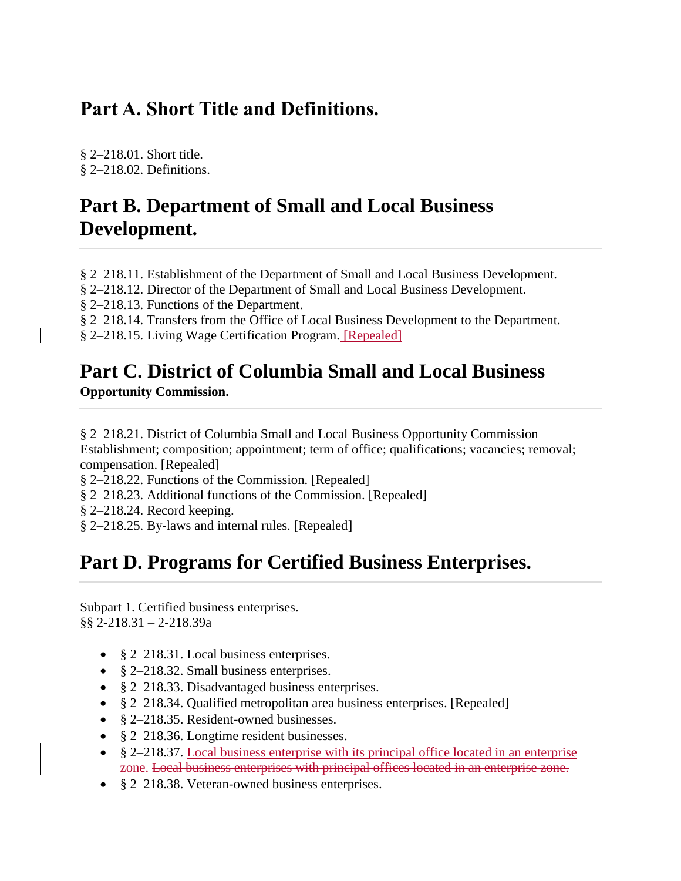## Part A. Short Title and Definitions.

§ 2–218.01. Short title.
§ 2–218.02. Definitions.

## Part B. Department of Small and Local Business Development.

§ 2–218.11. Establishment of the Department of Small and Local Business Development.
§ 2–218.12. Director of the Department of Small and Local Business Development.
§ 2–218.13. Functions of the Department.
§ 2–218.14. Transfers from the Office of Local Business Development to the Department.
§ 2–218.15. Living Wage Certification Program. [Repealed]

## Part C. District of Columbia Small and Local Business Opportunity Commission.

§ 2–218.21. District of Columbia Small and Local Business Opportunity Commission Establishment; composition; appointment; term of office; qualifications; vacancies; removal; compensation. [Repealed]
§ 2–218.22. Functions of the Commission. [Repealed]
§ 2–218.23. Additional functions of the Commission. [Repealed]
§ 2–218.24. Record keeping.
§ 2–218.25. By-laws and internal rules. [Repealed]

## Part D. Programs for Certified Business Enterprises.

Subpart 1. Certified business enterprises.
§§ 2-218.31 – 2-218.39a

- § 2–218.31. Local business enterprises.
- § 2–218.32. Small business enterprises.
- § 2–218.33. Disadvantaged business enterprises.
- § 2–218.34. Qualified metropolitan area business enterprises. [Repealed]
- § 2–218.35. Resident-owned businesses.
- § 2–218.36. Longtime resident businesses.
- § 2–218.37. Local business enterprise with its principal office located in an enterprise zone. ~~Local business enterprises with principal offices located in an enterprise zone.~~
- § 2–218.38. Veteran-owned business enterprises.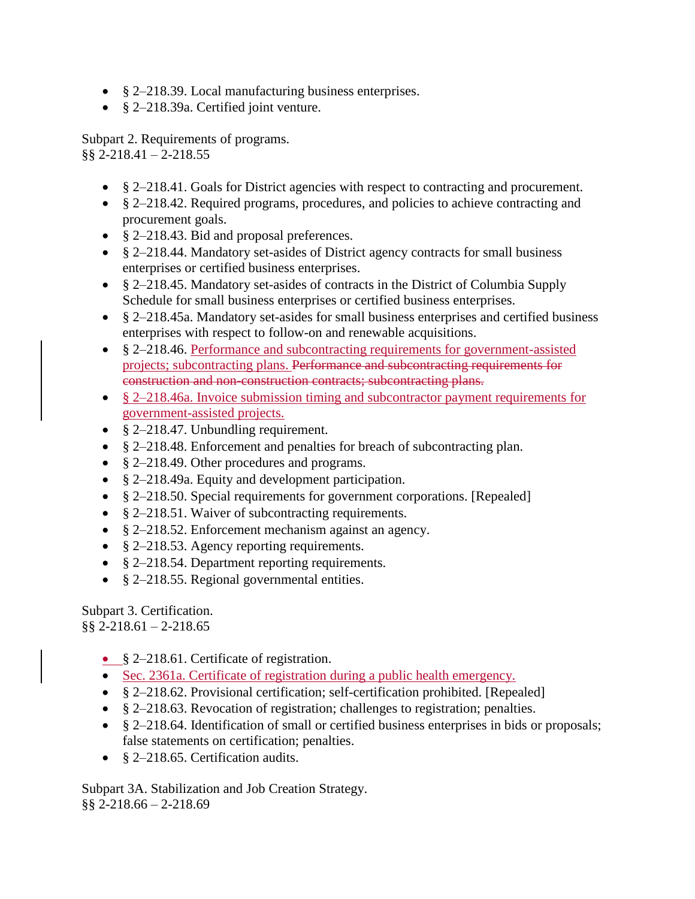- § 2–218.39. Local manufacturing business enterprises.
- § 2–218.39a. Certified joint venture.

Subpart 2. Requirements of programs.
§§ 2-218.41 – 2-218.55

- § 2–218.41. Goals for District agencies with respect to contracting and procurement.
- § 2–218.42. Required programs, procedures, and policies to achieve contracting and procurement goals.
- § 2–218.43. Bid and proposal preferences.
- § 2–218.44. Mandatory set-asides of District agency contracts for small business enterprises or certified business enterprises.
- § 2–218.45. Mandatory set-asides of contracts in the District of Columbia Supply Schedule for small business enterprises or certified business enterprises.
- § 2–218.45a. Mandatory set-asides for small business enterprises and certified business enterprises with respect to follow-on and renewable acquisitions.
- § 2–218.46. <ins>Performance and subcontracting requirements for government-assisted projects; subcontracting plans.</ins> ~~Performance and subcontracting requirements for construction and non-construction contracts; subcontracting plans.~~
- <ins>§ 2–218.46a. Invoice submission timing and subcontractor payment requirements for government-assisted projects.</ins>
- § 2–218.47. Unbundling requirement.
- § 2–218.48. Enforcement and penalties for breach of subcontracting plan.
- § 2–218.49. Other procedures and programs.
- § 2–218.49a. Equity and development participation.
- § 2–218.50. Special requirements for government corporations. [Repealed]
- § 2–218.51. Waiver of subcontracting requirements.
- § 2–218.52. Enforcement mechanism against an agency.
- § 2–218.53. Agency reporting requirements.
- § 2–218.54. Department reporting requirements.
- § 2–218.55. Regional governmental entities.

Subpart 3. Certification.
§§ 2-218.61 – 2-218.65

- § 2–218.61. Certificate of registration.
- <ins>Sec. 2361a. Certificate of registration during a public health emergency.</ins>
- § 2–218.62. Provisional certification; self-certification prohibited. [Repealed]
- § 2–218.63. Revocation of registration; challenges to registration; penalties.
- § 2–218.64. Identification of small or certified business enterprises in bids or proposals; false statements on certification; penalties.
- § 2–218.65. Certification audits.

Subpart 3A. Stabilization and Job Creation Strategy.
§§ 2-218.66 – 2-218.69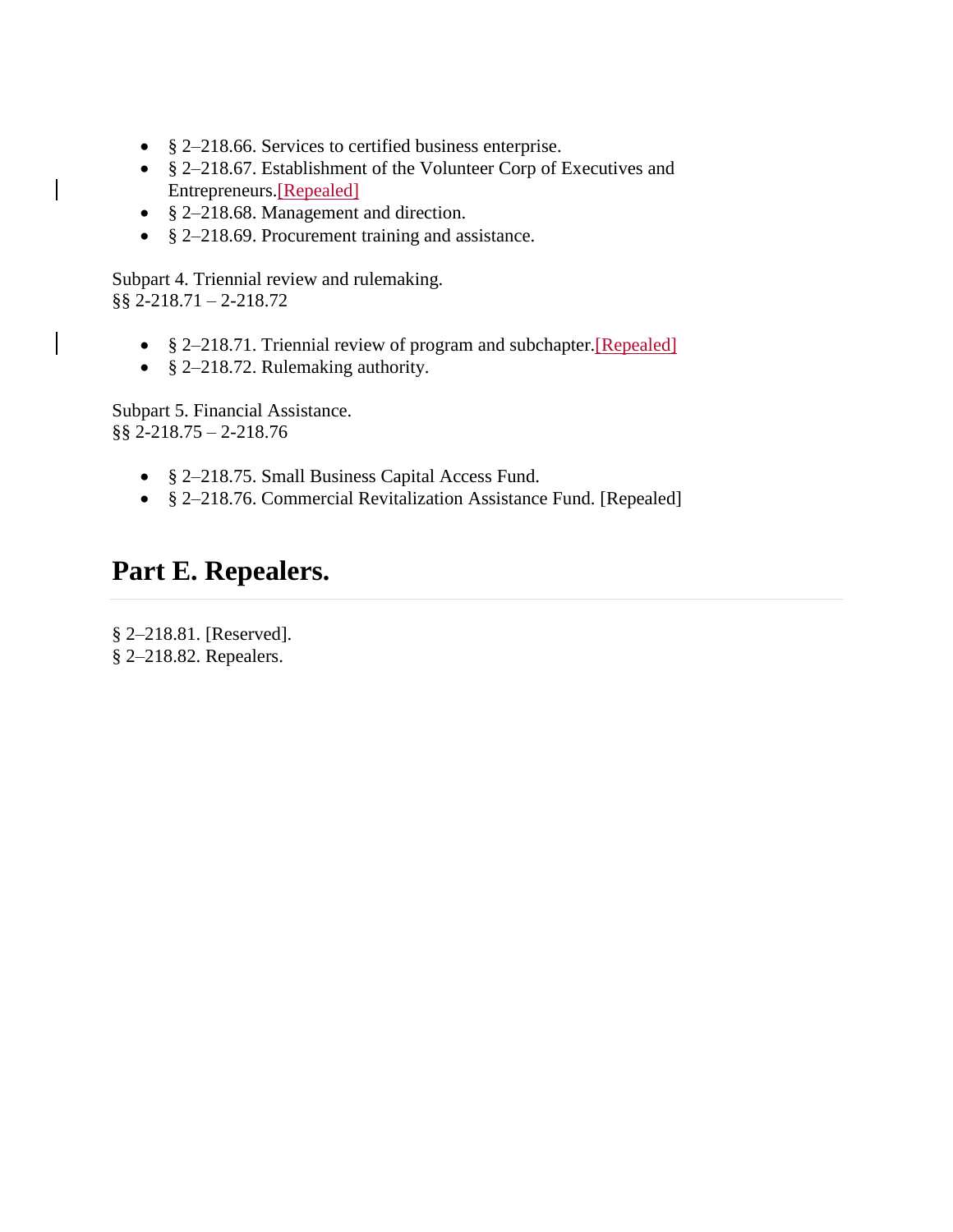- § 2–218.66. Services to certified business enterprise.
- § 2–218.67. Establishment of the Volunteer Corp of Executives and Entrepreneurs.[Repealed]
- § 2–218.68. Management and direction.
- § 2–218.69. Procurement training and assistance.

Subpart 4. Triennial review and rulemaking.
§§ 2-218.71 – 2-218.72

- § 2–218.71. Triennial review of program and subchapter.[Repealed]
- § 2–218.72. Rulemaking authority.

Subpart 5. Financial Assistance.
§§ 2-218.75 – 2-218.76

- § 2–218.75. Small Business Capital Access Fund.
- § 2–218.76. Commercial Revitalization Assistance Fund. [Repealed]

## Part E. Repealers.

§ 2–218.81. [Reserved].
§ 2–218.82. Repealers.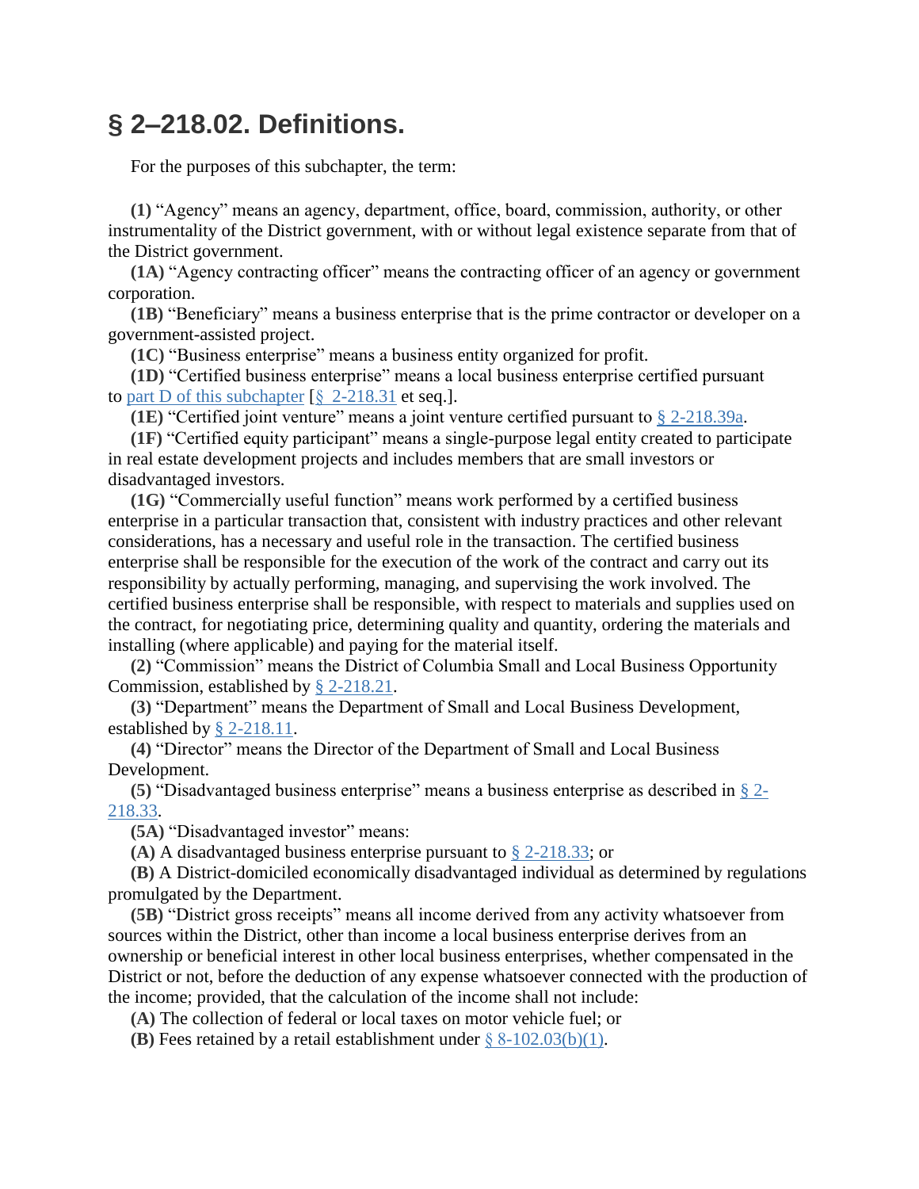# § 2–218.02. Definitions.

For the purposes of this subchapter, the term:

**(1)** "Agency" means an agency, department, office, board, commission, authority, or other instrumentality of the District government, with or without legal existence separate from that of the District government.

**(1A)** "Agency contracting officer" means the contracting officer of an agency or government corporation.

**(1B)** "Beneficiary" means a business enterprise that is the prime contractor or developer on a government-assisted project.

**(1C)** "Business enterprise" means a business entity organized for profit.

**(1D)** "Certified business enterprise" means a local business enterprise certified pursuant to part D of this subchapter [§ 2-218.31 et seq.].

**(1E)** "Certified joint venture" means a joint venture certified pursuant to § 2-218.39a.

**(1F)** "Certified equity participant" means a single-purpose legal entity created to participate in real estate development projects and includes members that are small investors or disadvantaged investors.

**(1G)** "Commercially useful function" means work performed by a certified business enterprise in a particular transaction that, consistent with industry practices and other relevant considerations, has a necessary and useful role in the transaction. The certified business enterprise shall be responsible for the execution of the work of the contract and carry out its responsibility by actually performing, managing, and supervising the work involved. The certified business enterprise shall be responsible, with respect to materials and supplies used on the contract, for negotiating price, determining quality and quantity, ordering the materials and installing (where applicable) and paying for the material itself.

**(2)** "Commission" means the District of Columbia Small and Local Business Opportunity Commission, established by § 2-218.21.

**(3)** "Department" means the Department of Small and Local Business Development, established by § 2-218.11.

**(4)** "Director" means the Director of the Department of Small and Local Business Development.

**(5)** "Disadvantaged business enterprise" means a business enterprise as described in § 2-218.33.

**(5A)** "Disadvantaged investor" means:

**(A)** A disadvantaged business enterprise pursuant to § 2-218.33; or

**(B)** A District-domiciled economically disadvantaged individual as determined by regulations promulgated by the Department.

**(5B)** "District gross receipts" means all income derived from any activity whatsoever from sources within the District, other than income a local business enterprise derives from an ownership or beneficial interest in other local business enterprises, whether compensated in the District or not, before the deduction of any expense whatsoever connected with the production of the income; provided, that the calculation of the income shall not include:

**(A)** The collection of federal or local taxes on motor vehicle fuel; or

**(B)** Fees retained by a retail establishment under § 8-102.03(b)(1).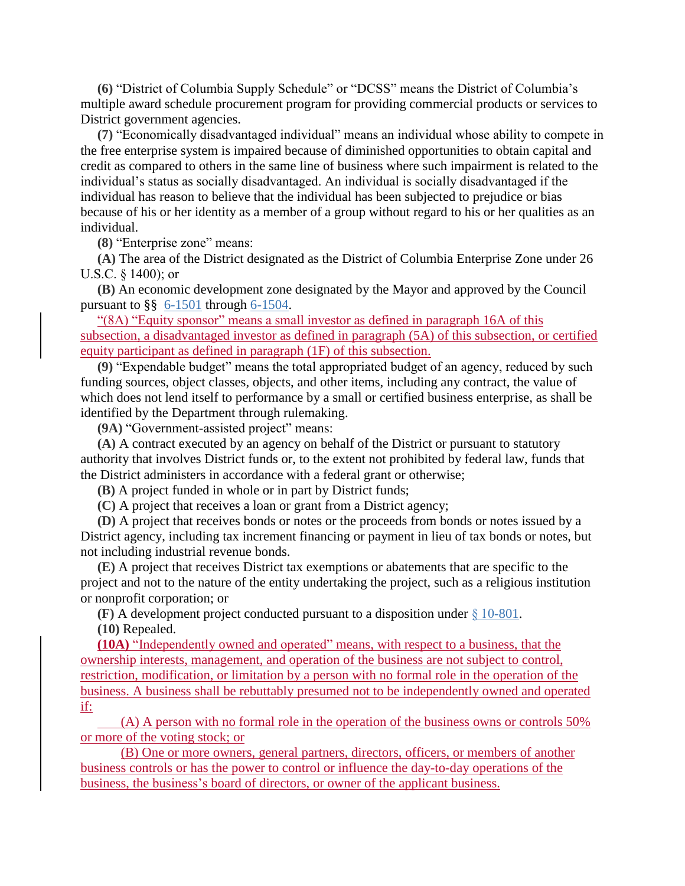**(6)** "District of Columbia Supply Schedule" or "DCSS" means the District of Columbia's multiple award schedule procurement program for providing commercial products or services to District government agencies.

**(7)** "Economically disadvantaged individual" means an individual whose ability to compete in the free enterprise system is impaired because of diminished opportunities to obtain capital and credit as compared to others in the same line of business where such impairment is related to the individual's status as socially disadvantaged. An individual is socially disadvantaged if the individual has reason to believe that the individual has been subjected to prejudice or bias because of his or her identity as a member of a group without regard to his or her qualities as an individual.

**(8)** "Enterprise zone" means:

**(A)** The area of the District designated as the District of Columbia Enterprise Zone under 26 U.S.C. § 1400); or

**(B)** An economic development zone designated by the Mayor and approved by the Council pursuant to §§ 6-1501 through 6-1504.

"(8A) "Equity sponsor" means a small investor as defined in paragraph 16A of this subsection, a disadvantaged investor as defined in paragraph (5A) of this subsection, or certified equity participant as defined in paragraph (1F) of this subsection.

**(9)** "Expendable budget" means the total appropriated budget of an agency, reduced by such funding sources, object classes, objects, and other items, including any contract, the value of which does not lend itself to performance by a small or certified business enterprise, as shall be identified by the Department through rulemaking.

**(9A)** "Government-assisted project" means:

**(A)** A contract executed by an agency on behalf of the District or pursuant to statutory authority that involves District funds or, to the extent not prohibited by federal law, funds that the District administers in accordance with a federal grant or otherwise;

**(B)** A project funded in whole or in part by District funds;

**(C)** A project that receives a loan or grant from a District agency;

**(D)** A project that receives bonds or notes or the proceeds from bonds or notes issued by a District agency, including tax increment financing or payment in lieu of tax bonds or notes, but not including industrial revenue bonds.

**(E)** A project that receives District tax exemptions or abatements that are specific to the project and not to the nature of the entity undertaking the project, such as a religious institution or nonprofit corporation; or

**(F)** A development project conducted pursuant to a disposition under § 10-801.

**(10)** Repealed.

**(10A)** "Independently owned and operated" means, with respect to a business, that the ownership interests, management, and operation of the business are not subject to control, restriction, modification, or limitation by a person with no formal role in the operation of the business. A business shall be rebuttably presumed not to be independently owned and operated if:

(A) A person with no formal role in the operation of the business owns or controls 50% or more of the voting stock; or

(B) One or more owners, general partners, directors, officers, or members of another business controls or has the power to control or influence the day-to-day operations of the business, the business's board of directors, or owner of the applicant business.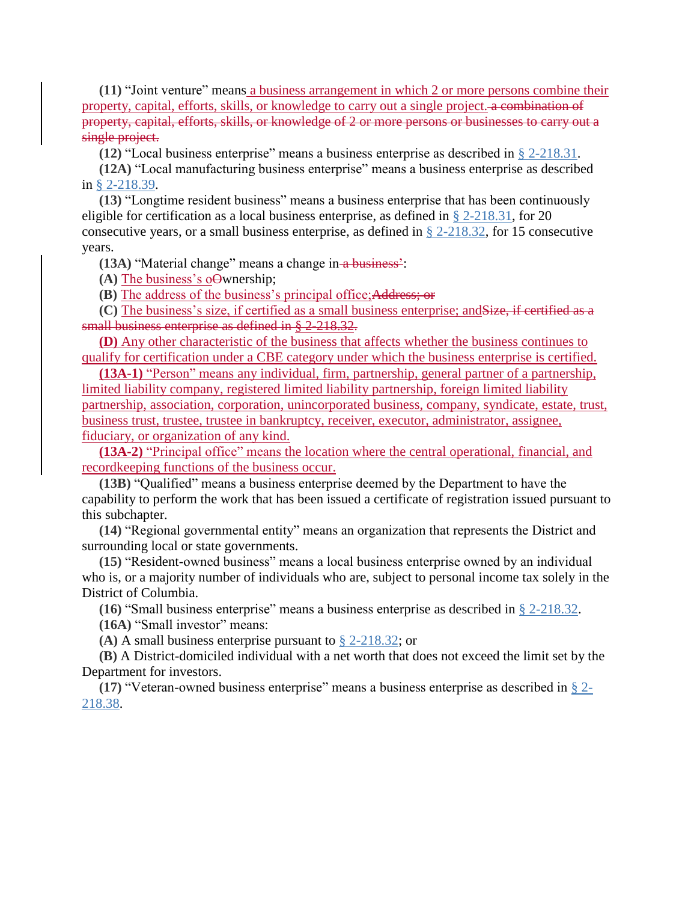**(11)** “Joint venture” means a business arrangement in which 2 or more persons combine their property, capital, efforts, skills, or knowledge to carry out a single project. a combination of property, capital, efforts, skills, or knowledge of 2 or more persons or businesses to carry out a single project.

**(12)** “Local business enterprise” means a business enterprise as described in § 2-218.31.

**(12A)** “Local manufacturing business enterprise” means a business enterprise as described in § 2-218.39.

**(13)** “Longtime resident business” means a business enterprise that has been continuously eligible for certification as a local business enterprise, as defined in § 2-218.31, for 20 consecutive years, or a small business enterprise, as defined in § 2-218.32, for 15 consecutive years.

**(13A)** “Material change” means a change in a business’:

**(A)** The business’s oOwnership;

**(B)** The address of the business’s principal office;Address; or

**(C)** The business’s size, if certified as a small business enterprise; andSize, if certified as a small business enterprise as defined in § 2-218.32.

**(D)** Any other characteristic of the business that affects whether the business continues to qualify for certification under a CBE category under which the business enterprise is certified.

**(13A-1)** “Person” means any individual, firm, partnership, general partner of a partnership, limited liability company, registered limited liability partnership, foreign limited liability partnership, association, corporation, unincorporated business, company, syndicate, estate, trust, business trust, trustee, trustee in bankruptcy, receiver, executor, administrator, assignee, fiduciary, or organization of any kind.

**(13A-2)** “Principal office” means the location where the central operational, financial, and recordkeeping functions of the business occur.

**(13B)** “Qualified” means a business enterprise deemed by the Department to have the capability to perform the work that has been issued a certificate of registration issued pursuant to this subchapter.

**(14)** “Regional governmental entity” means an organization that represents the District and surrounding local or state governments.

**(15)** “Resident-owned business” means a local business enterprise owned by an individual who is, or a majority number of individuals who are, subject to personal income tax solely in the District of Columbia.

**(16)** “Small business enterprise” means a business enterprise as described in § 2-218.32.

**(16A)** “Small investor” means:

**(A)** A small business enterprise pursuant to § 2-218.32; or

**(B)** A District-domiciled individual with a net worth that does not exceed the limit set by the Department for investors.

**(17)** “Veteran-owned business enterprise” means a business enterprise as described in § 2-218.38.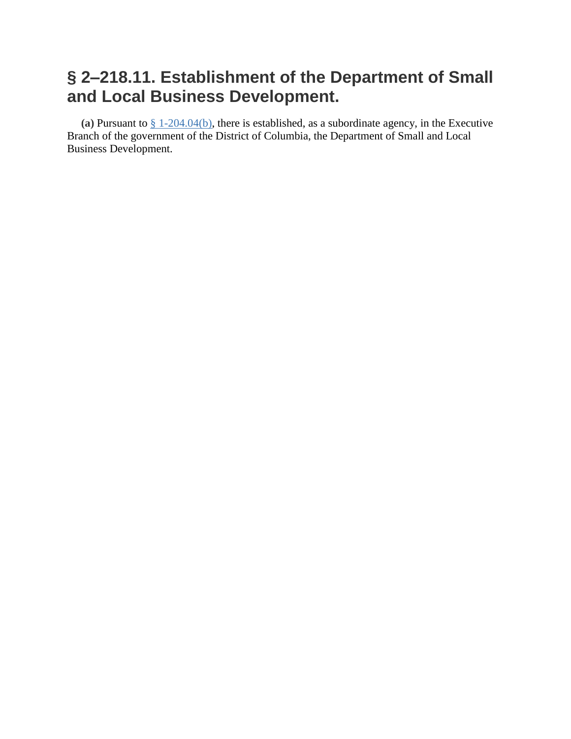# § 2–218.11. Establishment of the Department of Small and Local Business Development.

**(a)** Pursuant to § 1-204.04(b), there is established, as a subordinate agency, in the Executive Branch of the government of the District of Columbia, the Department of Small and Local Business Development.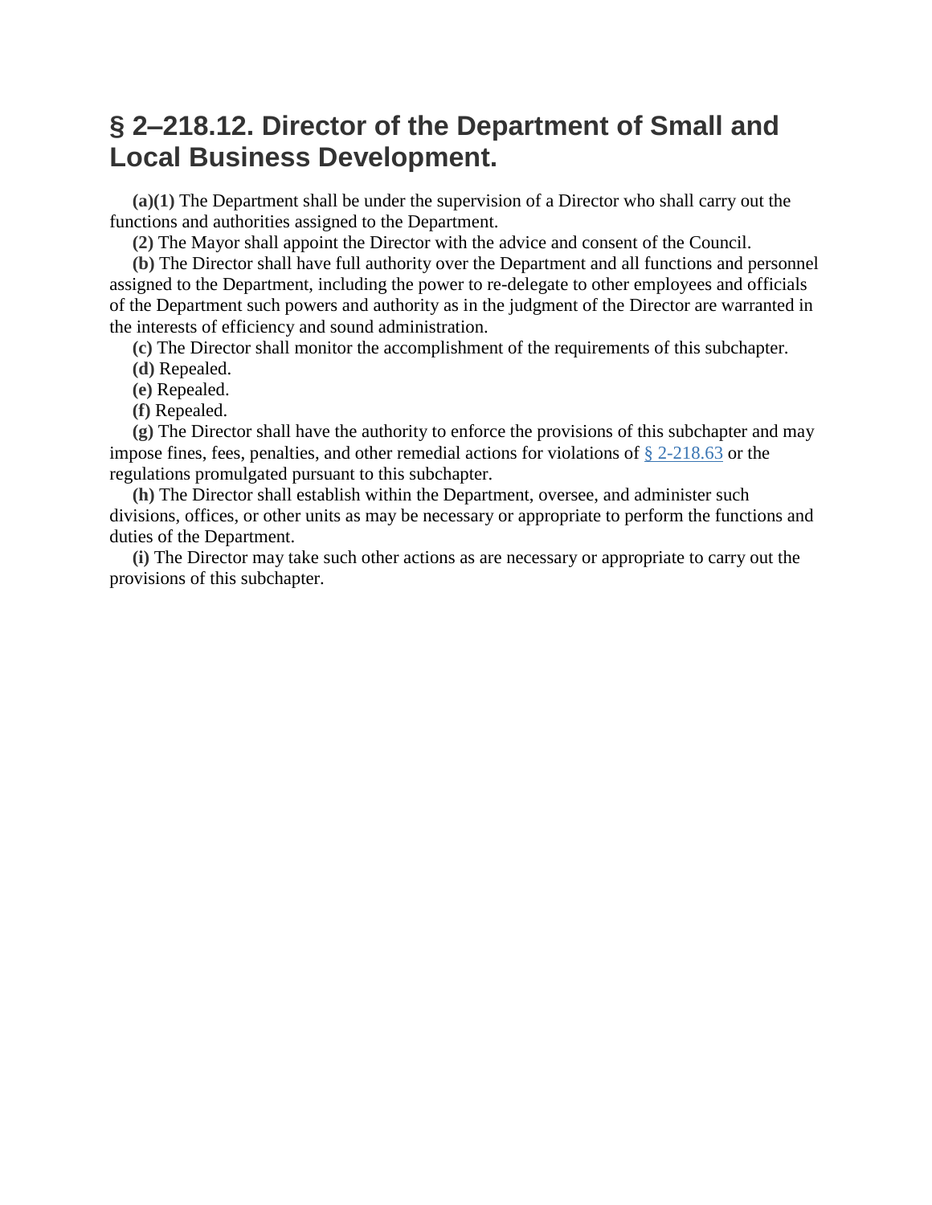# § 2–218.12. Director of the Department of Small and Local Business Development.

**(a)(1)** The Department shall be under the supervision of a Director who shall carry out the functions and authorities assigned to the Department.

**(2)** The Mayor shall appoint the Director with the advice and consent of the Council.

**(b)** The Director shall have full authority over the Department and all functions and personnel assigned to the Department, including the power to re-delegate to other employees and officials of the Department such powers and authority as in the judgment of the Director are warranted in the interests of efficiency and sound administration.

**(c)** The Director shall monitor the accomplishment of the requirements of this subchapter.

**(d)** Repealed.

**(e)** Repealed.

**(f)** Repealed.

**(g)** The Director shall have the authority to enforce the provisions of this subchapter and may impose fines, fees, penalties, and other remedial actions for violations of § 2-218.63 or the regulations promulgated pursuant to this subchapter.

**(h)** The Director shall establish within the Department, oversee, and administer such divisions, offices, or other units as may be necessary or appropriate to perform the functions and duties of the Department.

**(i)** The Director may take such other actions as are necessary or appropriate to carry out the provisions of this subchapter.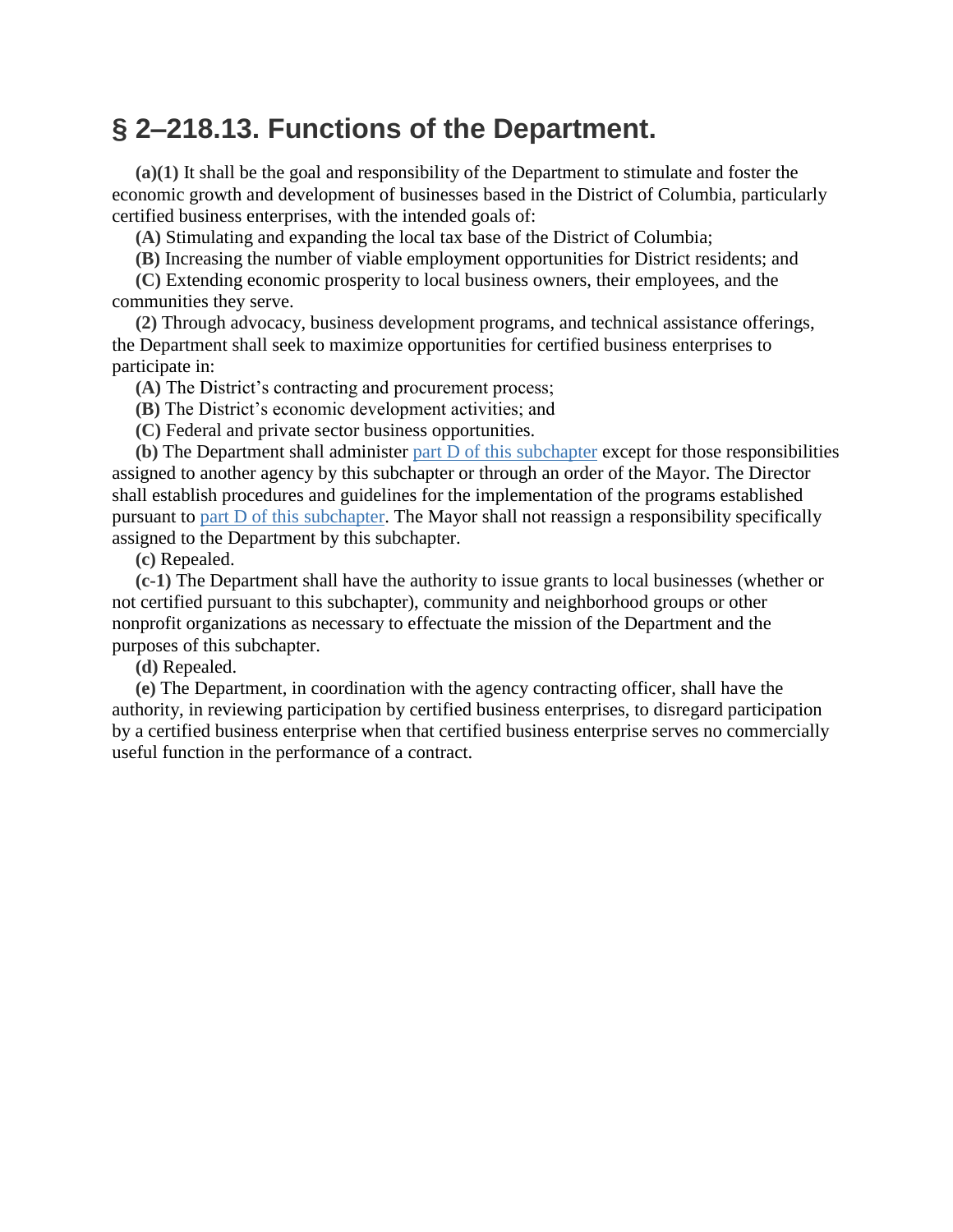# § 2–218.13. Functions of the Department.

**(a)(1)** It shall be the goal and responsibility of the Department to stimulate and foster the economic growth and development of businesses based in the District of Columbia, particularly certified business enterprises, with the intended goals of:

**(A)** Stimulating and expanding the local tax base of the District of Columbia;

**(B)** Increasing the number of viable employment opportunities for District residents; and

**(C)** Extending economic prosperity to local business owners, their employees, and the communities they serve.

**(2)** Through advocacy, business development programs, and technical assistance offerings, the Department shall seek to maximize opportunities for certified business enterprises to participate in:

**(A)** The District's contracting and procurement process;

**(B)** The District's economic development activities; and

**(C)** Federal and private sector business opportunities.

**(b)** The Department shall administer part D of this subchapter except for those responsibilities assigned to another agency by this subchapter or through an order of the Mayor. The Director shall establish procedures and guidelines for the implementation of the programs established pursuant to part D of this subchapter. The Mayor shall not reassign a responsibility specifically assigned to the Department by this subchapter.

**(c)** Repealed.

**(c-1)** The Department shall have the authority to issue grants to local businesses (whether or not certified pursuant to this subchapter), community and neighborhood groups or other nonprofit organizations as necessary to effectuate the mission of the Department and the purposes of this subchapter.

**(d)** Repealed.

**(e)** The Department, in coordination with the agency contracting officer, shall have the authority, in reviewing participation by certified business enterprises, to disregard participation by a certified business enterprise when that certified business enterprise serves no commercially useful function in the performance of a contract.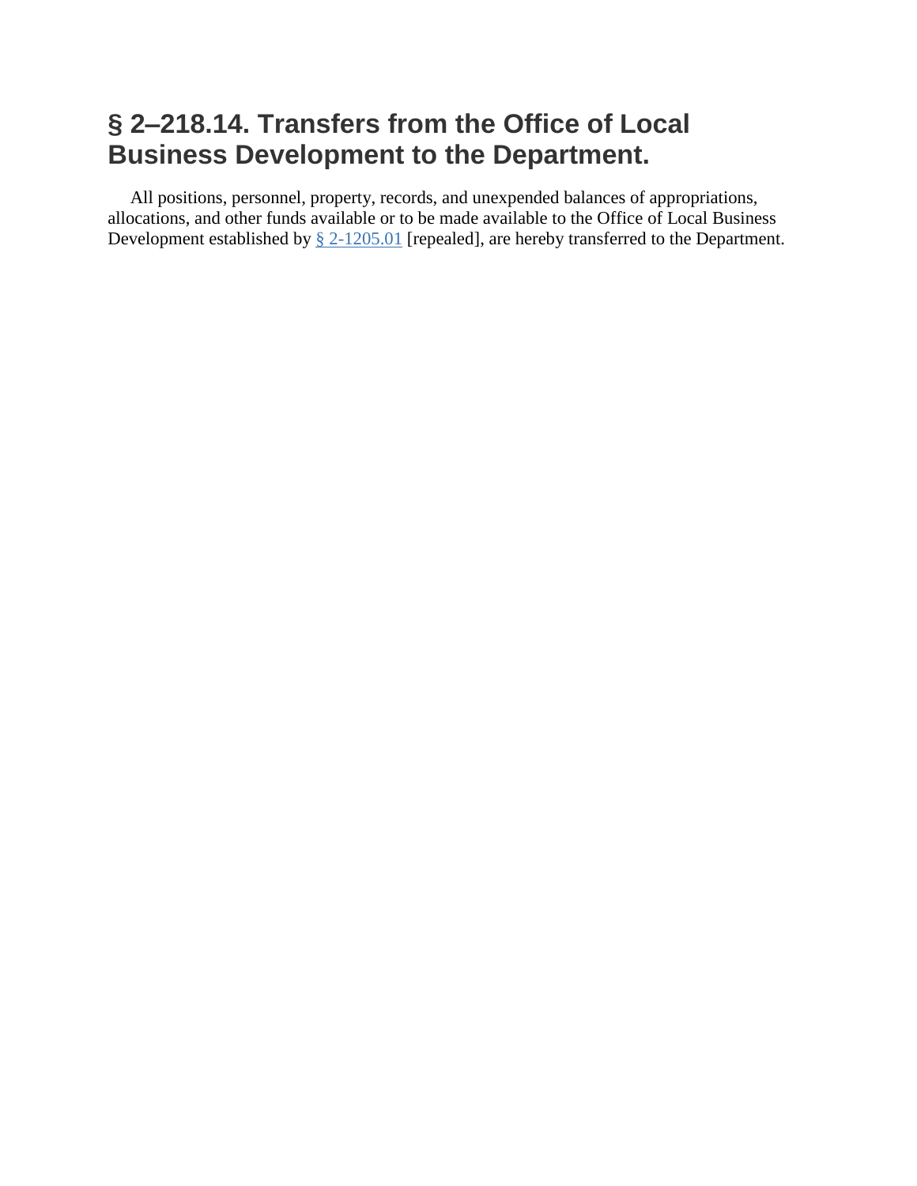# § 2–218.14. Transfers from the Office of Local Business Development to the Department.

All positions, personnel, property, records, and unexpended balances of appropriations, allocations, and other funds available or to be made available to the Office of Local Business Development established by § 2-1205.01 [repealed], are hereby transferred to the Department.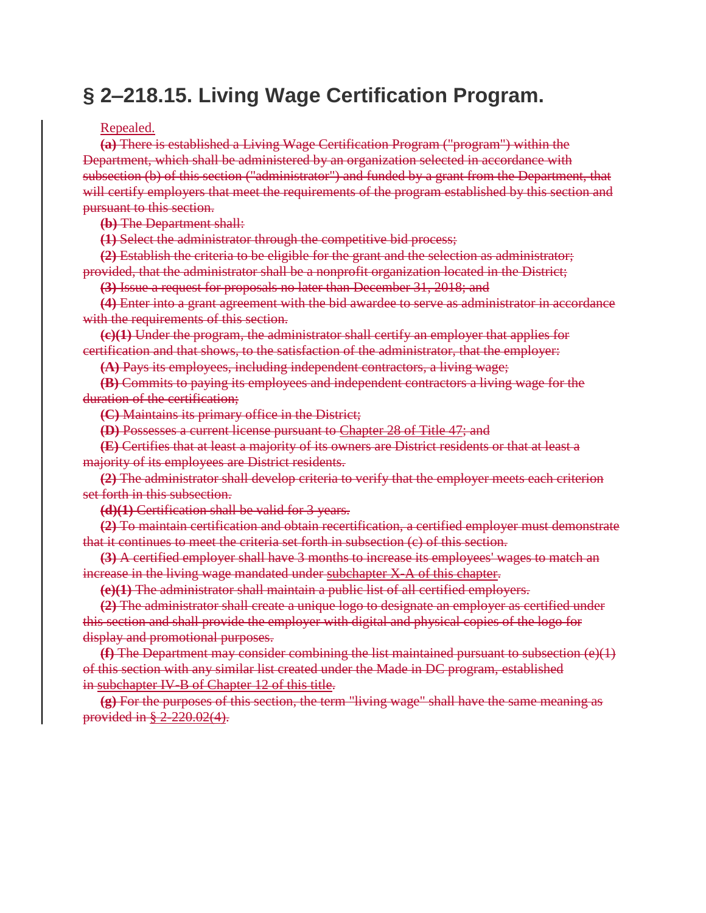# § 2–218.15. Living Wage Certification Program.

Repealed.

~~**(a)** There is established a Living Wage Certification Program ("program") within the Department, which shall be administered by an organization selected in accordance with subsection (b) of this section ("administrator") and funded by a grant from the Department, that will certify employers that meet the requirements of the program established by this section and pursuant to this section.~~

~~**(b)** The Department shall:~~

~~**(1)** Select the administrator through the competitive bid process;~~

~~**(2)** Establish the criteria to be eligible for the grant and the selection as administrator; provided, that the administrator shall be a nonprofit organization located in the District;~~

~~**(3)** Issue a request for proposals no later than December 31, 2018; and~~

~~**(4)** Enter into a grant agreement with the bid awardee to serve as administrator in accordance with the requirements of this section.~~

~~**(c)(1)** Under the program, the administrator shall certify an employer that applies for certification and that shows, to the satisfaction of the administrator, that the employer:~~

~~**(A)** Pays its employees, including independent contractors, a living wage;~~

~~**(B)** Commits to paying its employees and independent contractors a living wage for the duration of the certification;~~

~~**(C)** Maintains its primary office in the District;~~

~~**(D)** Possesses a current license pursuant to Chapter 28 of Title 47; and~~

~~**(E)** Certifies that at least a majority of its owners are District residents or that at least a majority of its employees are District residents.~~

~~**(2)** The administrator shall develop criteria to verify that the employer meets each criterion set forth in this subsection.~~

~~**(d)(1)** Certification shall be valid for 3 years.~~

~~**(2)** To maintain certification and obtain recertification, a certified employer must demonstrate that it continues to meet the criteria set forth in subsection (c) of this section.~~

~~**(3)** A certified employer shall have 3 months to increase its employees' wages to match an increase in the living wage mandated under subchapter X-A of this chapter.~~

~~**(e)(1)** The administrator shall maintain a public list of all certified employers.~~

~~**(2)** The administrator shall create a unique logo to designate an employer as certified under this section and shall provide the employer with digital and physical copies of the logo for display and promotional purposes.~~

~~**(f)** The Department may consider combining the list maintained pursuant to subsection (e)(1) of this section with any similar list created under the Made in DC program, established in subchapter IV-B of Chapter 12 of this title.~~

~~**(g)** For the purposes of this section, the term "living wage" shall have the same meaning as provided in § 2-220.02(4).~~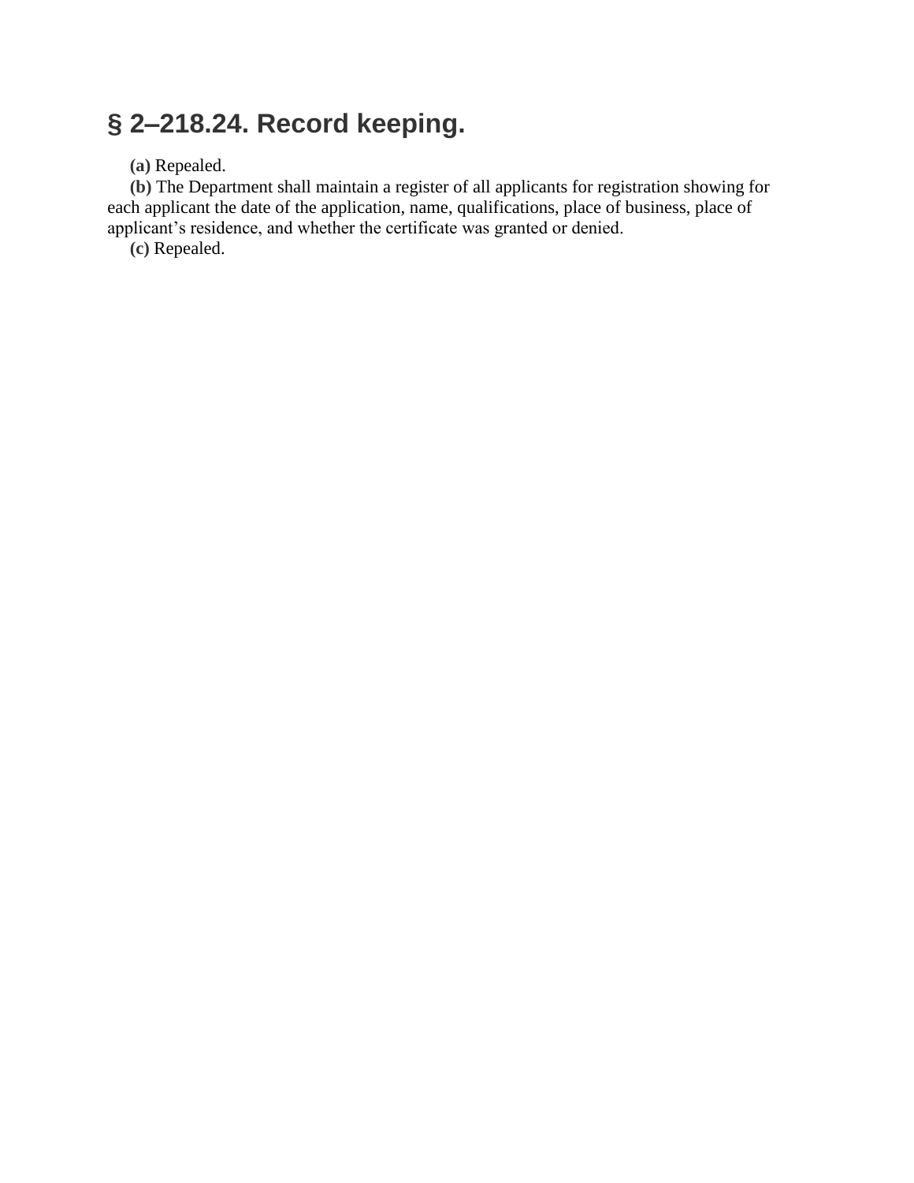# § 2–218.24. Record keeping.

**(a)** Repealed.

**(b)** The Department shall maintain a register of all applicants for registration showing for each applicant the date of the application, name, qualifications, place of business, place of applicant's residence, and whether the certificate was granted or denied.

**(c)** Repealed.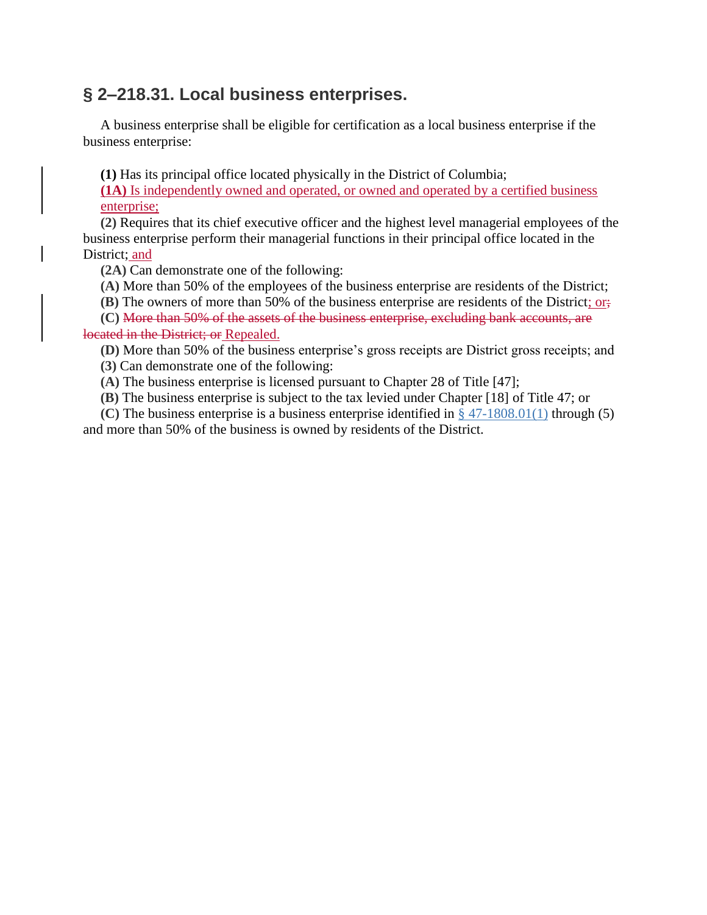## § 2–218.31. Local business enterprises.

A business enterprise shall be eligible for certification as a local business enterprise if the business enterprise:

**(1)** Has its principal office located physically in the District of Columbia;

**(1A)** Is independently owned and operated, or owned and operated by a certified business enterprise;

**(2)** Requires that its chief executive officer and the highest level managerial employees of the business enterprise perform their managerial functions in their principal office located in the District; and

**(2A)** Can demonstrate one of the following:

**(A)** More than 50% of the employees of the business enterprise are residents of the District;

**(B)** The owners of more than 50% of the business enterprise are residents of the District; or~~;~~

**(C)** ~~More than 50% of the assets of the business enterprise, excluding bank accounts, are located in the District; or~~ Repealed.

**(D)** More than 50% of the business enterprise's gross receipts are District gross receipts; and

**(3)** Can demonstrate one of the following:

**(A)** The business enterprise is licensed pursuant to Chapter 28 of Title [47];

**(B)** The business enterprise is subject to the tax levied under Chapter [18] of Title 47; or

**(C)** The business enterprise is a business enterprise identified in § 47-1808.01(1) through (5) and more than 50% of the business is owned by residents of the District.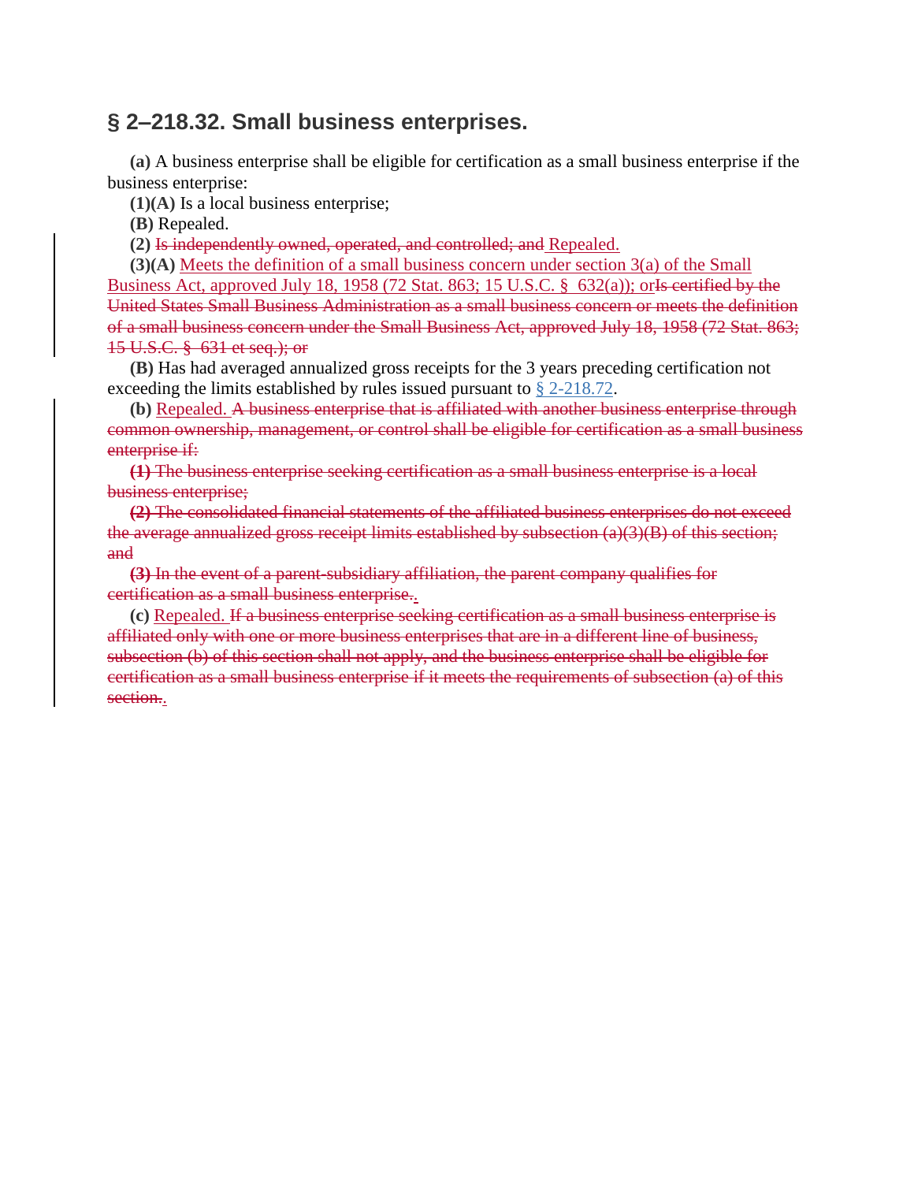## § 2–218.32. Small business enterprises.

**(a)** A business enterprise shall be eligible for certification as a small business enterprise if the business enterprise:

**(1)(A)** Is a local business enterprise;

**(B)** Repealed.

**(2)** ~~Is independently owned, operated, and controlled; and~~ <u>Repealed.</u>

**(3)(A)** <u>Meets the definition of a small business concern under section 3(a) of the Small Business Act, approved July 18, 1958 (72 Stat. 863; 15 U.S.C. § 632(a)); or</u>~~Is certified by the United States Small Business Administration as a small business concern or meets the definition of a small business concern under the Small Business Act, approved July 18, 1958 (72 Stat. 863; 15 U.S.C. § 631 et seq.); or~~

**(B)** Has had averaged annualized gross receipts for the 3 years preceding certification not exceeding the limits established by rules issued pursuant to § 2-218.72.

**(b)** <u>Repealed.</u> ~~A business enterprise that is affiliated with another business enterprise through common ownership, management, or control shall be eligible for certification as a small business enterprise if:~~

~~**(1)** The business enterprise seeking certification as a small business enterprise is a local business enterprise;~~

~~**(2)** The consolidated financial statements of the affiliated business enterprises do not exceed the average annualized gross receipt limits established by subsection (a)(3)(B) of this section; and~~

~~**(3)** In the event of a parent-subsidiary affiliation, the parent company qualifies for certification as a small business enterprise.~~<u>.</u>

**(c)** <u>Repealed.</u> ~~If a business enterprise seeking certification as a small business enterprise is affiliated only with one or more business enterprises that are in a different line of business, subsection (b) of this section shall not apply, and the business enterprise shall be eligible for certification as a small business enterprise if it meets the requirements of subsection (a) of this section.~~<u>.</u>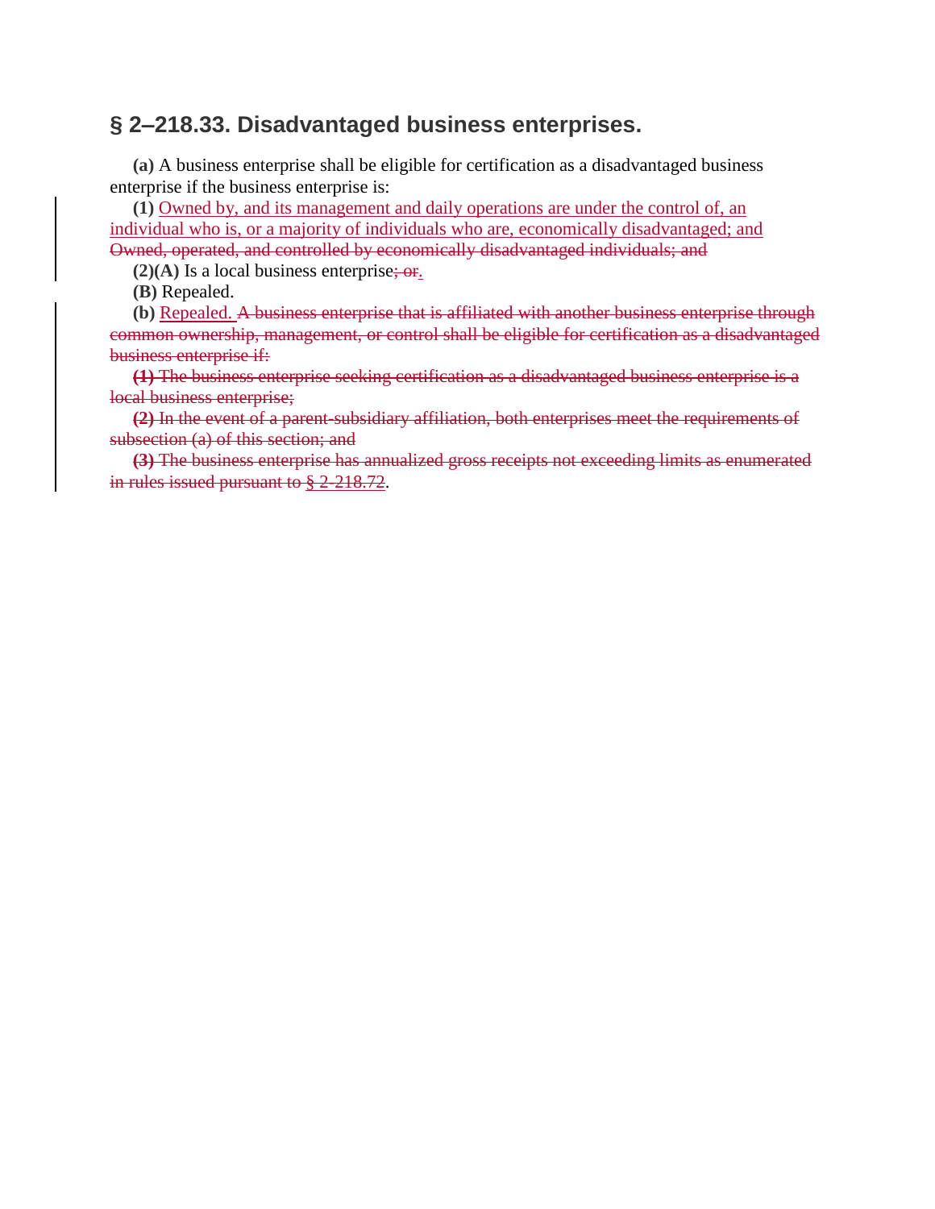## § 2–218.33. Disadvantaged business enterprises.

**(a)** A business enterprise shall be eligible for certification as a disadvantaged business enterprise if the business enterprise is:

**(1)** Owned by, and its management and daily operations are under the control of, an individual who is, or a majority of individuals who are, economically disadvantaged; and Owned, operated, and controlled by economically disadvantaged individuals; and

**(2)(A)** Is a local business enterprise; or.

**(B)** Repealed.

**(b)** Repealed. A business enterprise that is affiliated with another business enterprise through common ownership, management, or control shall be eligible for certification as a disadvantaged business enterprise if:

**(1)** The business enterprise seeking certification as a disadvantaged business enterprise is a local business enterprise;

**(2)** In the event of a parent-subsidiary affiliation, both enterprises meet the requirements of subsection (a) of this section; and

**(3)** The business enterprise has annualized gross receipts not exceeding limits as enumerated in rules issued pursuant to § 2-218.72.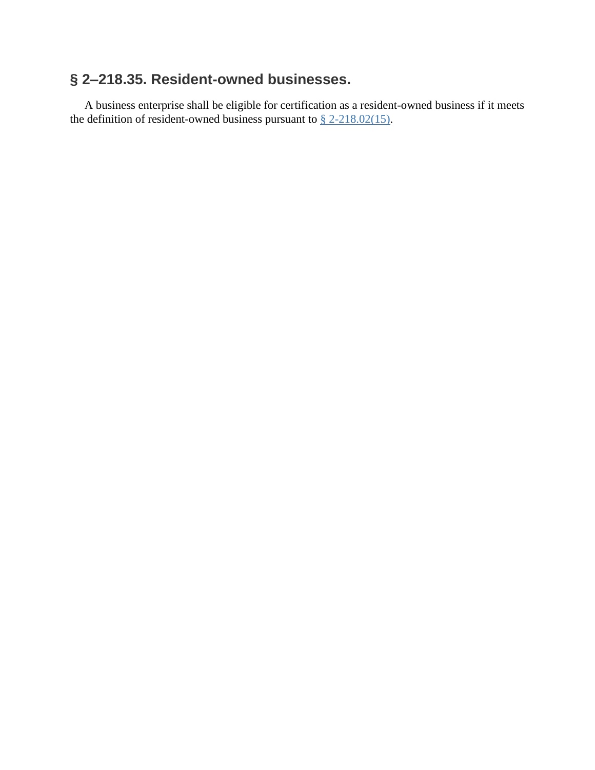## § 2–218.35. Resident-owned businesses.

A business enterprise shall be eligible for certification as a resident-owned business if it meets the definition of resident-owned business pursuant to § 2-218.02(15).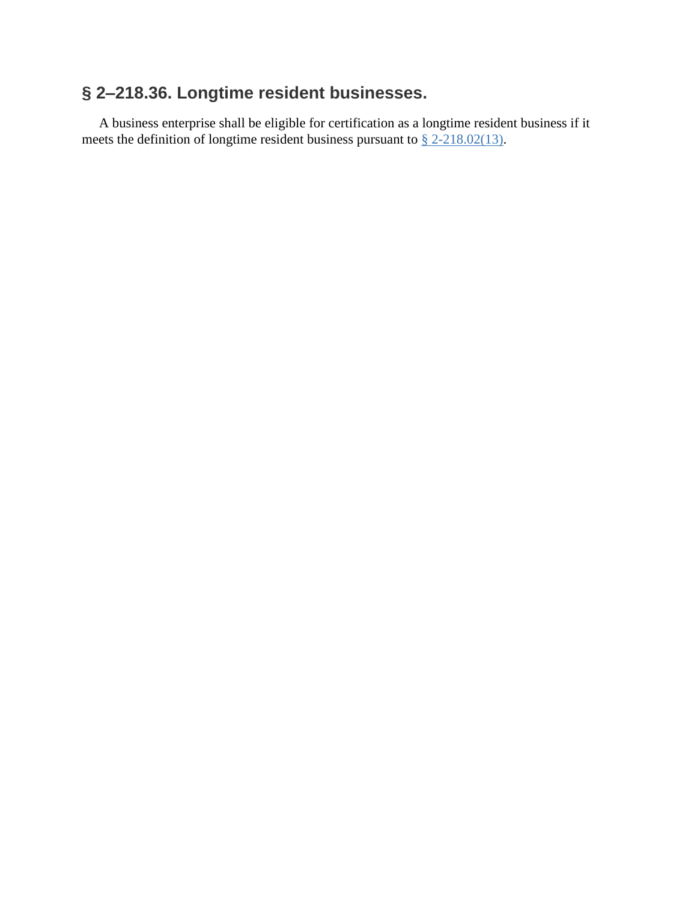## § 2–218.36. Longtime resident businesses.

A business enterprise shall be eligible for certification as a longtime resident business if it meets the definition of longtime resident business pursuant to § 2-218.02(13).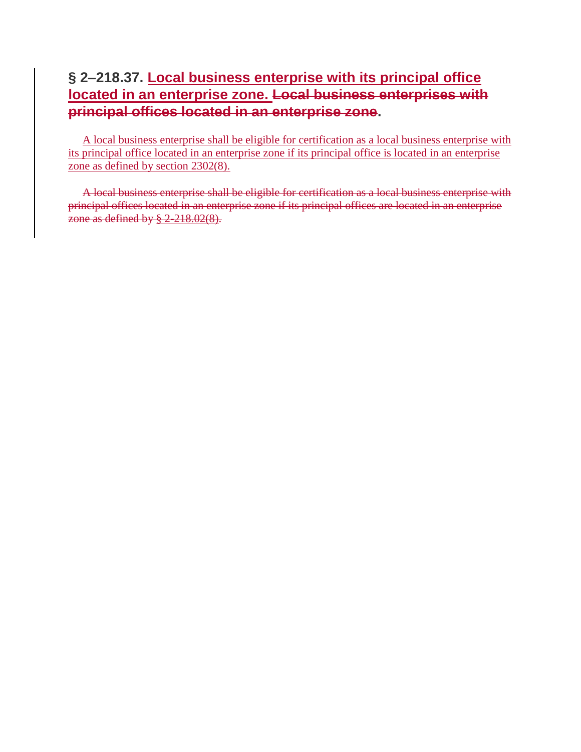## § 2–218.37. <u>Local business enterprise with its principal office located in an enterprise zone.</u> ~~Local business enterprises with principal offices located in an enterprise zone~~.

<u>A local business enterprise shall be eligible for certification as a local business enterprise with its principal office located in an enterprise zone if its principal office is located in an enterprise zone as defined by section 2302(8).</u>

~~A local business enterprise shall be eligible for certification as a local business enterprise with principal offices located in an enterprise zone if its principal offices are located in an enterprise zone as defined by § 2-218.02(8).~~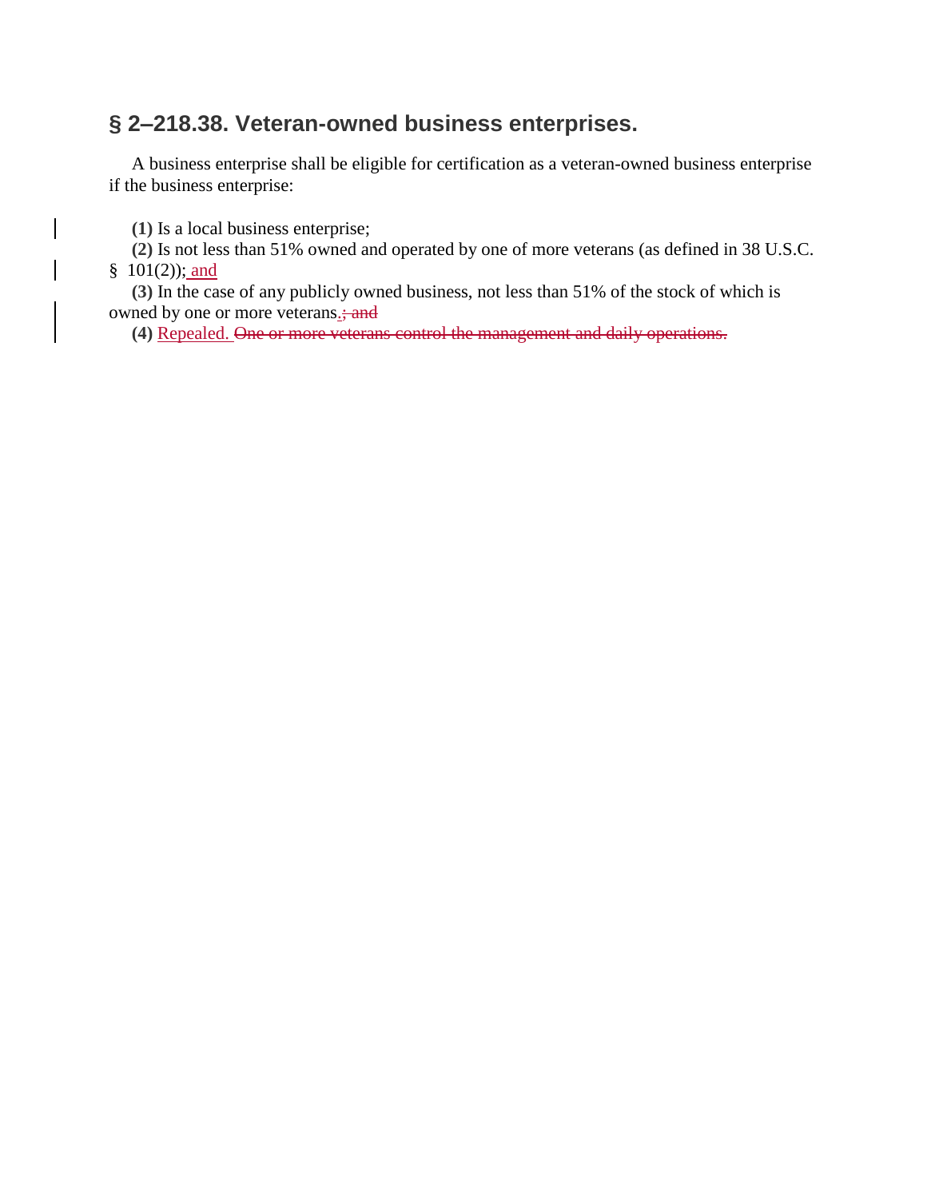## § 2–218.38. Veteran-owned business enterprises.

A business enterprise shall be eligible for certification as a veteran-owned business enterprise if the business enterprise:

**(1)** Is a local business enterprise;

**(2)** Is not less than 51% owned and operated by one of more veterans (as defined in 38 U.S.C. § 101(2)); <u>and</u>

**(3)** In the case of any publicly owned business, not less than 51% of the stock of which is owned by one or more veterans<u>.</u>~~; and~~

**(4)** <u>Repealed.</u> ~~One or more veterans control the management and daily operations.~~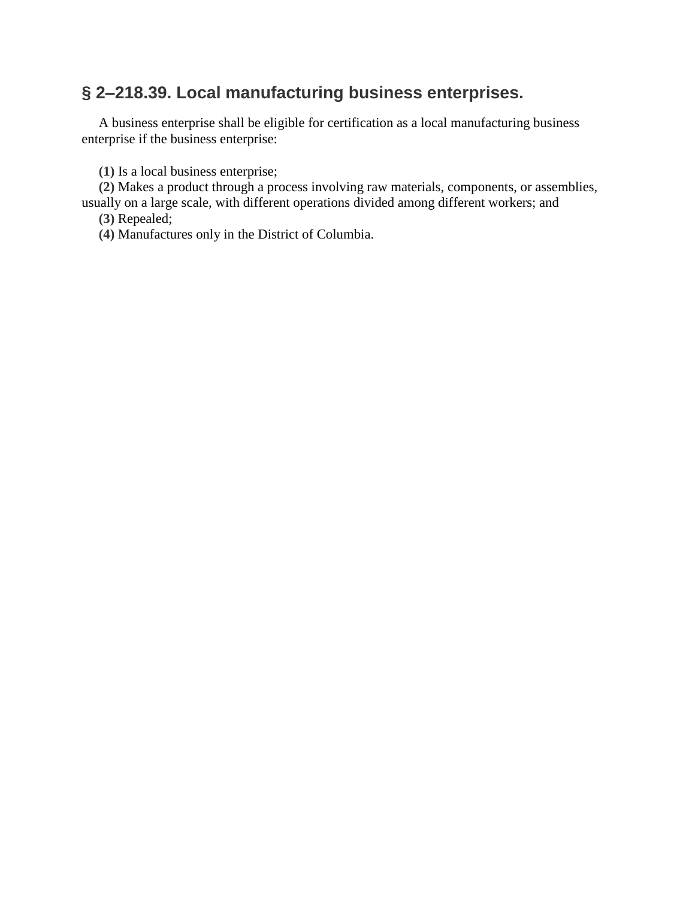## § 2–218.39. Local manufacturing business enterprises.

A business enterprise shall be eligible for certification as a local manufacturing business enterprise if the business enterprise:

**(1)** Is a local business enterprise;

**(2)** Makes a product through a process involving raw materials, components, or assemblies, usually on a large scale, with different operations divided among different workers; and

**(3)** Repealed;

**(4)** Manufactures only in the District of Columbia.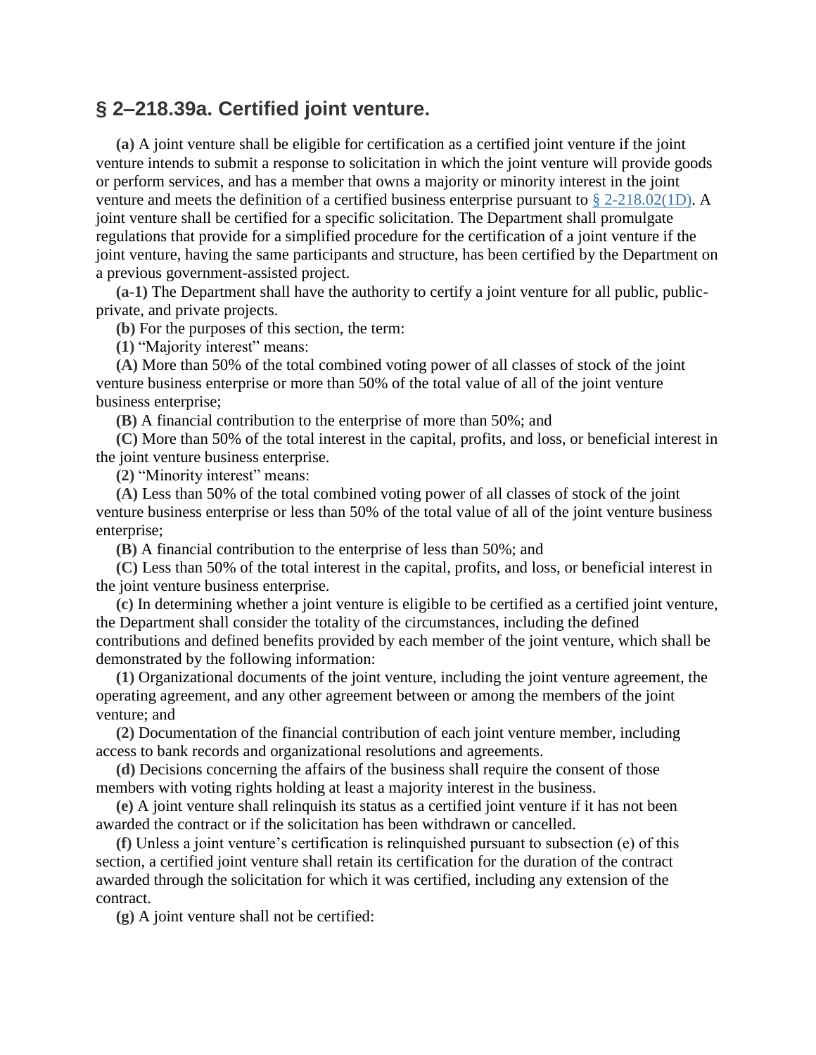## § 2–218.39a. Certified joint venture.

**(a)** A joint venture shall be eligible for certification as a certified joint venture if the joint venture intends to submit a response to solicitation in which the joint venture will provide goods or perform services, and has a member that owns a majority or minority interest in the joint venture and meets the definition of a certified business enterprise pursuant to [§ 2-218.02(1D)](). A joint venture shall be certified for a specific solicitation. The Department shall promulgate regulations that provide for a simplified procedure for the certification of a joint venture if the joint venture, having the same participants and structure, has been certified by the Department on a previous government-assisted project.

**(a-1)** The Department shall have the authority to certify a joint venture for all public, public-private, and private projects.

**(b)** For the purposes of this section, the term:

**(1)** "Majority interest" means:

**(A)** More than 50% of the total combined voting power of all classes of stock of the joint venture business enterprise or more than 50% of the total value of all of the joint venture business enterprise;

**(B)** A financial contribution to the enterprise of more than 50%; and

**(C)** More than 50% of the total interest in the capital, profits, and loss, or beneficial interest in the joint venture business enterprise.

**(2)** "Minority interest" means:

**(A)** Less than 50% of the total combined voting power of all classes of stock of the joint venture business enterprise or less than 50% of the total value of all of the joint venture business enterprise;

**(B)** A financial contribution to the enterprise of less than 50%; and

**(C)** Less than 50% of the total interest in the capital, profits, and loss, or beneficial interest in the joint venture business enterprise.

**(c)** In determining whether a joint venture is eligible to be certified as a certified joint venture, the Department shall consider the totality of the circumstances, including the defined contributions and defined benefits provided by each member of the joint venture, which shall be demonstrated by the following information:

**(1)** Organizational documents of the joint venture, including the joint venture agreement, the operating agreement, and any other agreement between or among the members of the joint venture; and

**(2)** Documentation of the financial contribution of each joint venture member, including access to bank records and organizational resolutions and agreements.

**(d)** Decisions concerning the affairs of the business shall require the consent of those members with voting rights holding at least a majority interest in the business.

**(e)** A joint venture shall relinquish its status as a certified joint venture if it has not been awarded the contract or if the solicitation has been withdrawn or cancelled.

**(f)** Unless a joint venture's certification is relinquished pursuant to subsection (e) of this section, a certified joint venture shall retain its certification for the duration of the contract awarded through the solicitation for which it was certified, including any extension of the contract.

**(g)** A joint venture shall not be certified: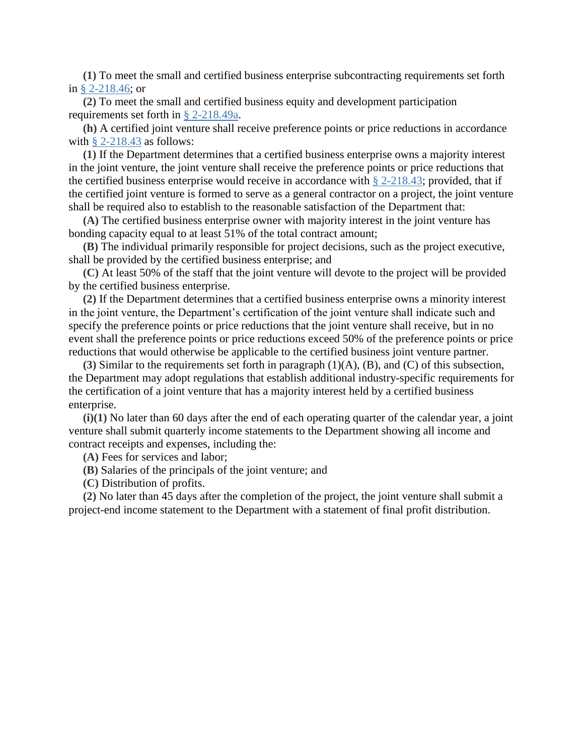**(1)** To meet the small and certified business enterprise subcontracting requirements set forth in § 2-218.46; or

**(2)** To meet the small and certified business equity and development participation requirements set forth in § 2-218.49a.

**(h)** A certified joint venture shall receive preference points or price reductions in accordance with § 2-218.43 as follows:

**(1)** If the Department determines that a certified business enterprise owns a majority interest in the joint venture, the joint venture shall receive the preference points or price reductions that the certified business enterprise would receive in accordance with § 2-218.43; provided, that if the certified joint venture is formed to serve as a general contractor on a project, the joint venture shall be required also to establish to the reasonable satisfaction of the Department that:

**(A)** The certified business enterprise owner with majority interest in the joint venture has bonding capacity equal to at least 51% of the total contract amount;

**(B)** The individual primarily responsible for project decisions, such as the project executive, shall be provided by the certified business enterprise; and

**(C)** At least 50% of the staff that the joint venture will devote to the project will be provided by the certified business enterprise.

**(2)** If the Department determines that a certified business enterprise owns a minority interest in the joint venture, the Department's certification of the joint venture shall indicate such and specify the preference points or price reductions that the joint venture shall receive, but in no event shall the preference points or price reductions exceed 50% of the preference points or price reductions that would otherwise be applicable to the certified business joint venture partner.

**(3)** Similar to the requirements set forth in paragraph (1)(A), (B), and (C) of this subsection, the Department may adopt regulations that establish additional industry-specific requirements for the certification of a joint venture that has a majority interest held by a certified business enterprise.

**(i)(1)** No later than 60 days after the end of each operating quarter of the calendar year, a joint venture shall submit quarterly income statements to the Department showing all income and contract receipts and expenses, including the:

**(A)** Fees for services and labor;

**(B)** Salaries of the principals of the joint venture; and

**(C)** Distribution of profits.

**(2)** No later than 45 days after the completion of the project, the joint venture shall submit a project-end income statement to the Department with a statement of final profit distribution.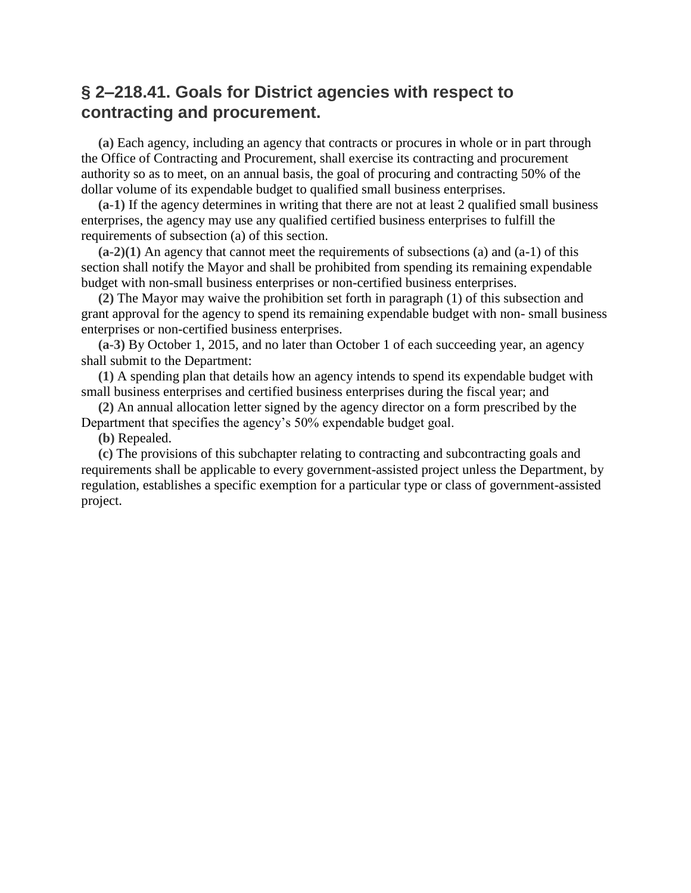## § 2–218.41. Goals for District agencies with respect to contracting and procurement.

**(a)** Each agency, including an agency that contracts or procures in whole or in part through the Office of Contracting and Procurement, shall exercise its contracting and procurement authority so as to meet, on an annual basis, the goal of procuring and contracting 50% of the dollar volume of its expendable budget to qualified small business enterprises.

**(a-1)** If the agency determines in writing that there are not at least 2 qualified small business enterprises, the agency may use any qualified certified business enterprises to fulfill the requirements of subsection (a) of this section.

**(a-2)(1)** An agency that cannot meet the requirements of subsections (a) and (a-1) of this section shall notify the Mayor and shall be prohibited from spending its remaining expendable budget with non-small business enterprises or non-certified business enterprises.

**(2)** The Mayor may waive the prohibition set forth in paragraph (1) of this subsection and grant approval for the agency to spend its remaining expendable budget with non- small business enterprises or non-certified business enterprises.

**(a-3)** By October 1, 2015, and no later than October 1 of each succeeding year, an agency shall submit to the Department:

**(1)** A spending plan that details how an agency intends to spend its expendable budget with small business enterprises and certified business enterprises during the fiscal year; and

**(2)** An annual allocation letter signed by the agency director on a form prescribed by the Department that specifies the agency's 50% expendable budget goal.

**(b)** Repealed.

**(c)** The provisions of this subchapter relating to contracting and subcontracting goals and requirements shall be applicable to every government-assisted project unless the Department, by regulation, establishes a specific exemption for a particular type or class of government-assisted project.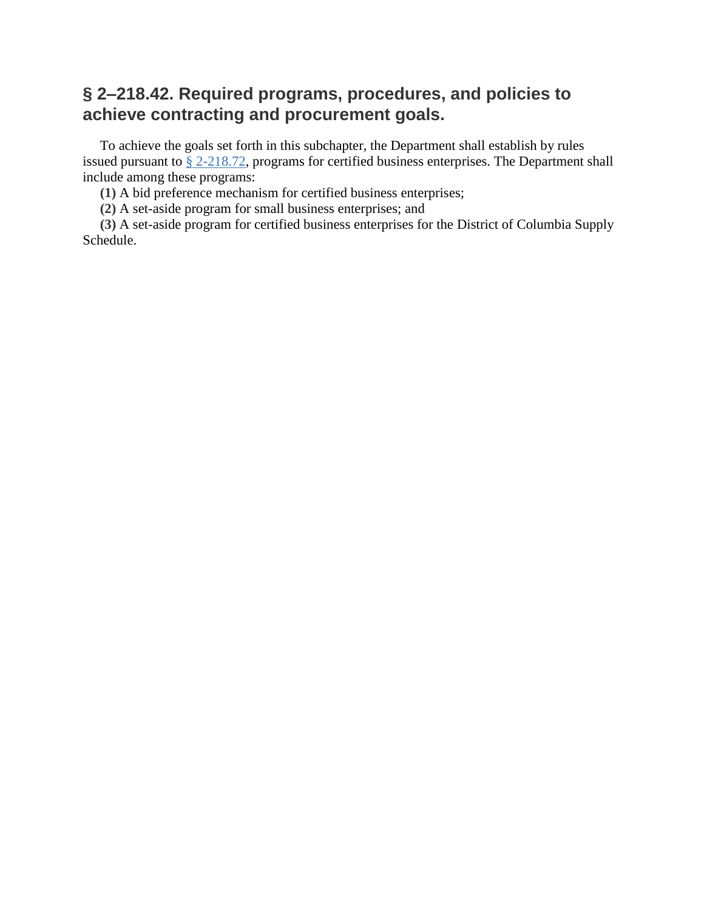## § 2–218.42. Required programs, procedures, and policies to achieve contracting and procurement goals.

To achieve the goals set forth in this subchapter, the Department shall establish by rules issued pursuant to § 2-218.72, programs for certified business enterprises. The Department shall include among these programs:

**(1)** A bid preference mechanism for certified business enterprises;

**(2)** A set-aside program for small business enterprises; and

**(3)** A set-aside program for certified business enterprises for the District of Columbia Supply Schedule.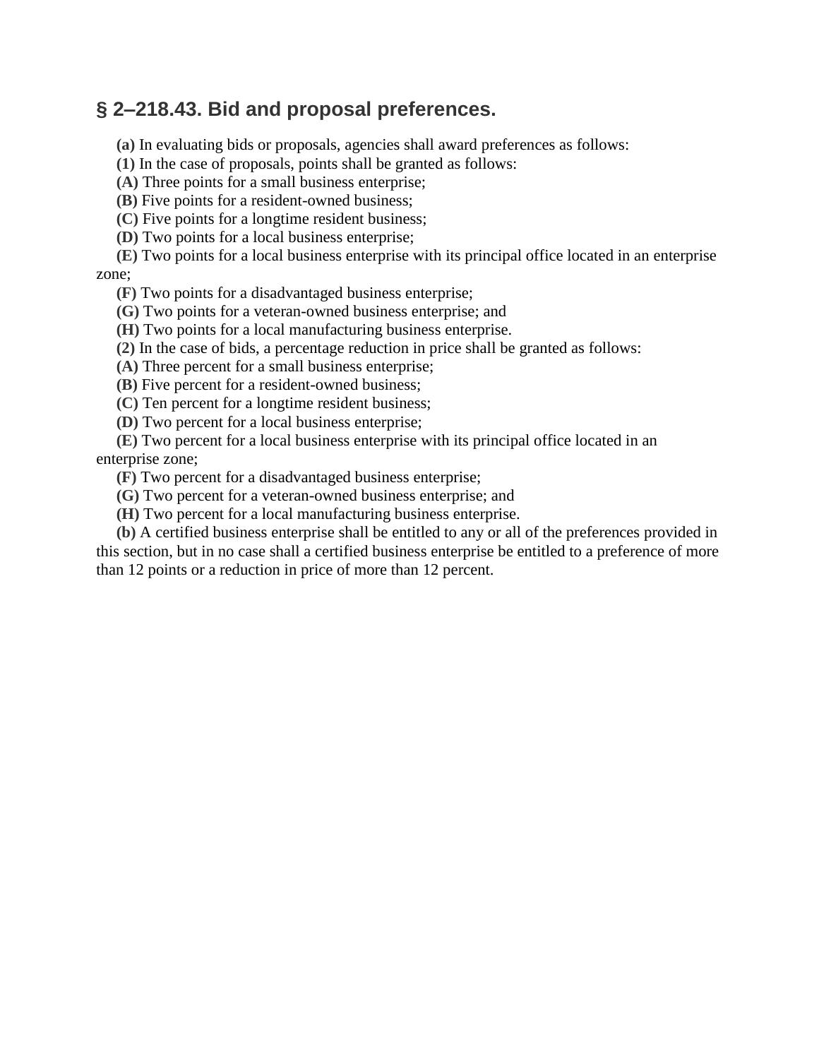## § 2–218.43. Bid and proposal preferences.

**(a)** In evaluating bids or proposals, agencies shall award preferences as follows:

**(1)** In the case of proposals, points shall be granted as follows:

**(A)** Three points for a small business enterprise;

**(B)** Five points for a resident-owned business;

**(C)** Five points for a longtime resident business;

**(D)** Two points for a local business enterprise;

**(E)** Two points for a local business enterprise with its principal office located in an enterprise zone;

**(F)** Two points for a disadvantaged business enterprise;

**(G)** Two points for a veteran-owned business enterprise; and

**(H)** Two points for a local manufacturing business enterprise.

**(2)** In the case of bids, a percentage reduction in price shall be granted as follows:

**(A)** Three percent for a small business enterprise;

**(B)** Five percent for a resident-owned business;

**(C)** Ten percent for a longtime resident business;

**(D)** Two percent for a local business enterprise;

**(E)** Two percent for a local business enterprise with its principal office located in an enterprise zone;

**(F)** Two percent for a disadvantaged business enterprise;

**(G)** Two percent for a veteran-owned business enterprise; and

**(H)** Two percent for a local manufacturing business enterprise.

**(b)** A certified business enterprise shall be entitled to any or all of the preferences provided in this section, but in no case shall a certified business enterprise be entitled to a preference of more than 12 points or a reduction in price of more than 12 percent.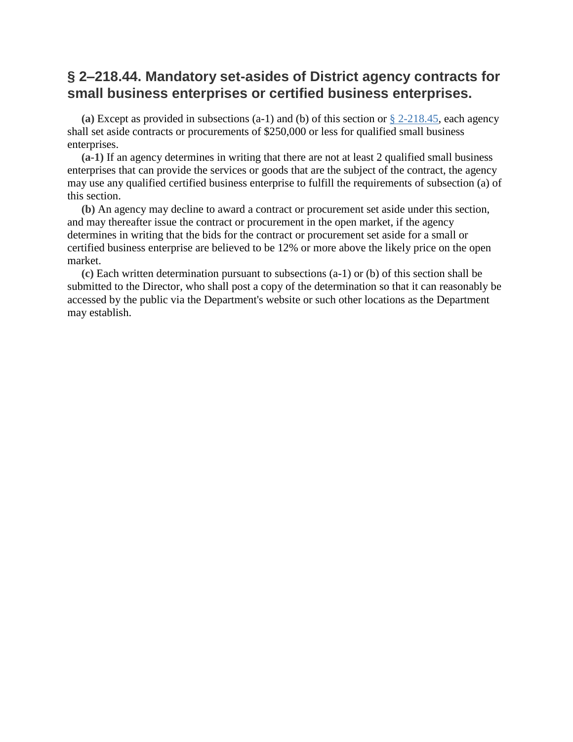## § 2–218.44. Mandatory set-asides of District agency contracts for small business enterprises or certified business enterprises.

**(a)** Except as provided in subsections (a-1) and (b) of this section or [§ 2-218.45](), each agency shall set aside contracts or procurements of $250,000 or less for qualified small business enterprises.

**(a-1)** If an agency determines in writing that there are not at least 2 qualified small business enterprises that can provide the services or goods that are the subject of the contract, the agency may use any qualified certified business enterprise to fulfill the requirements of subsection (a) of this section.

**(b)** An agency may decline to award a contract or procurement set aside under this section, and may thereafter issue the contract or procurement in the open market, if the agency determines in writing that the bids for the contract or procurement set aside for a small or certified business enterprise are believed to be 12% or more above the likely price on the open market.

**(c)** Each written determination pursuant to subsections (a-1) or (b) of this section shall be submitted to the Director, who shall post a copy of the determination so that it can reasonably be accessed by the public via the Department's website or such other locations as the Department may establish.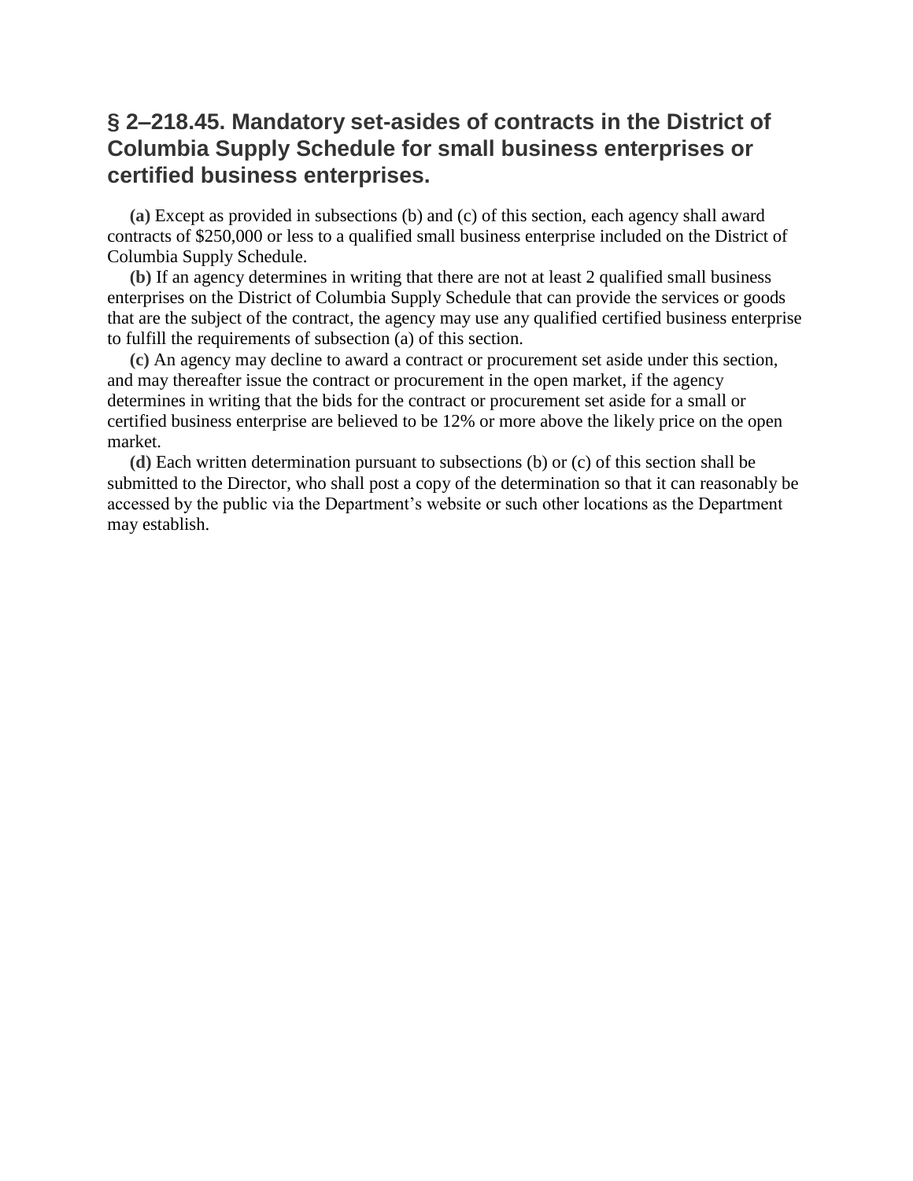## § 2–218.45. Mandatory set-asides of contracts in the District of Columbia Supply Schedule for small business enterprises or certified business enterprises.

**(a)** Except as provided in subsections (b) and (c) of this section, each agency shall award contracts of $250,000 or less to a qualified small business enterprise included on the District of Columbia Supply Schedule.

**(b)** If an agency determines in writing that there are not at least 2 qualified small business enterprises on the District of Columbia Supply Schedule that can provide the services or goods that are the subject of the contract, the agency may use any qualified certified business enterprise to fulfill the requirements of subsection (a) of this section.

**(c)** An agency may decline to award a contract or procurement set aside under this section, and may thereafter issue the contract or procurement in the open market, if the agency determines in writing that the bids for the contract or procurement set aside for a small or certified business enterprise are believed to be 12% or more above the likely price on the open market.

**(d)** Each written determination pursuant to subsections (b) or (c) of this section shall be submitted to the Director, who shall post a copy of the determination so that it can reasonably be accessed by the public via the Department's website or such other locations as the Department may establish.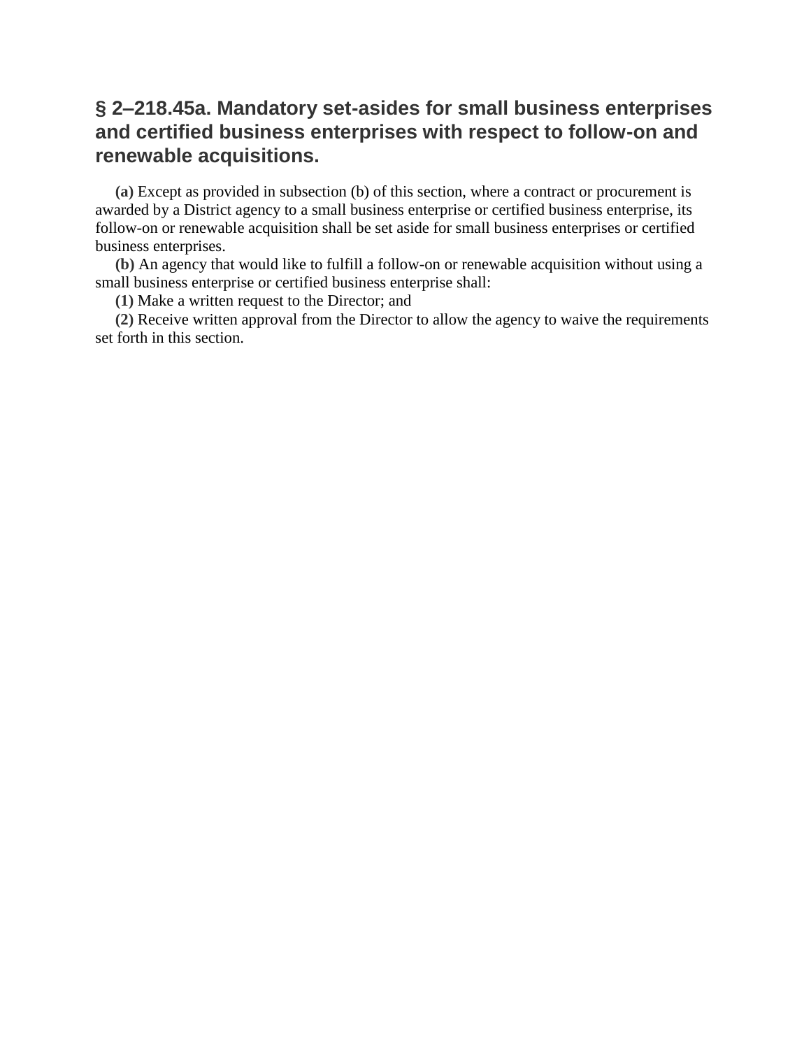# § 2–218.45a. Mandatory set-asides for small business enterprises and certified business enterprises with respect to follow-on and renewable acquisitions.

**(a)** Except as provided in subsection (b) of this section, where a contract or procurement is awarded by a District agency to a small business enterprise or certified business enterprise, its follow-on or renewable acquisition shall be set aside for small business enterprises or certified business enterprises.

**(b)** An agency that would like to fulfill a follow-on or renewable acquisition without using a small business enterprise or certified business enterprise shall:

**(1)** Make a written request to the Director; and

**(2)** Receive written approval from the Director to allow the agency to waive the requirements set forth in this section.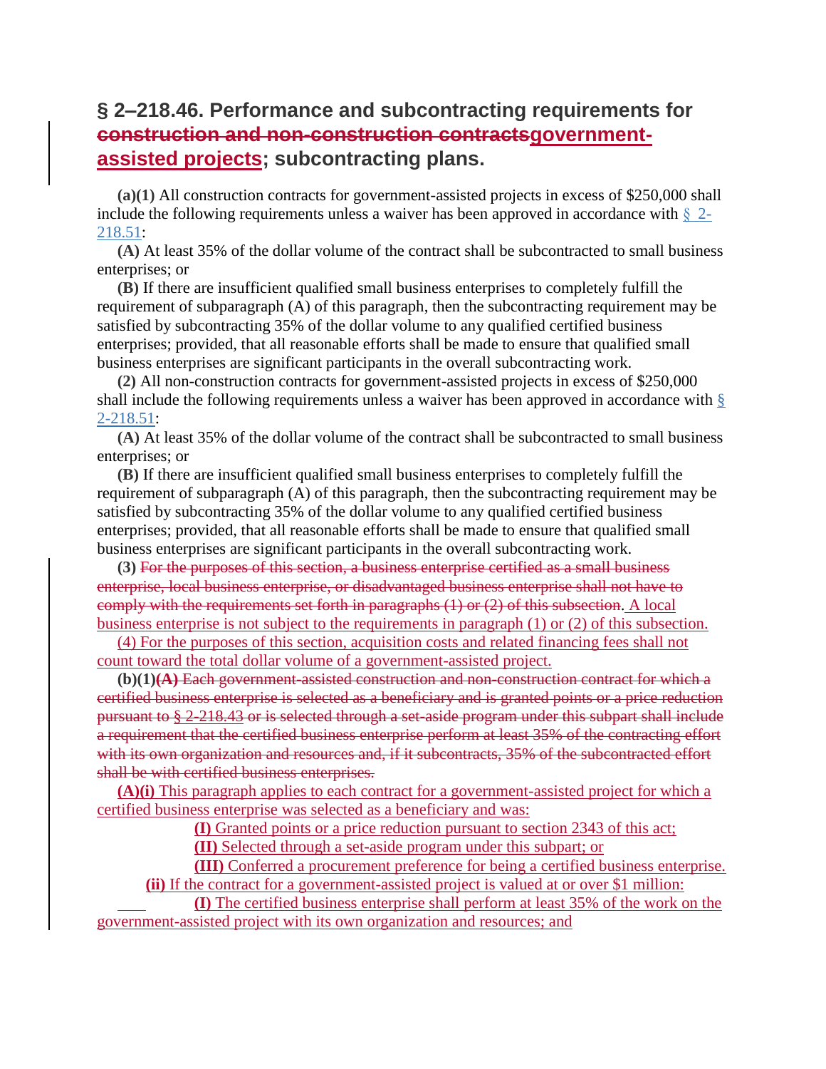# § 2–218.46. Performance and subcontracting requirements for ~~construction and non-construction contracts~~government-assisted projects; subcontracting plans.

**(a)(1)** All construction contracts for government-assisted projects in excess of $250,000 shall include the following requirements unless a waiver has been approved in accordance with § 2-218.51:

**(A)** At least 35% of the dollar volume of the contract shall be subcontracted to small business enterprises; or

**(B)** If there are insufficient qualified small business enterprises to completely fulfill the requirement of subparagraph (A) of this paragraph, then the subcontracting requirement may be satisfied by subcontracting 35% of the dollar volume to any qualified certified business enterprises; provided, that all reasonable efforts shall be made to ensure that qualified small business enterprises are significant participants in the overall subcontracting work.

**(2)** All non-construction contracts for government-assisted projects in excess of $250,000 shall include the following requirements unless a waiver has been approved in accordance with § 2-218.51:

**(A)** At least 35% of the dollar volume of the contract shall be subcontracted to small business enterprises; or

**(B)** If there are insufficient qualified small business enterprises to completely fulfill the requirement of subparagraph (A) of this paragraph, then the subcontracting requirement may be satisfied by subcontracting 35% of the dollar volume to any qualified certified business enterprises; provided, that all reasonable efforts shall be made to ensure that qualified small business enterprises are significant participants in the overall subcontracting work.

**(3)** ~~For the purposes of this section, a business enterprise certified as a small business enterprise, local business enterprise, or disadvantaged business enterprise shall not have to comply with the requirements set forth in paragraphs (1) or (2) of this subsection.~~ A local business enterprise is not subject to the requirements in paragraph (1) or (2) of this subsection.

(4) For the purposes of this section, acquisition costs and related financing fees shall not count toward the total dollar volume of a government-assisted project.

**(b)(1)~~(A)~~** ~~Each government-assisted construction and non-construction contract for which a certified business enterprise is selected as a beneficiary and is granted points or a price reduction pursuant to § 2-218.43 or is selected through a set-aside program under this subpart shall include a requirement that the certified business enterprise perform at least 35% of the contracting effort with its own organization and resources and, if it subcontracts, 35% of the subcontracted effort shall be with certified business enterprises.~~

**(A)(i)** This paragraph applies to each contract for a government-assisted project for which a certified business enterprise was selected as a beneficiary and was:

**(I)** Granted points or a price reduction pursuant to section 2343 of this act;

**(II)** Selected through a set-aside program under this subpart; or

**(III)** Conferred a procurement preference for being a certified business enterprise.

**(ii)** If the contract for a government-assisted project is valued at or over $1 million:

**(I)** The certified business enterprise shall perform at least 35% of the work on the government-assisted project with its own organization and resources; and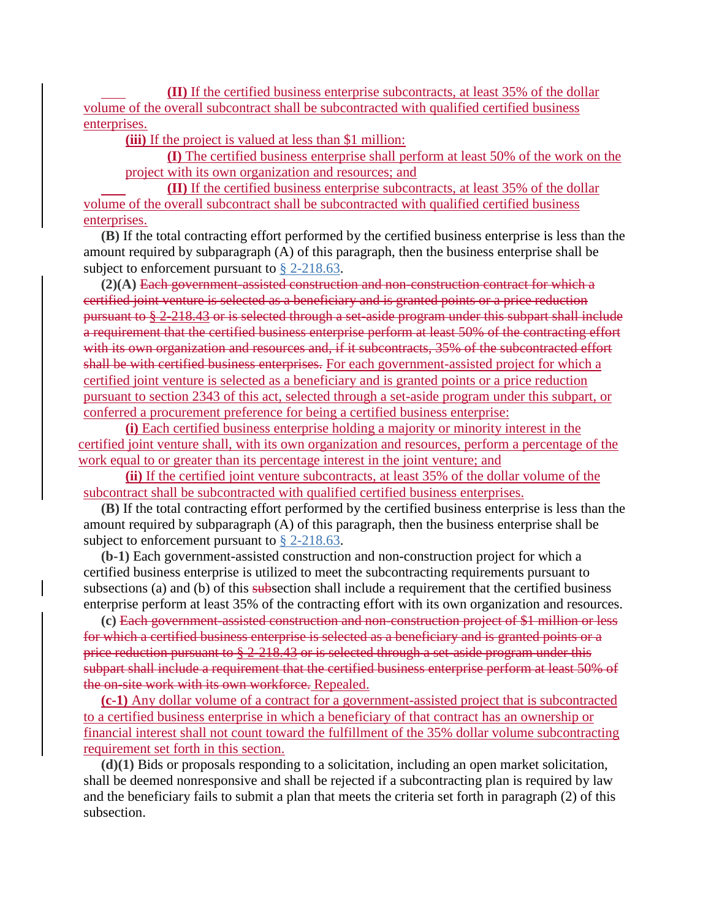**(II)** If the certified business enterprise subcontracts, at least 35% of the dollar volume of the overall subcontract shall be subcontracted with qualified certified business enterprises.

**(iii)** If the project is valued at less than $1 million:

**(I)** The certified business enterprise shall perform at least 50% of the work on the project with its own organization and resources; and

**(II)** If the certified business enterprise subcontracts, at least 35% of the dollar volume of the overall subcontract shall be subcontracted with qualified certified business enterprises.

**(B)** If the total contracting effort performed by the certified business enterprise is less than the amount required by subparagraph (A) of this paragraph, then the business enterprise shall be subject to enforcement pursuant to § 2-218.63.

**(2)(A)** ~~Each government-assisted construction and non-construction contract for which a certified joint venture is selected as a beneficiary and is granted points or a price reduction pursuant to § 2-218.43 or is selected through a set-aside program under this subpart shall include a requirement that the certified business enterprise perform at least 50% of the contracting effort with its own organization and resources and, if it subcontracts, 35% of the subcontracted effort shall be with certified business enterprises.~~ For each government-assisted project for which a certified joint venture is selected as a beneficiary and is granted points or a price reduction pursuant to section 2343 of this act, selected through a set-aside program under this subpart, or conferred a procurement preference for being a certified business enterprise:

**(i)** Each certified business enterprise holding a majority or minority interest in the certified joint venture shall, with its own organization and resources, perform a percentage of the work equal to or greater than its percentage interest in the joint venture; and

**(ii)** If the certified joint venture subcontracts, at least 35% of the dollar volume of the subcontract shall be subcontracted with qualified certified business enterprises.

**(B)** If the total contracting effort performed by the certified business enterprise is less than the amount required by subparagraph (A) of this paragraph, then the business enterprise shall be subject to enforcement pursuant to § 2-218.63.

**(b-1)** Each government-assisted construction and non-construction project for which a certified business enterprise is utilized to meet the subcontracting requirements pursuant to subsections (a) and (b) of this ~~sub~~section shall include a requirement that the certified business enterprise perform at least 35% of the contracting effort with its own organization and resources.

**(c)** ~~Each government-assisted construction and non-construction project of $1 million or less for which a certified business enterprise is selected as a beneficiary and is granted points or a price reduction pursuant to § 2-218.43 or is selected through a set-aside program under this subpart shall include a requirement that the certified business enterprise perform at least 50% of the on-site work with its own workforce.~~ Repealed.

**(c-1)** Any dollar volume of a contract for a government-assisted project that is subcontracted to a certified business enterprise in which a beneficiary of that contract has an ownership or financial interest shall not count toward the fulfillment of the 35% dollar volume subcontracting requirement set forth in this section.

**(d)(1)** Bids or proposals responding to a solicitation, including an open market solicitation, shall be deemed nonresponsive and shall be rejected if a subcontracting plan is required by law and the beneficiary fails to submit a plan that meets the criteria set forth in paragraph (2) of this subsection.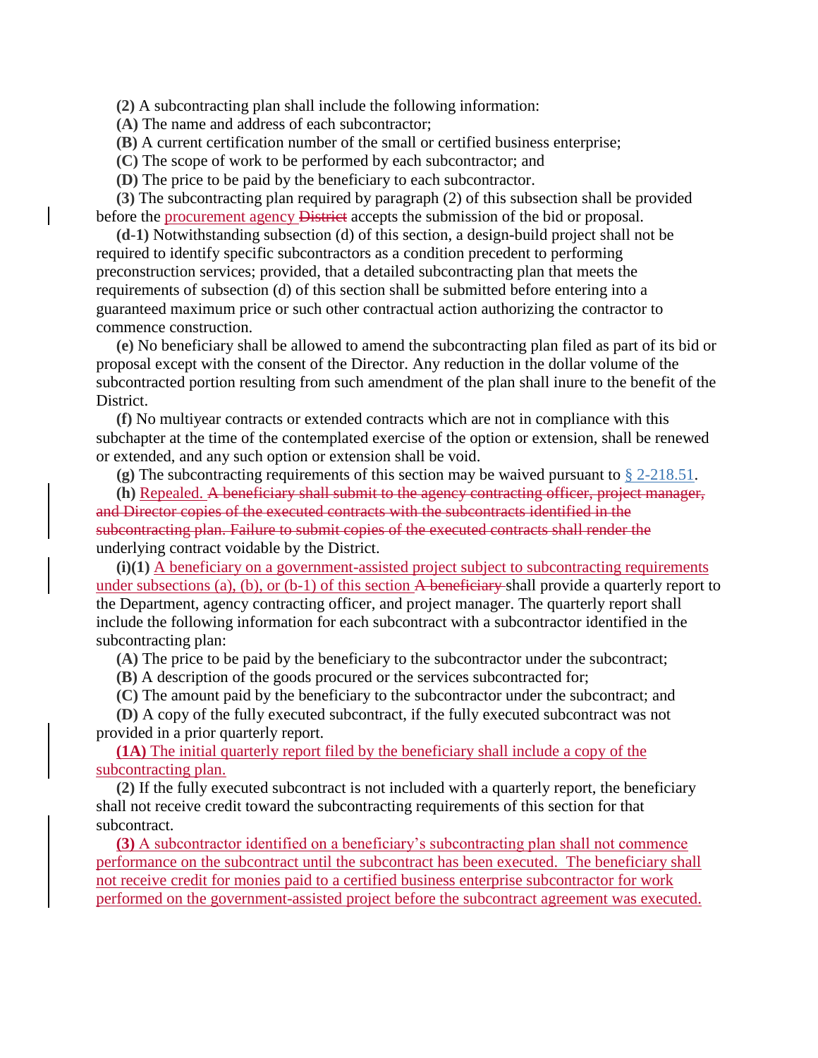**(2)** A subcontracting plan shall include the following information:

**(A)** The name and address of each subcontractor;

**(B)** A current certification number of the small or certified business enterprise;

**(C)** The scope of work to be performed by each subcontractor; and

**(D)** The price to be paid by the beneficiary to each subcontractor.

**(3)** The subcontracting plan required by paragraph (2) of this subsection shall be provided before the <u>procurement agency</u> ~~District~~ accepts the submission of the bid or proposal.

**(d-1)** Notwithstanding subsection (d) of this section, a design-build project shall not be required to identify specific subcontractors as a condition precedent to performing preconstruction services; provided, that a detailed subcontracting plan that meets the requirements of subsection (d) of this section shall be submitted before entering into a guaranteed maximum price or such other contractual action authorizing the contractor to commence construction.

**(e)** No beneficiary shall be allowed to amend the subcontracting plan filed as part of its bid or proposal except with the consent of the Director. Any reduction in the dollar volume of the subcontracted portion resulting from such amendment of the plan shall inure to the benefit of the District.

**(f)** No multiyear contracts or extended contracts which are not in compliance with this subchapter at the time of the contemplated exercise of the option or extension, shall be renewed or extended, and any such option or extension shall be void.

**(g)** The subcontracting requirements of this section may be waived pursuant to § 2-218.51.

**(h)** <u>Repealed.</u> ~~A beneficiary shall submit to the agency contracting officer, project manager, and Director copies of the executed contracts with the subcontracts identified in the subcontracting plan. Failure to submit copies of the executed contracts shall render the~~ underlying contract voidable by the District.

**(i)(1)** <u>A beneficiary on a government-assisted project subject to subcontracting requirements under subsections (a), (b), or (b-1) of this section</u> ~~A beneficiary~~ shall provide a quarterly report to the Department, agency contracting officer, and project manager. The quarterly report shall include the following information for each subcontract with a subcontractor identified in the subcontracting plan:

**(A)** The price to be paid by the beneficiary to the subcontractor under the subcontract;

**(B)** A description of the goods procured or the services subcontracted for;

**(C)** The amount paid by the beneficiary to the subcontractor under the subcontract; and

**(D)** A copy of the fully executed subcontract, if the fully executed subcontract was not provided in a prior quarterly report.

<u>**(1A)** The initial quarterly report filed by the beneficiary shall include a copy of the subcontracting plan.</u>

**(2)** If the fully executed subcontract is not included with a quarterly report, the beneficiary shall not receive credit toward the subcontracting requirements of this section for that subcontract.

<u>**(3)** A subcontractor identified on a beneficiary's subcontracting plan shall not commence performance on the subcontract until the subcontract has been executed. The beneficiary shall not receive credit for monies paid to a certified business enterprise subcontractor for work performed on the government-assisted project before the subcontract agreement was executed.</u>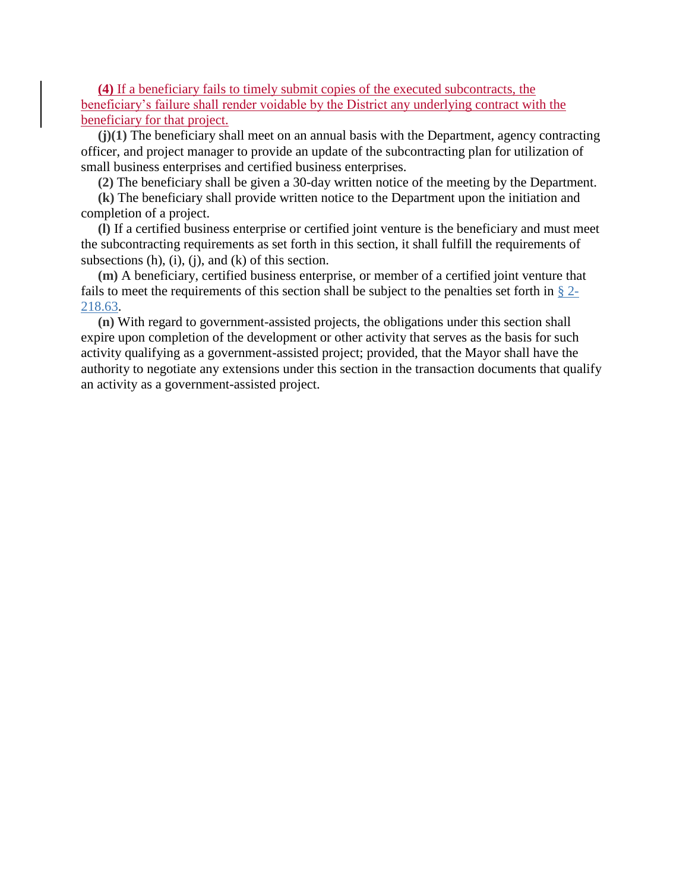**(4)** If a beneficiary fails to timely submit copies of the executed subcontracts, the beneficiary's failure shall render voidable by the District any underlying contract with the beneficiary for that project.

**(j)(1)** The beneficiary shall meet on an annual basis with the Department, agency contracting officer, and project manager to provide an update of the subcontracting plan for utilization of small business enterprises and certified business enterprises.

**(2)** The beneficiary shall be given a 30-day written notice of the meeting by the Department.

**(k)** The beneficiary shall provide written notice to the Department upon the initiation and completion of a project.

**(l)** If a certified business enterprise or certified joint venture is the beneficiary and must meet the subcontracting requirements as set forth in this section, it shall fulfill the requirements of subsections (h), (i), (j), and (k) of this section.

**(m)** A beneficiary, certified business enterprise, or member of a certified joint venture that fails to meet the requirements of this section shall be subject to the penalties set forth in § 2-218.63.

**(n)** With regard to government-assisted projects, the obligations under this section shall expire upon completion of the development or other activity that serves as the basis for such activity qualifying as a government-assisted project; provided, that the Mayor shall have the authority to negotiate any extensions under this section in the transaction documents that qualify an activity as a government-assisted project.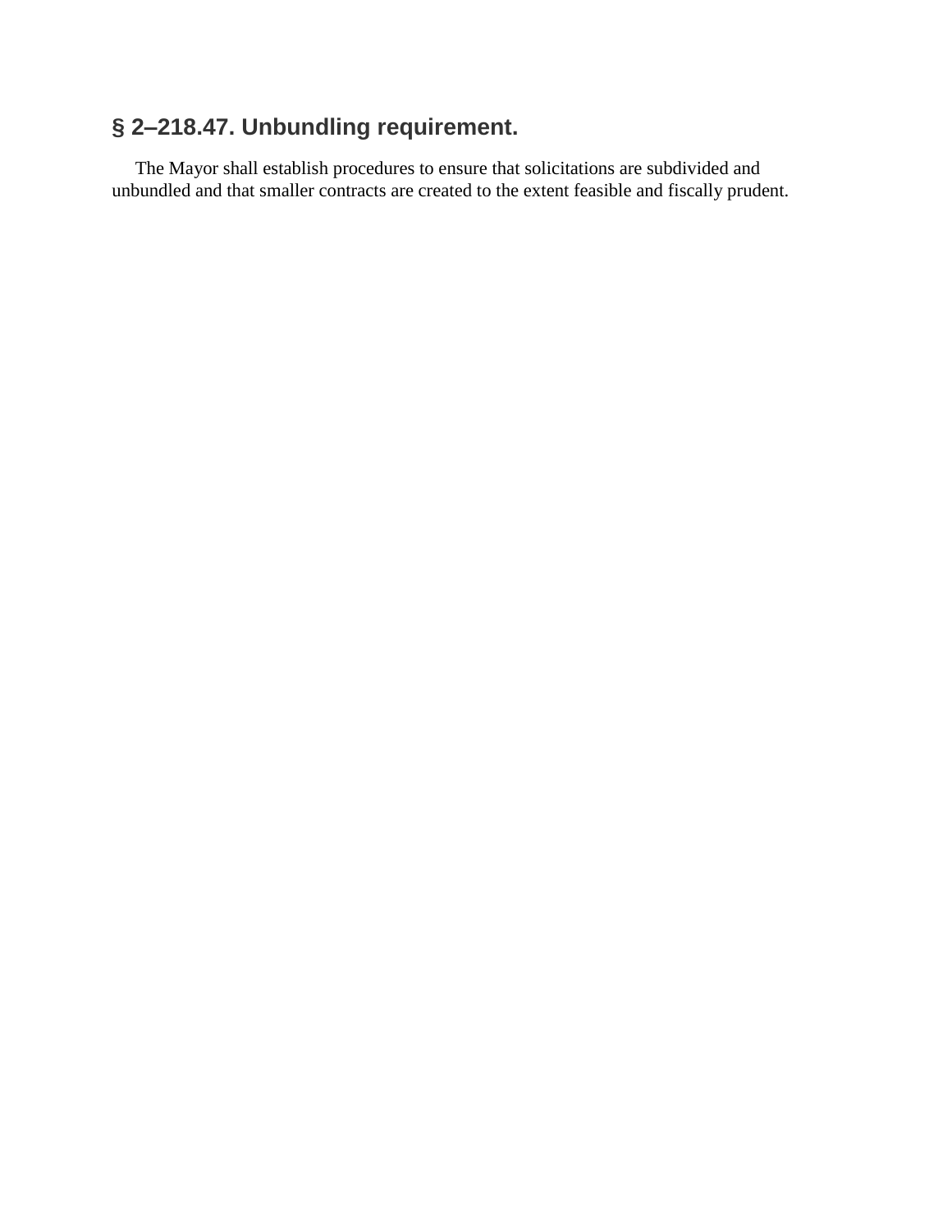## § 2–218.47. Unbundling requirement.

The Mayor shall establish procedures to ensure that solicitations are subdivided and unbundled and that smaller contracts are created to the extent feasible and fiscally prudent.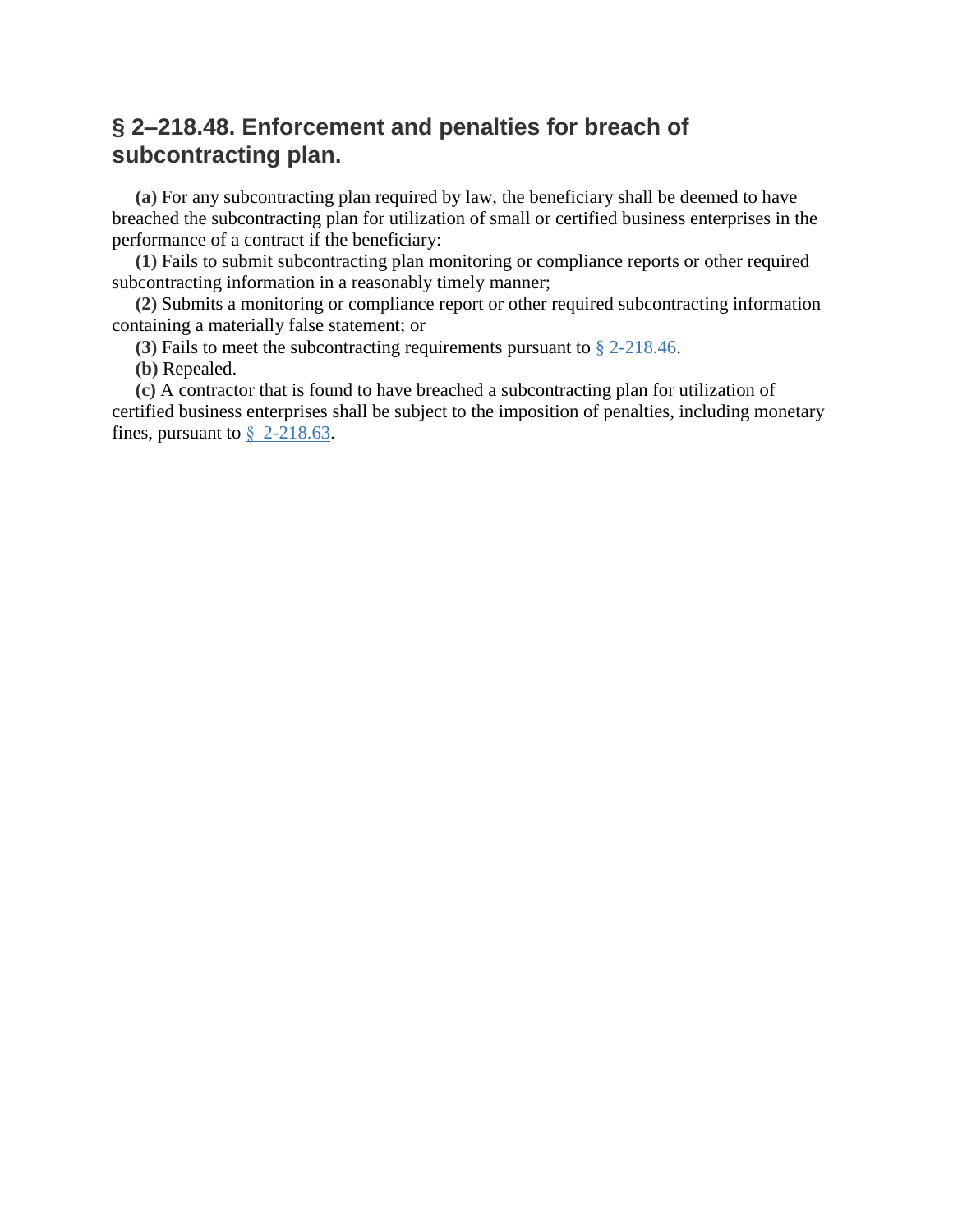## § 2–218.48. Enforcement and penalties for breach of subcontracting plan.

**(a)** For any subcontracting plan required by law, the beneficiary shall be deemed to have breached the subcontracting plan for utilization of small or certified business enterprises in the performance of a contract if the beneficiary:

**(1)** Fails to submit subcontracting plan monitoring or compliance reports or other required subcontracting information in a reasonably timely manner;

**(2)** Submits a monitoring or compliance report or other required subcontracting information containing a materially false statement; or

**(3)** Fails to meet the subcontracting requirements pursuant to § 2-218.46.

**(b)** Repealed.

**(c)** A contractor that is found to have breached a subcontracting plan for utilization of certified business enterprises shall be subject to the imposition of penalties, including monetary fines, pursuant to § 2-218.63.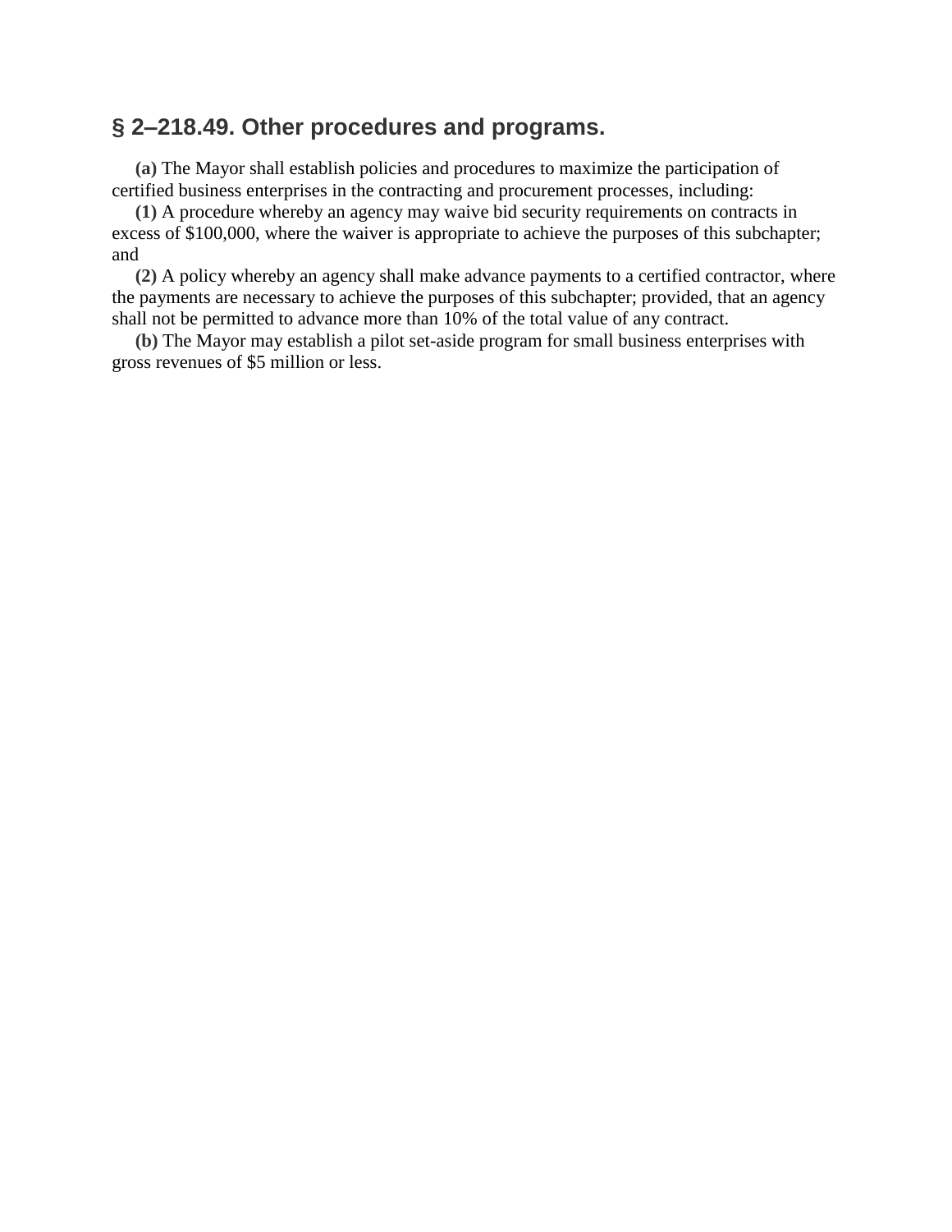## § 2–218.49. Other procedures and programs.

**(a)** The Mayor shall establish policies and procedures to maximize the participation of certified business enterprises in the contracting and procurement processes, including:

**(1)** A procedure whereby an agency may waive bid security requirements on contracts in excess of $100,000, where the waiver is appropriate to achieve the purposes of this subchapter; and

**(2)** A policy whereby an agency shall make advance payments to a certified contractor, where the payments are necessary to achieve the purposes of this subchapter; provided, that an agency shall not be permitted to advance more than 10% of the total value of any contract.

**(b)** The Mayor may establish a pilot set-aside program for small business enterprises with gross revenues of $5 million or less.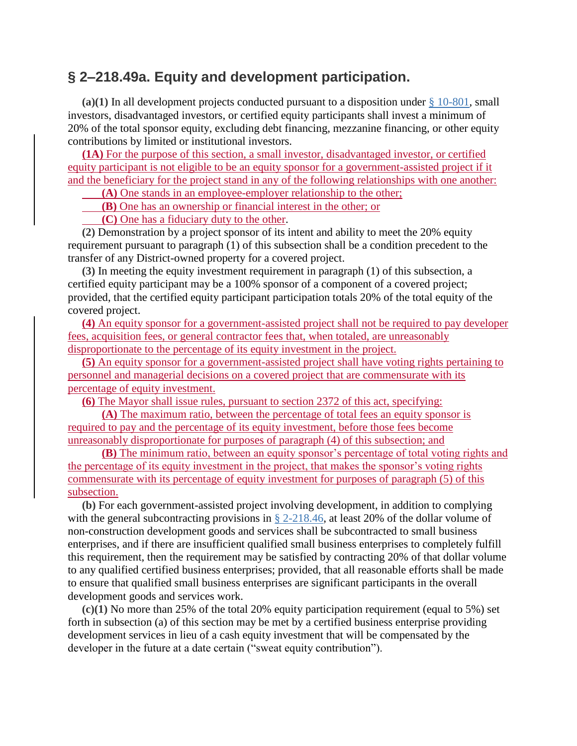## § 2–218.49a. Equity and development participation.

**(a)(1)** In all development projects conducted pursuant to a disposition under § 10-801, small investors, disadvantaged investors, or certified equity participants shall invest a minimum of 20% of the total sponsor equity, excluding debt financing, mezzanine financing, or other equity contributions by limited or institutional investors.

**(1A)** For the purpose of this section, a small investor, disadvantaged investor, or certified equity participant is not eligible to be an equity sponsor for a government-assisted project if it and the beneficiary for the project stand in any of the following relationships with one another:

**(A)** One stands in an employee-employer relationship to the other;

**(B)** One has an ownership or financial interest in the other; or

**(C)** One has a fiduciary duty to the other.

**(2)** Demonstration by a project sponsor of its intent and ability to meet the 20% equity requirement pursuant to paragraph (1) of this subsection shall be a condition precedent to the transfer of any District-owned property for a covered project.

**(3)** In meeting the equity investment requirement in paragraph (1) of this subsection, a certified equity participant may be a 100% sponsor of a component of a covered project; provided, that the certified equity participant participation totals 20% of the total equity of the covered project.

**(4)** An equity sponsor for a government-assisted project shall not be required to pay developer fees, acquisition fees, or general contractor fees that, when totaled, are unreasonably disproportionate to the percentage of its equity investment in the project.

**(5)** An equity sponsor for a government-assisted project shall have voting rights pertaining to personnel and managerial decisions on a covered project that are commensurate with its percentage of equity investment.

**(6)** The Mayor shall issue rules, pursuant to section 2372 of this act, specifying:

**(A)** The maximum ratio, between the percentage of total fees an equity sponsor is required to pay and the percentage of its equity investment, before those fees become unreasonably disproportionate for purposes of paragraph (4) of this subsection; and

**(B)** The minimum ratio, between an equity sponsor's percentage of total voting rights and the percentage of its equity investment in the project, that makes the sponsor's voting rights commensurate with its percentage of equity investment for purposes of paragraph (5) of this subsection.

**(b)** For each government-assisted project involving development, in addition to complying with the general subcontracting provisions in § 2-218.46, at least 20% of the dollar volume of non-construction development goods and services shall be subcontracted to small business enterprises, and if there are insufficient qualified small business enterprises to completely fulfill this requirement, then the requirement may be satisfied by contracting 20% of that dollar volume to any qualified certified business enterprises; provided, that all reasonable efforts shall be made to ensure that qualified small business enterprises are significant participants in the overall development goods and services work.

**(c)(1)** No more than 25% of the total 20% equity participation requirement (equal to 5%) set forth in subsection (a) of this section may be met by a certified business enterprise providing development services in lieu of a cash equity investment that will be compensated by the developer in the future at a date certain ("sweat equity contribution").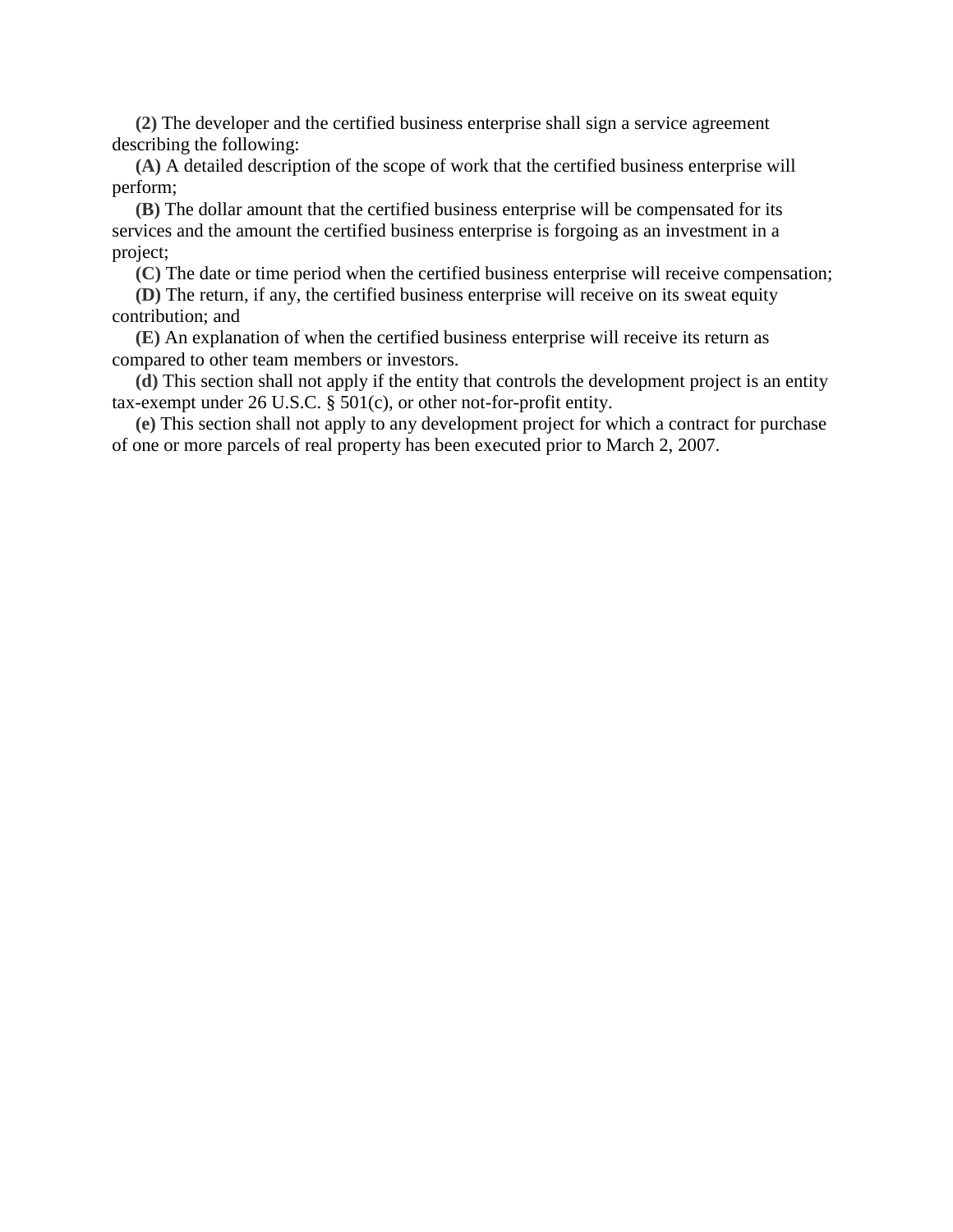**(2)** The developer and the certified business enterprise shall sign a service agreement describing the following:

**(A)** A detailed description of the scope of work that the certified business enterprise will perform;

**(B)** The dollar amount that the certified business enterprise will be compensated for its services and the amount the certified business enterprise is forgoing as an investment in a project;

**(C)** The date or time period when the certified business enterprise will receive compensation;

**(D)** The return, if any, the certified business enterprise will receive on its sweat equity contribution; and

**(E)** An explanation of when the certified business enterprise will receive its return as compared to other team members or investors.

**(d)** This section shall not apply if the entity that controls the development project is an entity tax-exempt under 26 U.S.C. § 501(c), or other not-for-profit entity.

**(e)** This section shall not apply to any development project for which a contract for purchase of one or more parcels of real property has been executed prior to March 2, 2007.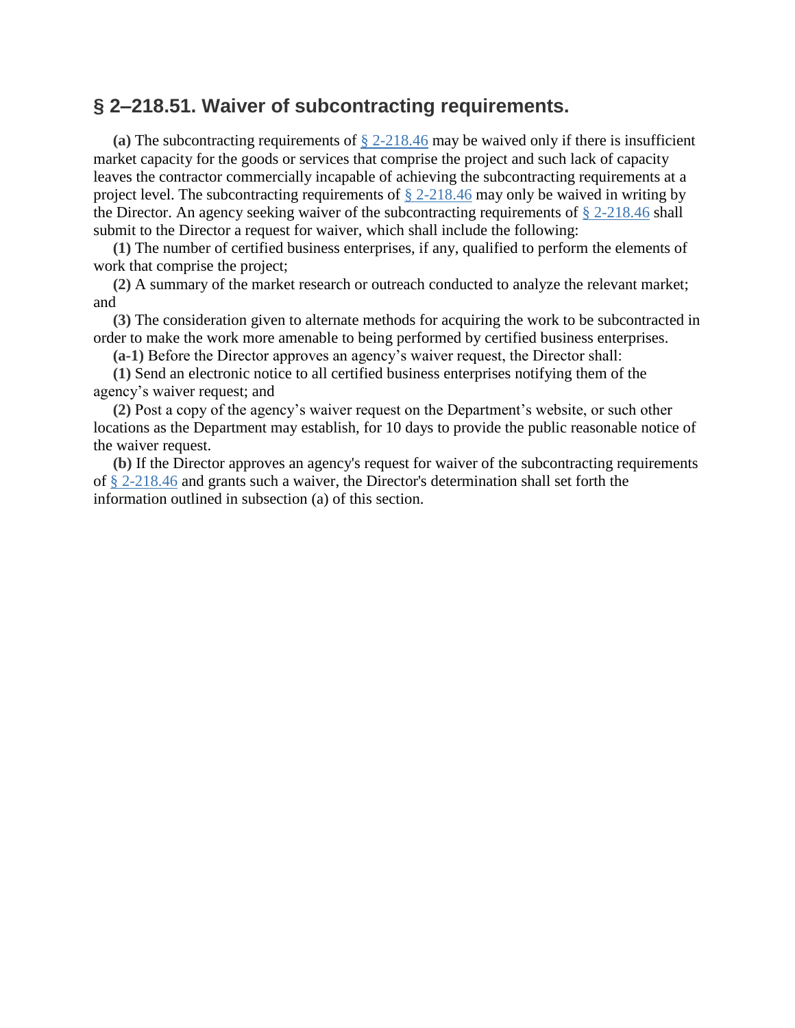## § 2–218.51. Waiver of subcontracting requirements.

**(a)** The subcontracting requirements of § 2-218.46 may be waived only if there is insufficient market capacity for the goods or services that comprise the project and such lack of capacity leaves the contractor commercially incapable of achieving the subcontracting requirements at a project level. The subcontracting requirements of § 2-218.46 may only be waived in writing by the Director. An agency seeking waiver of the subcontracting requirements of § 2-218.46 shall submit to the Director a request for waiver, which shall include the following:

**(1)** The number of certified business enterprises, if any, qualified to perform the elements of work that comprise the project;

**(2)** A summary of the market research or outreach conducted to analyze the relevant market; and

**(3)** The consideration given to alternate methods for acquiring the work to be subcontracted in order to make the work more amenable to being performed by certified business enterprises.

**(a-1)** Before the Director approves an agency's waiver request, the Director shall:

**(1)** Send an electronic notice to all certified business enterprises notifying them of the agency's waiver request; and

**(2)** Post a copy of the agency's waiver request on the Department's website, or such other locations as the Department may establish, for 10 days to provide the public reasonable notice of the waiver request.

**(b)** If the Director approves an agency's request for waiver of the subcontracting requirements of § 2-218.46 and grants such a waiver, the Director's determination shall set forth the information outlined in subsection (a) of this section.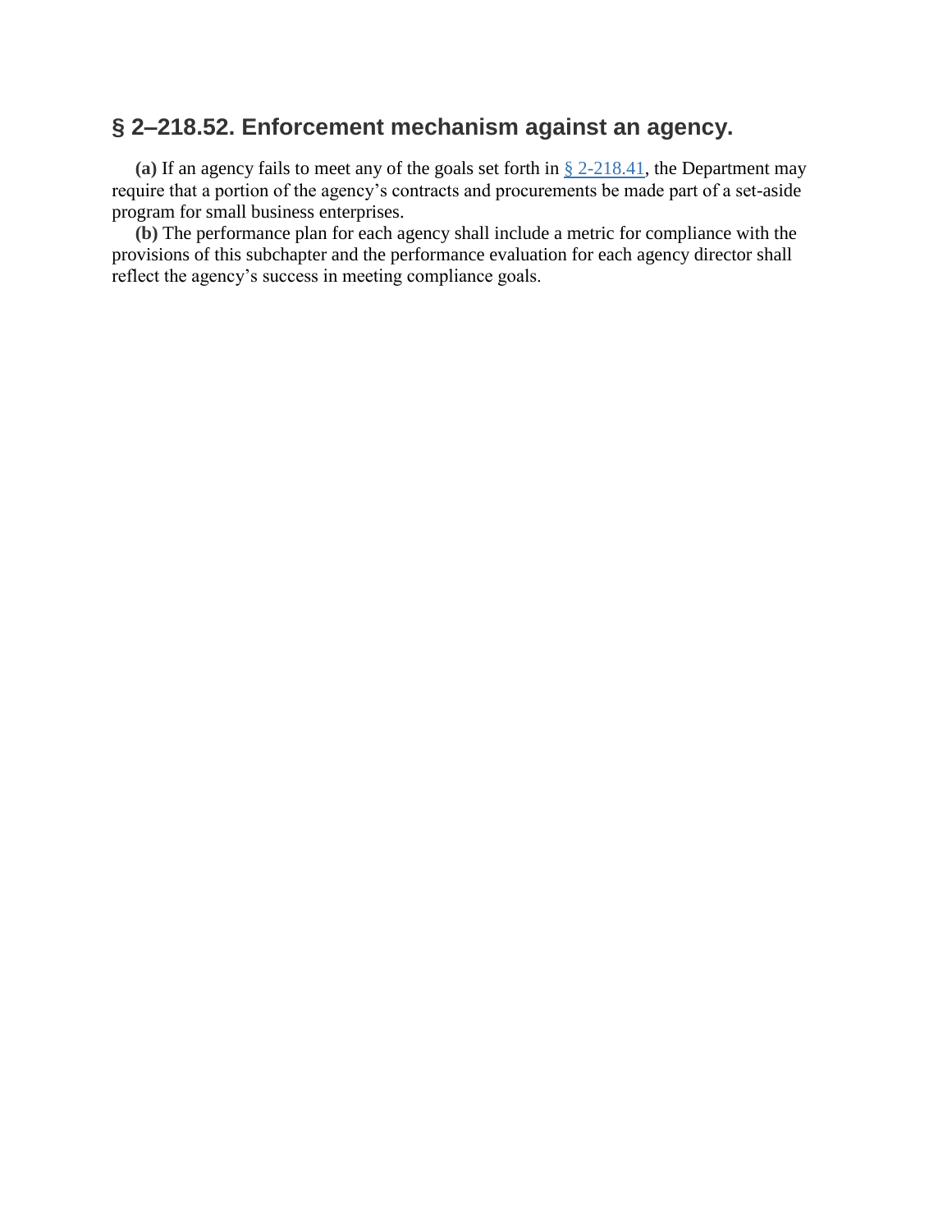## § 2–218.52. Enforcement mechanism against an agency.

**(a)** If an agency fails to meet any of the goals set forth in § 2-218.41, the Department may require that a portion of the agency's contracts and procurements be made part of a set-aside program for small business enterprises.

**(b)** The performance plan for each agency shall include a metric for compliance with the provisions of this subchapter and the performance evaluation for each agency director shall reflect the agency's success in meeting compliance goals.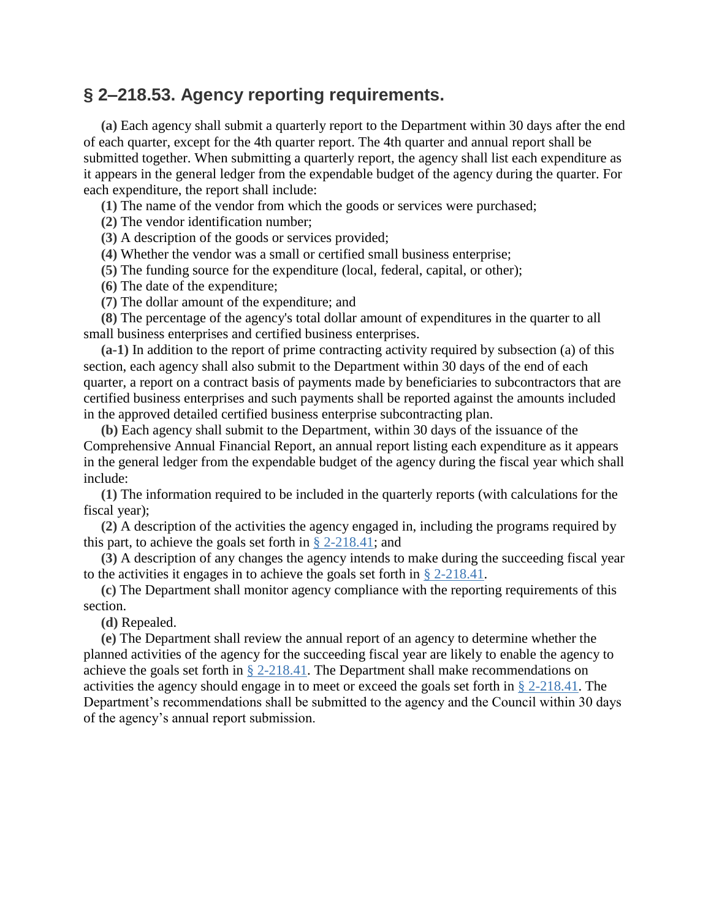## § 2–218.53. Agency reporting requirements.

**(a)** Each agency shall submit a quarterly report to the Department within 30 days after the end of each quarter, except for the 4th quarter report. The 4th quarter and annual report shall be submitted together. When submitting a quarterly report, the agency shall list each expenditure as it appears in the general ledger from the expendable budget of the agency during the quarter. For each expenditure, the report shall include:

**(1)** The name of the vendor from which the goods or services were purchased;

**(2)** The vendor identification number;

**(3)** A description of the goods or services provided;

**(4)** Whether the vendor was a small or certified small business enterprise;

**(5)** The funding source for the expenditure (local, federal, capital, or other);

**(6)** The date of the expenditure;

**(7)** The dollar amount of the expenditure; and

**(8)** The percentage of the agency's total dollar amount of expenditures in the quarter to all small business enterprises and certified business enterprises.

**(a-1)** In addition to the report of prime contracting activity required by subsection (a) of this section, each agency shall also submit to the Department within 30 days of the end of each quarter, a report on a contract basis of payments made by beneficiaries to subcontractors that are certified business enterprises and such payments shall be reported against the amounts included in the approved detailed certified business enterprise subcontracting plan.

**(b)** Each agency shall submit to the Department, within 30 days of the issuance of the Comprehensive Annual Financial Report, an annual report listing each expenditure as it appears in the general ledger from the expendable budget of the agency during the fiscal year which shall include:

**(1)** The information required to be included in the quarterly reports (with calculations for the fiscal year);

**(2)** A description of the activities the agency engaged in, including the programs required by this part, to achieve the goals set forth in § 2-218.41; and

**(3)** A description of any changes the agency intends to make during the succeeding fiscal year to the activities it engages in to achieve the goals set forth in § 2-218.41.

**(c)** The Department shall monitor agency compliance with the reporting requirements of this section.

**(d)** Repealed.

**(e)** The Department shall review the annual report of an agency to determine whether the planned activities of the agency for the succeeding fiscal year are likely to enable the agency to achieve the goals set forth in § 2-218.41. The Department shall make recommendations on activities the agency should engage in to meet or exceed the goals set forth in § 2-218.41. The Department's recommendations shall be submitted to the agency and the Council within 30 days of the agency's annual report submission.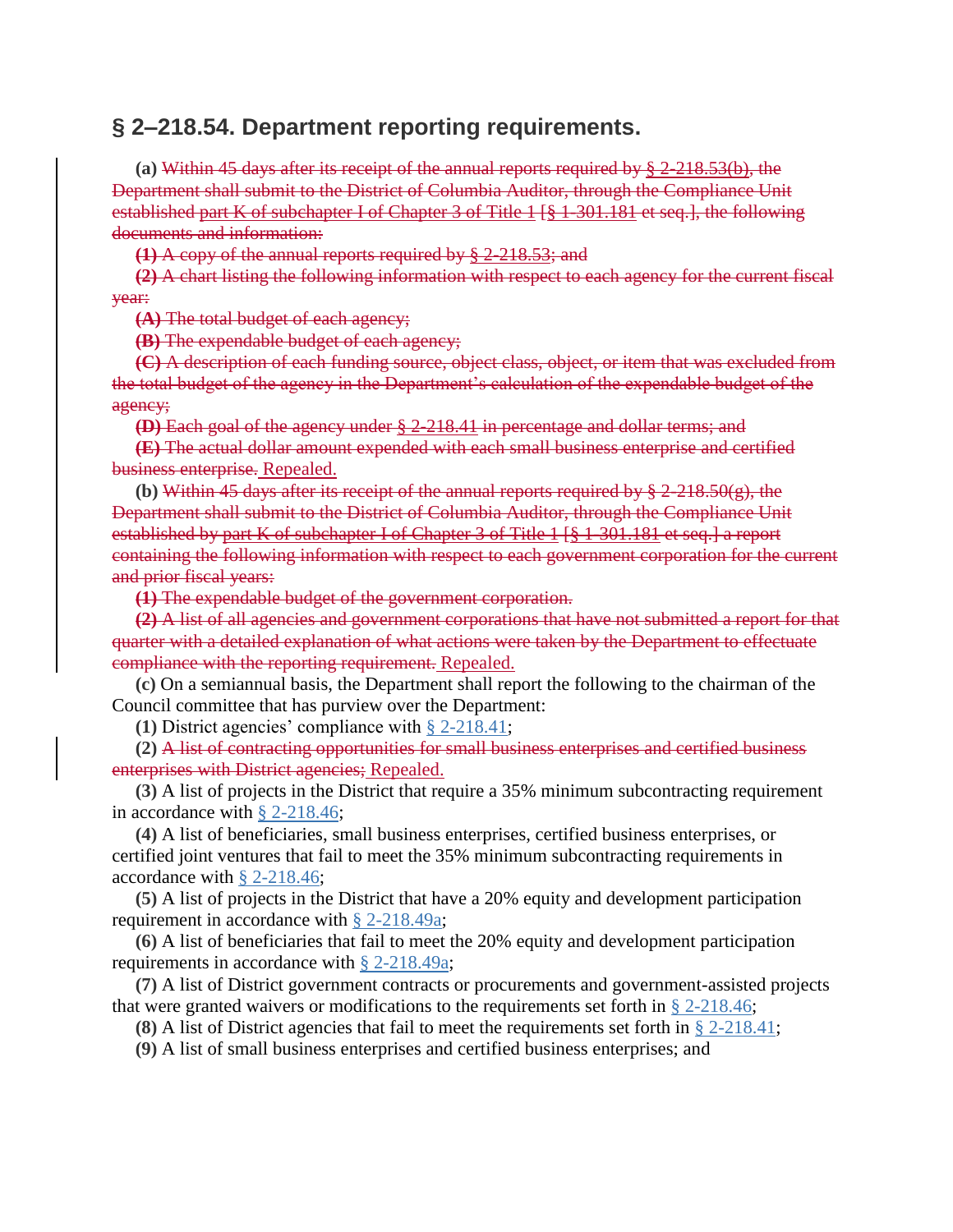## § 2–218.54. Department reporting requirements.

**(a)** ~~Within 45 days after its receipt of the annual reports required by § 2-218.53(b), the Department shall submit to the District of Columbia Auditor, through the Compliance Unit established part K of subchapter I of Chapter 3 of Title 1 [§ 1-301.181 et seq.], the following documents and information:~~

~~**(1)** A copy of the annual reports required by § 2-218.53; and~~

~~**(2)** A chart listing the following information with respect to each agency for the current fiscal year:~~

~~**(A)** The total budget of each agency;~~

~~**(B)** The expendable budget of each agency;~~

~~**(C)** A description of each funding source, object class, object, or item that was excluded from the total budget of the agency in the Department's calculation of the expendable budget of the agency;~~

~~**(D)** Each goal of the agency under § 2-218.41 in percentage and dollar terms; and~~

~~**(E)** The actual dollar amount expended with each small business enterprise and certified business enterprise.~~ Repealed.

**(b)** ~~Within 45 days after its receipt of the annual reports required by § 2-218.50(g), the Department shall submit to the District of Columbia Auditor, through the Compliance Unit established by part K of subchapter I of Chapter 3 of Title 1 [§ 1-301.181 et seq.] a report containing the following information with respect to each government corporation for the current and prior fiscal years:~~

~~**(1)** The expendable budget of the government corporation.~~

~~**(2)** A list of all agencies and government corporations that have not submitted a report for that quarter with a detailed explanation of what actions were taken by the Department to effectuate compliance with the reporting requirement.~~ Repealed.

**(c)** On a semiannual basis, the Department shall report the following to the chairman of the Council committee that has purview over the Department:

**(1)** District agencies' compliance with § 2-218.41;

**(2)** ~~A list of contracting opportunities for small business enterprises and certified business enterprises with District agencies;~~ Repealed.

**(3)** A list of projects in the District that require a 35% minimum subcontracting requirement in accordance with § 2-218.46;

**(4)** A list of beneficiaries, small business enterprises, certified business enterprises, or certified joint ventures that fail to meet the 35% minimum subcontracting requirements in accordance with § 2-218.46;

**(5)** A list of projects in the District that have a 20% equity and development participation requirement in accordance with § 2-218.49a;

**(6)** A list of beneficiaries that fail to meet the 20% equity and development participation requirements in accordance with § 2-218.49a;

**(7)** A list of District government contracts or procurements and government-assisted projects that were granted waivers or modifications to the requirements set forth in § 2-218.46;

**(8)** A list of District agencies that fail to meet the requirements set forth in § 2-218.41;

**(9)** A list of small business enterprises and certified business enterprises; and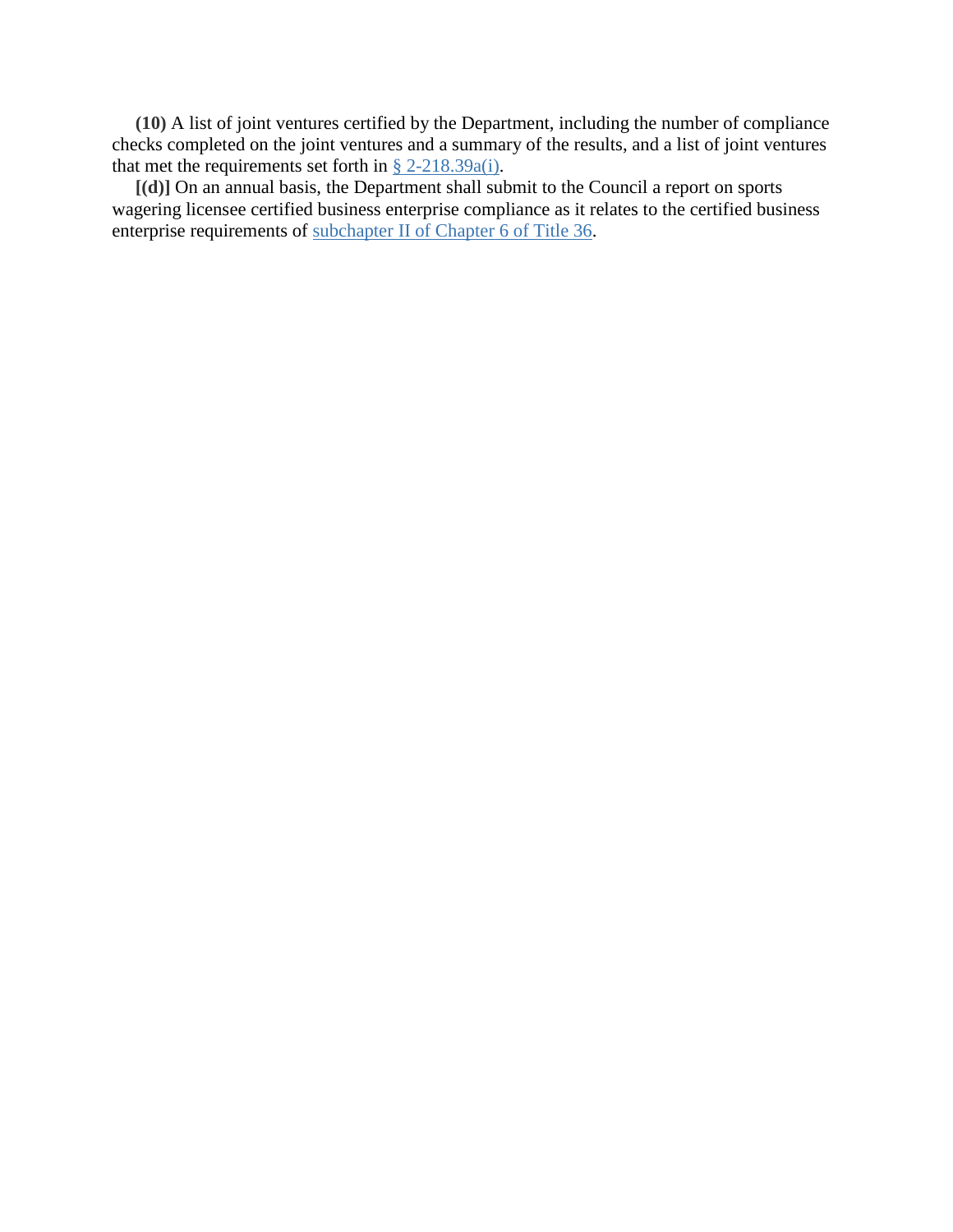**(10)** A list of joint ventures certified by the Department, including the number of compliance checks completed on the joint ventures and a summary of the results, and a list of joint ventures that met the requirements set forth in § 2-218.39a(i).

**[(d)]** On an annual basis, the Department shall submit to the Council a report on sports wagering licensee certified business enterprise compliance as it relates to the certified business enterprise requirements of subchapter II of Chapter 6 of Title 36.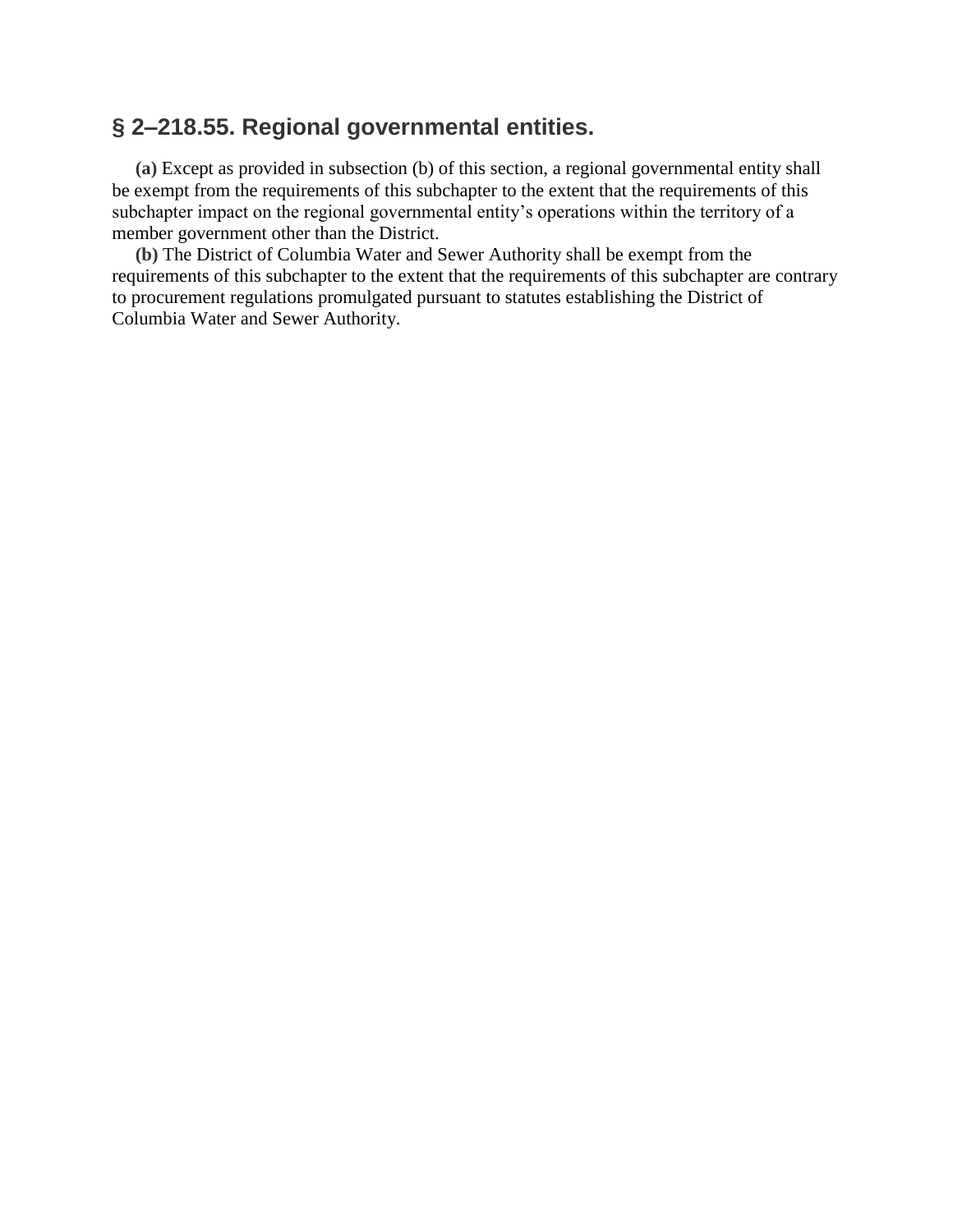## § 2–218.55. Regional governmental entities.

**(a)** Except as provided in subsection (b) of this section, a regional governmental entity shall be exempt from the requirements of this subchapter to the extent that the requirements of this subchapter impact on the regional governmental entity's operations within the territory of a member government other than the District.

**(b)** The District of Columbia Water and Sewer Authority shall be exempt from the requirements of this subchapter to the extent that the requirements of this subchapter are contrary to procurement regulations promulgated pursuant to statutes establishing the District of Columbia Water and Sewer Authority.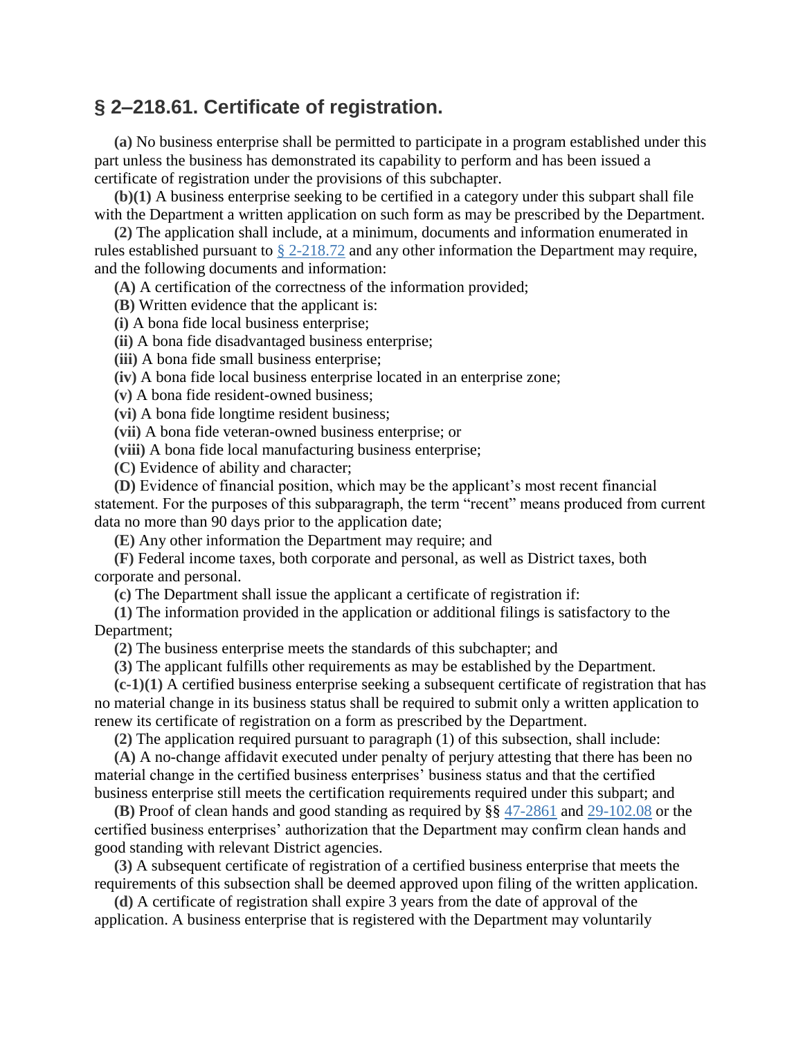## § 2–218.61. Certificate of registration.

**(a)** No business enterprise shall be permitted to participate in a program established under this part unless the business has demonstrated its capability to perform and has been issued a certificate of registration under the provisions of this subchapter.

**(b)(1)** A business enterprise seeking to be certified in a category under this subpart shall file with the Department a written application on such form as may be prescribed by the Department.

**(2)** The application shall include, at a minimum, documents and information enumerated in rules established pursuant to § 2-218.72 and any other information the Department may require, and the following documents and information:

**(A)** A certification of the correctness of the information provided;

**(B)** Written evidence that the applicant is:

**(i)** A bona fide local business enterprise;

**(ii)** A bona fide disadvantaged business enterprise;

**(iii)** A bona fide small business enterprise;

**(iv)** A bona fide local business enterprise located in an enterprise zone;

**(v)** A bona fide resident-owned business;

**(vi)** A bona fide longtime resident business;

**(vii)** A bona fide veteran-owned business enterprise; or

**(viii)** A bona fide local manufacturing business enterprise;

**(C)** Evidence of ability and character;

**(D)** Evidence of financial position, which may be the applicant's most recent financial statement. For the purposes of this subparagraph, the term "recent" means produced from current data no more than 90 days prior to the application date;

**(E)** Any other information the Department may require; and

**(F)** Federal income taxes, both corporate and personal, as well as District taxes, both corporate and personal.

**(c)** The Department shall issue the applicant a certificate of registration if:

**(1)** The information provided in the application or additional filings is satisfactory to the Department;

**(2)** The business enterprise meets the standards of this subchapter; and

**(3)** The applicant fulfills other requirements as may be established by the Department.

**(c-1)(1)** A certified business enterprise seeking a subsequent certificate of registration that has no material change in its business status shall be required to submit only a written application to renew its certificate of registration on a form as prescribed by the Department.

**(2)** The application required pursuant to paragraph (1) of this subsection, shall include:

**(A)** A no-change affidavit executed under penalty of perjury attesting that there has been no material change in the certified business enterprises' business status and that the certified business enterprise still meets the certification requirements required under this subpart; and

**(B)** Proof of clean hands and good standing as required by §§ 47-2861 and 29-102.08 or the certified business enterprises' authorization that the Department may confirm clean hands and good standing with relevant District agencies.

**(3)** A subsequent certificate of registration of a certified business enterprise that meets the requirements of this subsection shall be deemed approved upon filing of the written application.

**(d)** A certificate of registration shall expire 3 years from the date of approval of the application. A business enterprise that is registered with the Department may voluntarily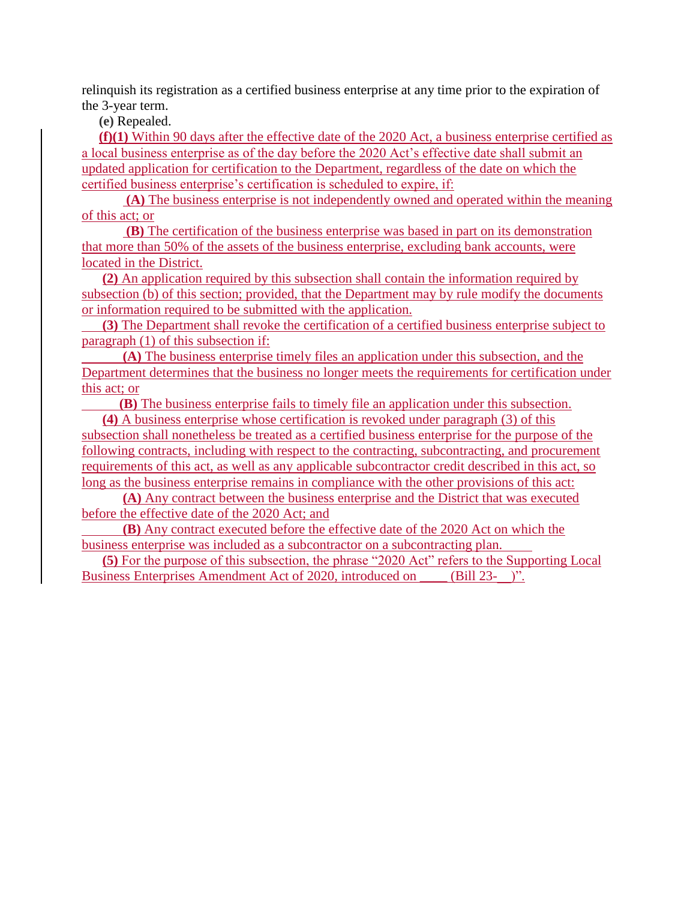relinquish its registration as a certified business enterprise at any time prior to the expiration of the 3-year term.

**(e)** Repealed.

**(f)(1)** Within 90 days after the effective date of the 2020 Act, a business enterprise certified as a local business enterprise as of the day before the 2020 Act's effective date shall submit an updated application for certification to the Department, regardless of the date on which the certified business enterprise's certification is scheduled to expire, if:

**(A)** The business enterprise is not independently owned and operated within the meaning of this act; or

**(B)** The certification of the business enterprise was based in part on its demonstration that more than 50% of the assets of the business enterprise, excluding bank accounts, were located in the District.

**(2)** An application required by this subsection shall contain the information required by subsection (b) of this section; provided, that the Department may by rule modify the documents or information required to be submitted with the application.

**(3)** The Department shall revoke the certification of a certified business enterprise subject to paragraph (1) of this subsection if:

**(A)** The business enterprise timely files an application under this subsection, and the Department determines that the business no longer meets the requirements for certification under this act; or

**(B)** The business enterprise fails to timely file an application under this subsection.

**(4)** A business enterprise whose certification is revoked under paragraph (3) of this subsection shall nonetheless be treated as a certified business enterprise for the purpose of the following contracts, including with respect to the contracting, subcontracting, and procurement requirements of this act, as well as any applicable subcontractor credit described in this act, so long as the business enterprise remains in compliance with the other provisions of this act:

**(A)** Any contract between the business enterprise and the District that was executed before the effective date of the 2020 Act; and

**(B)** Any contract executed before the effective date of the 2020 Act on which the business enterprise was included as a subcontractor on a subcontracting plan.

**(5)** For the purpose of this subsection, the phrase "2020 Act" refers to the Supporting Local Business Enterprises Amendment Act of 2020, introduced on ____ (Bill 23-__)".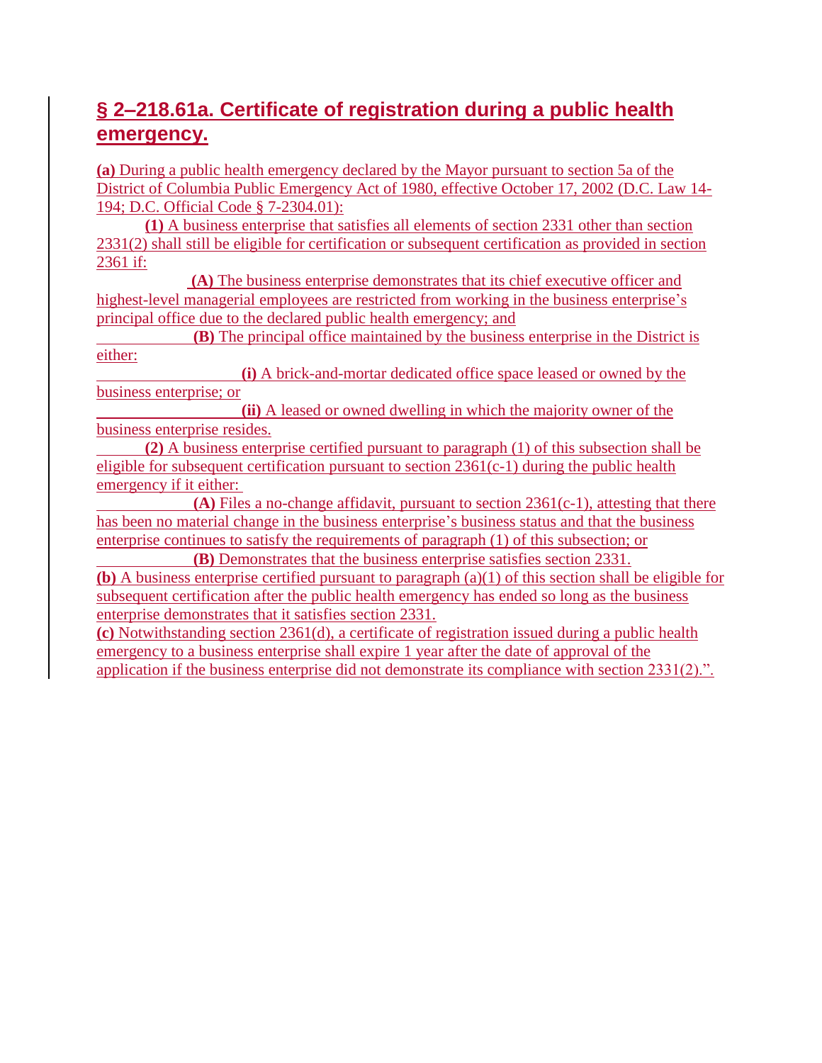## § 2–218.61a. Certificate of registration during a public health emergency.

**(a)** During a public health emergency declared by the Mayor pursuant to section 5a of the District of Columbia Public Emergency Act of 1980, effective October 17, 2002 (D.C. Law 14-194; D.C. Official Code § 7-2304.01):

**(1)** A business enterprise that satisfies all elements of section 2331 other than section 2331(2) shall still be eligible for certification or subsequent certification as provided in section 2361 if:

**(A)** The business enterprise demonstrates that its chief executive officer and highest-level managerial employees are restricted from working in the business enterprise's principal office due to the declared public health emergency; and

**(B)** The principal office maintained by the business enterprise in the District is either:

**(i)** A brick-and-mortar dedicated office space leased or owned by the business enterprise; or

**(ii)** A leased or owned dwelling in which the majority owner of the business enterprise resides.

**(2)** A business enterprise certified pursuant to paragraph (1) of this subsection shall be eligible for subsequent certification pursuant to section 2361(c-1) during the public health emergency if it either:

**(A)** Files a no-change affidavit, pursuant to section 2361(c-1), attesting that there has been no material change in the business enterprise's business status and that the business enterprise continues to satisfy the requirements of paragraph (1) of this subsection; or

**(B)** Demonstrates that the business enterprise satisfies section 2331.

**(b)** A business enterprise certified pursuant to paragraph (a)(1) of this section shall be eligible for subsequent certification after the public health emergency has ended so long as the business enterprise demonstrates that it satisfies section 2331.

**(c)** Notwithstanding section 2361(d), a certificate of registration issued during a public health emergency to a business enterprise shall expire 1 year after the date of approval of the application if the business enterprise did not demonstrate its compliance with section 2331(2).".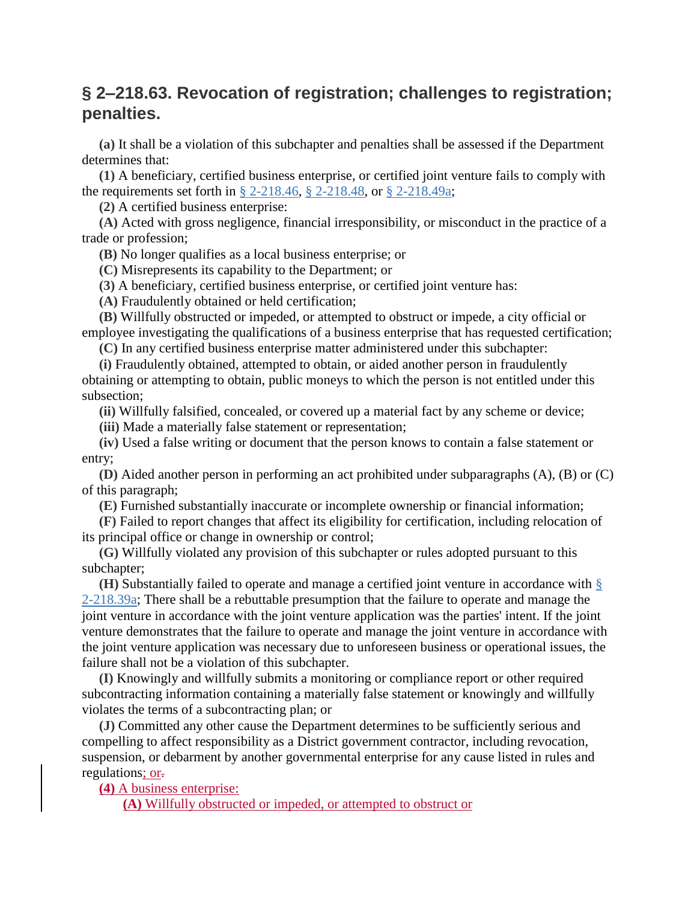## § 2–218.63. Revocation of registration; challenges to registration; penalties.

**(a)** It shall be a violation of this subchapter and penalties shall be assessed if the Department determines that:

**(1)** A beneficiary, certified business enterprise, or certified joint venture fails to comply with the requirements set forth in § 2-218.46, § 2-218.48, or § 2-218.49a;

**(2)** A certified business enterprise:

**(A)** Acted with gross negligence, financial irresponsibility, or misconduct in the practice of a trade or profession;

**(B)** No longer qualifies as a local business enterprise; or

**(C)** Misrepresents its capability to the Department; or

**(3)** A beneficiary, certified business enterprise, or certified joint venture has:

**(A)** Fraudulently obtained or held certification;

**(B)** Willfully obstructed or impeded, or attempted to obstruct or impede, a city official or employee investigating the qualifications of a business enterprise that has requested certification;

**(C)** In any certified business enterprise matter administered under this subchapter:

**(i)** Fraudulently obtained, attempted to obtain, or aided another person in fraudulently obtaining or attempting to obtain, public moneys to which the person is not entitled under this subsection;

**(ii)** Willfully falsified, concealed, or covered up a material fact by any scheme or device;

**(iii)** Made a materially false statement or representation;

**(iv)** Used a false writing or document that the person knows to contain a false statement or entry;

**(D)** Aided another person in performing an act prohibited under subparagraphs (A), (B) or (C) of this paragraph;

**(E)** Furnished substantially inaccurate or incomplete ownership or financial information;

**(F)** Failed to report changes that affect its eligibility for certification, including relocation of its principal office or change in ownership or control;

**(G)** Willfully violated any provision of this subchapter or rules adopted pursuant to this subchapter;

**(H)** Substantially failed to operate and manage a certified joint venture in accordance with § 2-218.39a; There shall be a rebuttable presumption that the failure to operate and manage the joint venture in accordance with the joint venture application was the parties' intent. If the joint venture demonstrates that the failure to operate and manage the joint venture in accordance with the joint venture application was necessary due to unforeseen business or operational issues, the failure shall not be a violation of this subchapter.

**(I)** Knowingly and willfully submits a monitoring or compliance report or other required subcontracting information containing a materially false statement or knowingly and willfully violates the terms of a subcontracting plan; or

**(J)** Committed any other cause the Department determines to be sufficiently serious and compelling to affect responsibility as a District government contractor, including revocation, suspension, or debarment by another governmental enterprise for any cause listed in rules and regulations; or~~.~~

**(4)** A business enterprise:

**(A)** Willfully obstructed or impeded, or attempted to obstruct or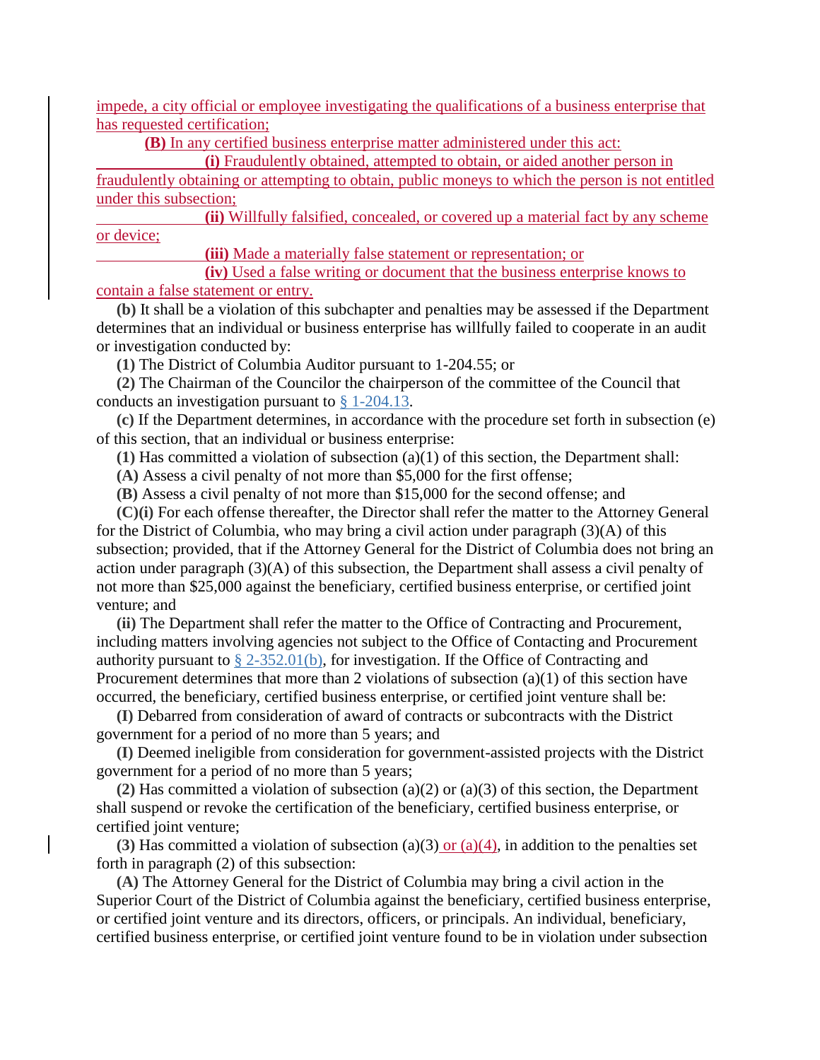impede, a city official or employee investigating the qualifications of a business enterprise that has requested certification;

**(B)** In any certified business enterprise matter administered under this act:

**(i)** Fraudulently obtained, attempted to obtain, or aided another person in fraudulently obtaining or attempting to obtain, public moneys to which the person is not entitled under this subsection;

**(ii)** Willfully falsified, concealed, or covered up a material fact by any scheme or device;

**(iii)** Made a materially false statement or representation; or

**(iv)** Used a false writing or document that the business enterprise knows to contain a false statement or entry.

**(b)** It shall be a violation of this subchapter and penalties may be assessed if the Department determines that an individual or business enterprise has willfully failed to cooperate in an audit or investigation conducted by:

**(1)** The District of Columbia Auditor pursuant to 1-204.55; or

**(2)** The Chairman of the Councilor the chairperson of the committee of the Council that conducts an investigation pursuant to § 1-204.13.

**(c)** If the Department determines, in accordance with the procedure set forth in subsection (e) of this section, that an individual or business enterprise:

**(1)** Has committed a violation of subsection (a)(1) of this section, the Department shall:

**(A)** Assess a civil penalty of not more than $5,000 for the first offense;

**(B)** Assess a civil penalty of not more than $15,000 for the second offense; and

**(C)(i)** For each offense thereafter, the Director shall refer the matter to the Attorney General for the District of Columbia, who may bring a civil action under paragraph (3)(A) of this subsection; provided, that if the Attorney General for the District of Columbia does not bring an action under paragraph (3)(A) of this subsection, the Department shall assess a civil penalty of not more than $25,000 against the beneficiary, certified business enterprise, or certified joint venture; and

**(ii)** The Department shall refer the matter to the Office of Contracting and Procurement, including matters involving agencies not subject to the Office of Contacting and Procurement authority pursuant to § 2-352.01(b), for investigation. If the Office of Contracting and Procurement determines that more than 2 violations of subsection (a)(1) of this section have occurred, the beneficiary, certified business enterprise, or certified joint venture shall be:

**(I)** Debarred from consideration of award of contracts or subcontracts with the District government for a period of no more than 5 years; and

**(I)** Deemed ineligible from consideration for government-assisted projects with the District government for a period of no more than 5 years;

**(2)** Has committed a violation of subsection (a)(2) or (a)(3) of this section, the Department shall suspend or revoke the certification of the beneficiary, certified business enterprise, or certified joint venture;

**(3)** Has committed a violation of subsection (a)(3) or (a)(4), in addition to the penalties set forth in paragraph (2) of this subsection:

**(A)** The Attorney General for the District of Columbia may bring a civil action in the Superior Court of the District of Columbia against the beneficiary, certified business enterprise, or certified joint venture and its directors, officers, or principals. An individual, beneficiary, certified business enterprise, or certified joint venture found to be in violation under subsection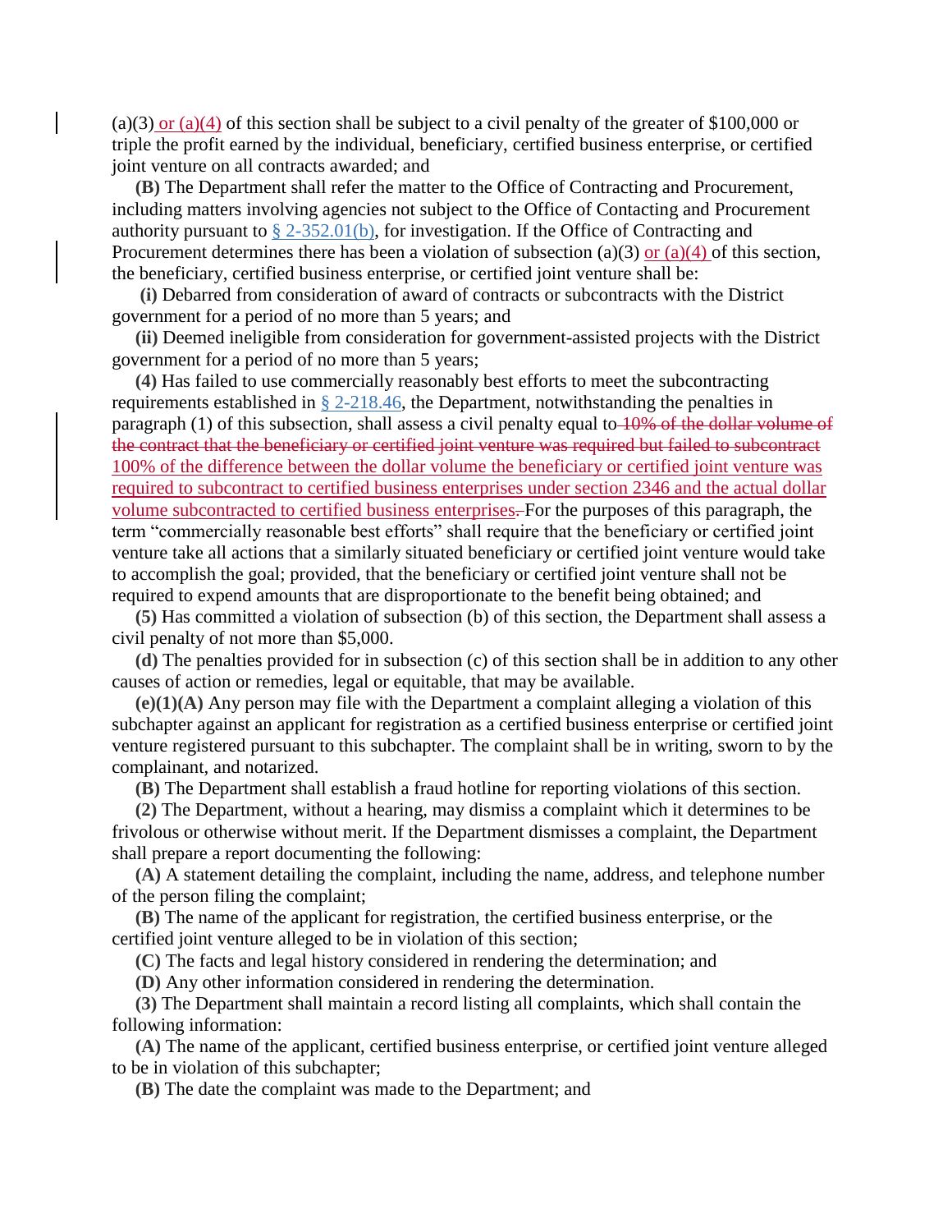(a)(3) or (a)(4) of this section shall be subject to a civil penalty of the greater of $100,000 or triple the profit earned by the individual, beneficiary, certified business enterprise, or certified joint venture on all contracts awarded; and

**(B)** The Department shall refer the matter to the Office of Contracting and Procurement, including matters involving agencies not subject to the Office of Contacting and Procurement authority pursuant to § 2-352.01(b), for investigation. If the Office of Contracting and Procurement determines there has been a violation of subsection (a)(3) or (a)(4) of this section, the beneficiary, certified business enterprise, or certified joint venture shall be:

**(i)** Debarred from consideration of award of contracts or subcontracts with the District government for a period of no more than 5 years; and

**(ii)** Deemed ineligible from consideration for government-assisted projects with the District government for a period of no more than 5 years;

**(4)** Has failed to use commercially reasonably best efforts to meet the subcontracting requirements established in § 2-218.46, the Department, notwithstanding the penalties in paragraph (1) of this subsection, shall assess a civil penalty equal to ~~10% of the dollar volume of the contract that the beneficiary or certified joint venture was required but failed to subcontract~~ 100% of the difference between the dollar volume the beneficiary or certified joint venture was required to subcontract to certified business enterprises under section 2346 and the actual dollar volume subcontracted to certified business enterprises~~.~~ For the purposes of this paragraph, the term "commercially reasonable best efforts" shall require that the beneficiary or certified joint venture take all actions that a similarly situated beneficiary or certified joint venture would take to accomplish the goal; provided, that the beneficiary or certified joint venture shall not be required to expend amounts that are disproportionate to the benefit being obtained; and

**(5)** Has committed a violation of subsection (b) of this section, the Department shall assess a civil penalty of not more than $5,000.

**(d)** The penalties provided for in subsection (c) of this section shall be in addition to any other causes of action or remedies, legal or equitable, that may be available.

**(e)(1)(A)** Any person may file with the Department a complaint alleging a violation of this subchapter against an applicant for registration as a certified business enterprise or certified joint venture registered pursuant to this subchapter. The complaint shall be in writing, sworn to by the complainant, and notarized.

**(B)** The Department shall establish a fraud hotline for reporting violations of this section.

**(2)** The Department, without a hearing, may dismiss a complaint which it determines to be frivolous or otherwise without merit. If the Department dismisses a complaint, the Department shall prepare a report documenting the following:

**(A)** A statement detailing the complaint, including the name, address, and telephone number of the person filing the complaint;

**(B)** The name of the applicant for registration, the certified business enterprise, or the certified joint venture alleged to be in violation of this section;

**(C)** The facts and legal history considered in rendering the determination; and

**(D)** Any other information considered in rendering the determination.

**(3)** The Department shall maintain a record listing all complaints, which shall contain the following information:

**(A)** The name of the applicant, certified business enterprise, or certified joint venture alleged to be in violation of this subchapter;

**(B)** The date the complaint was made to the Department; and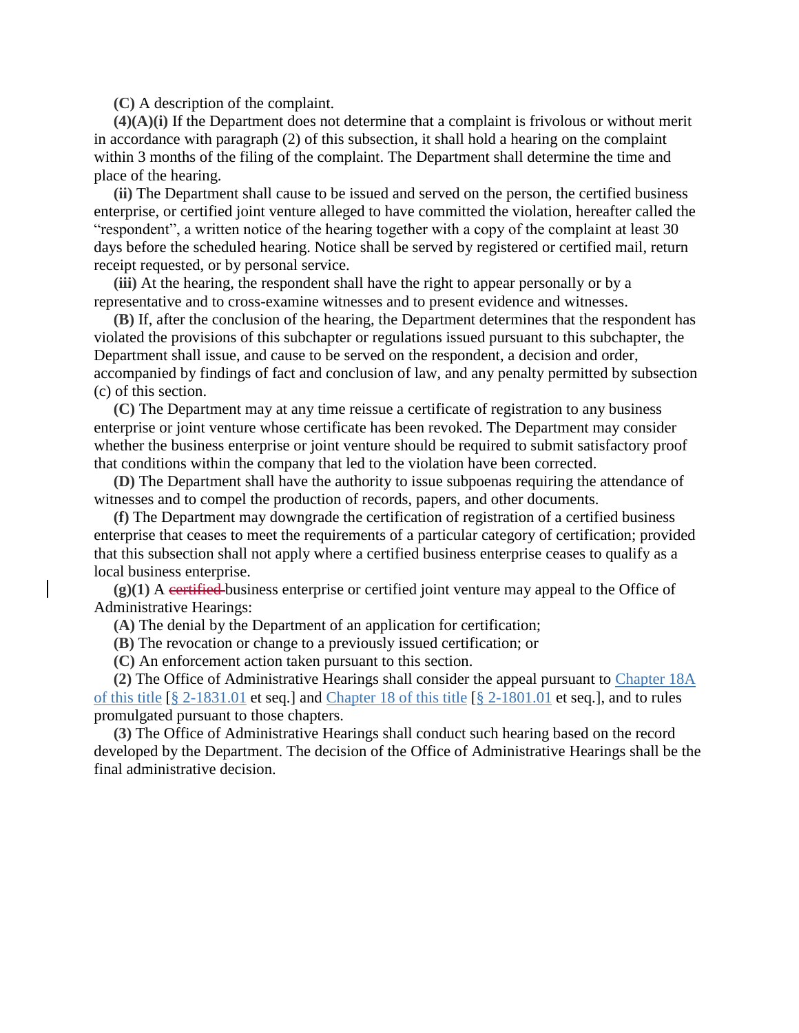**(C)** A description of the complaint.

**(4)(A)(i)** If the Department does not determine that a complaint is frivolous or without merit in accordance with paragraph (2) of this subsection, it shall hold a hearing on the complaint within 3 months of the filing of the complaint. The Department shall determine the time and place of the hearing.

**(ii)** The Department shall cause to be issued and served on the person, the certified business enterprise, or certified joint venture alleged to have committed the violation, hereafter called the "respondent", a written notice of the hearing together with a copy of the complaint at least 30 days before the scheduled hearing. Notice shall be served by registered or certified mail, return receipt requested, or by personal service.

**(iii)** At the hearing, the respondent shall have the right to appear personally or by a representative and to cross-examine witnesses and to present evidence and witnesses.

**(B)** If, after the conclusion of the hearing, the Department determines that the respondent has violated the provisions of this subchapter or regulations issued pursuant to this subchapter, the Department shall issue, and cause to be served on the respondent, a decision and order, accompanied by findings of fact and conclusion of law, and any penalty permitted by subsection (c) of this section.

**(C)** The Department may at any time reissue a certificate of registration to any business enterprise or joint venture whose certificate has been revoked. The Department may consider whether the business enterprise or joint venture should be required to submit satisfactory proof that conditions within the company that led to the violation have been corrected.

**(D)** The Department shall have the authority to issue subpoenas requiring the attendance of witnesses and to compel the production of records, papers, and other documents.

**(f)** The Department may downgrade the certification of registration of a certified business enterprise that ceases to meet the requirements of a particular category of certification; provided that this subsection shall not apply where a certified business enterprise ceases to qualify as a local business enterprise.

**(g)(1)** A ~~certified~~ business enterprise or certified joint venture may appeal to the Office of Administrative Hearings:

**(A)** The denial by the Department of an application for certification;

**(B)** The revocation or change to a previously issued certification; or

**(C)** An enforcement action taken pursuant to this section.

**(2)** The Office of Administrative Hearings shall consider the appeal pursuant to Chapter 18A of this title [§ 2-1831.01 et seq.] and Chapter 18 of this title [§ 2-1801.01 et seq.], and to rules promulgated pursuant to those chapters.

**(3)** The Office of Administrative Hearings shall conduct such hearing based on the record developed by the Department. The decision of the Office of Administrative Hearings shall be the final administrative decision.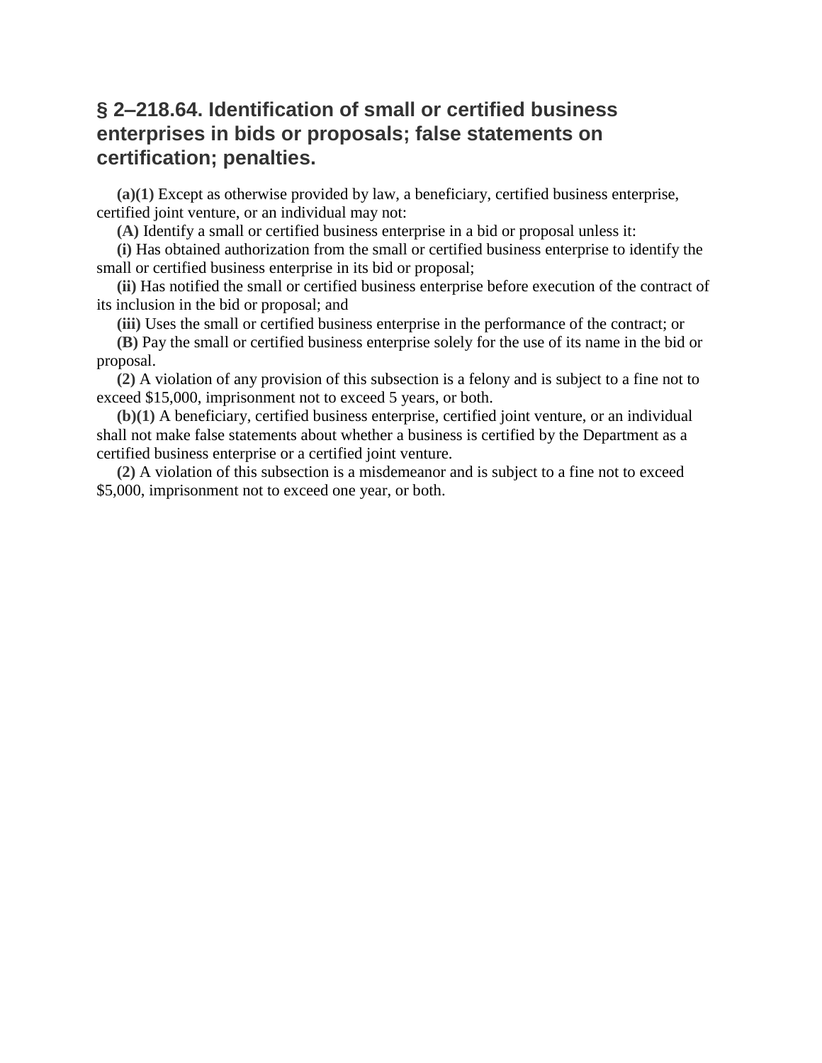## § 2–218.64. Identification of small or certified business enterprises in bids or proposals; false statements on certification; penalties.

**(a)(1)** Except as otherwise provided by law, a beneficiary, certified business enterprise, certified joint venture, or an individual may not:

**(A)** Identify a small or certified business enterprise in a bid or proposal unless it:

**(i)** Has obtained authorization from the small or certified business enterprise to identify the small or certified business enterprise in its bid or proposal;

**(ii)** Has notified the small or certified business enterprise before execution of the contract of its inclusion in the bid or proposal; and

**(iii)** Uses the small or certified business enterprise in the performance of the contract; or

**(B)** Pay the small or certified business enterprise solely for the use of its name in the bid or proposal.

**(2)** A violation of any provision of this subsection is a felony and is subject to a fine not to exceed $15,000, imprisonment not to exceed 5 years, or both.

**(b)(1)** A beneficiary, certified business enterprise, certified joint venture, or an individual shall not make false statements about whether a business is certified by the Department as a certified business enterprise or a certified joint venture.

**(2)** A violation of this subsection is a misdemeanor and is subject to a fine not to exceed $5,000, imprisonment not to exceed one year, or both.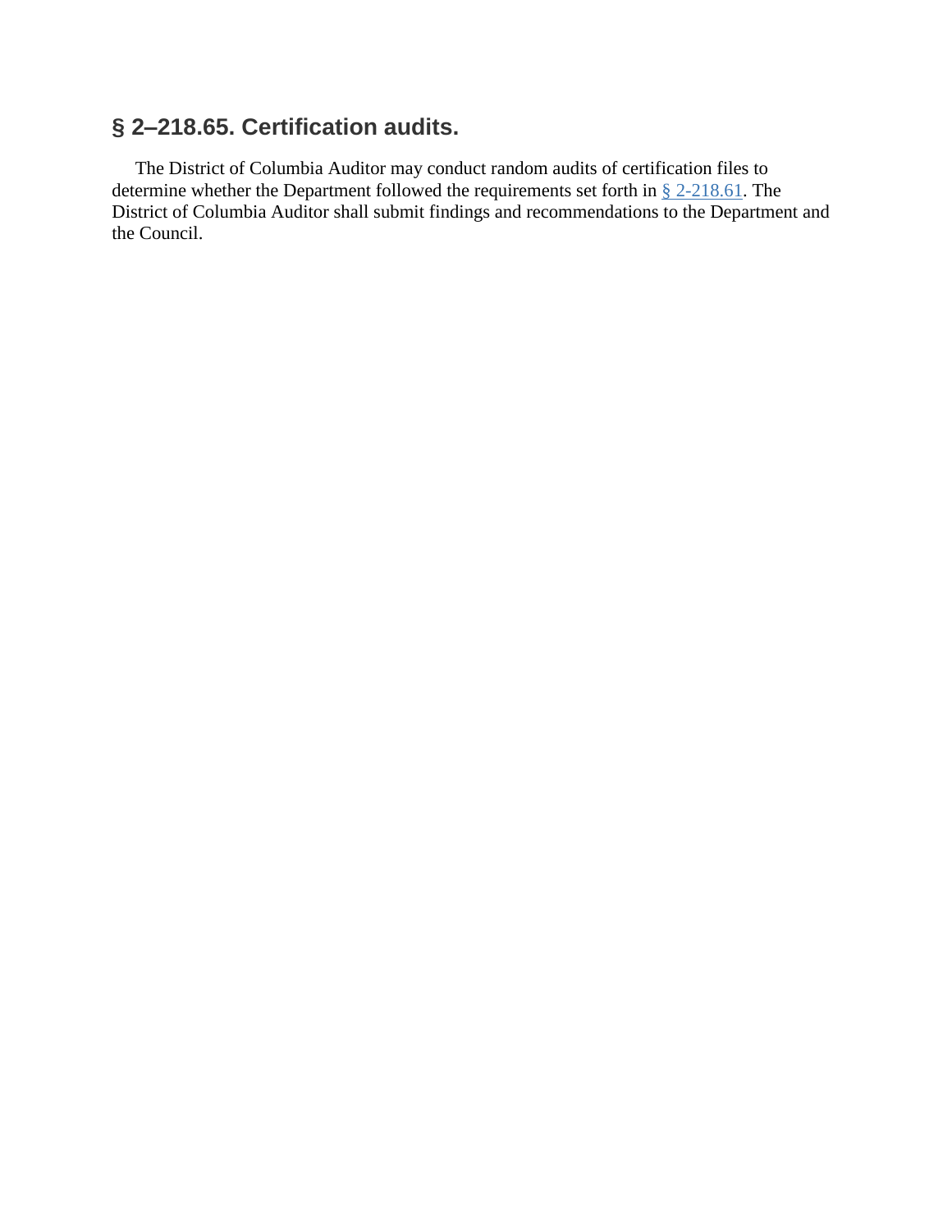## § 2–218.65. Certification audits.

The District of Columbia Auditor may conduct random audits of certification files to determine whether the Department followed the requirements set forth in § 2-218.61. The District of Columbia Auditor shall submit findings and recommendations to the Department and the Council.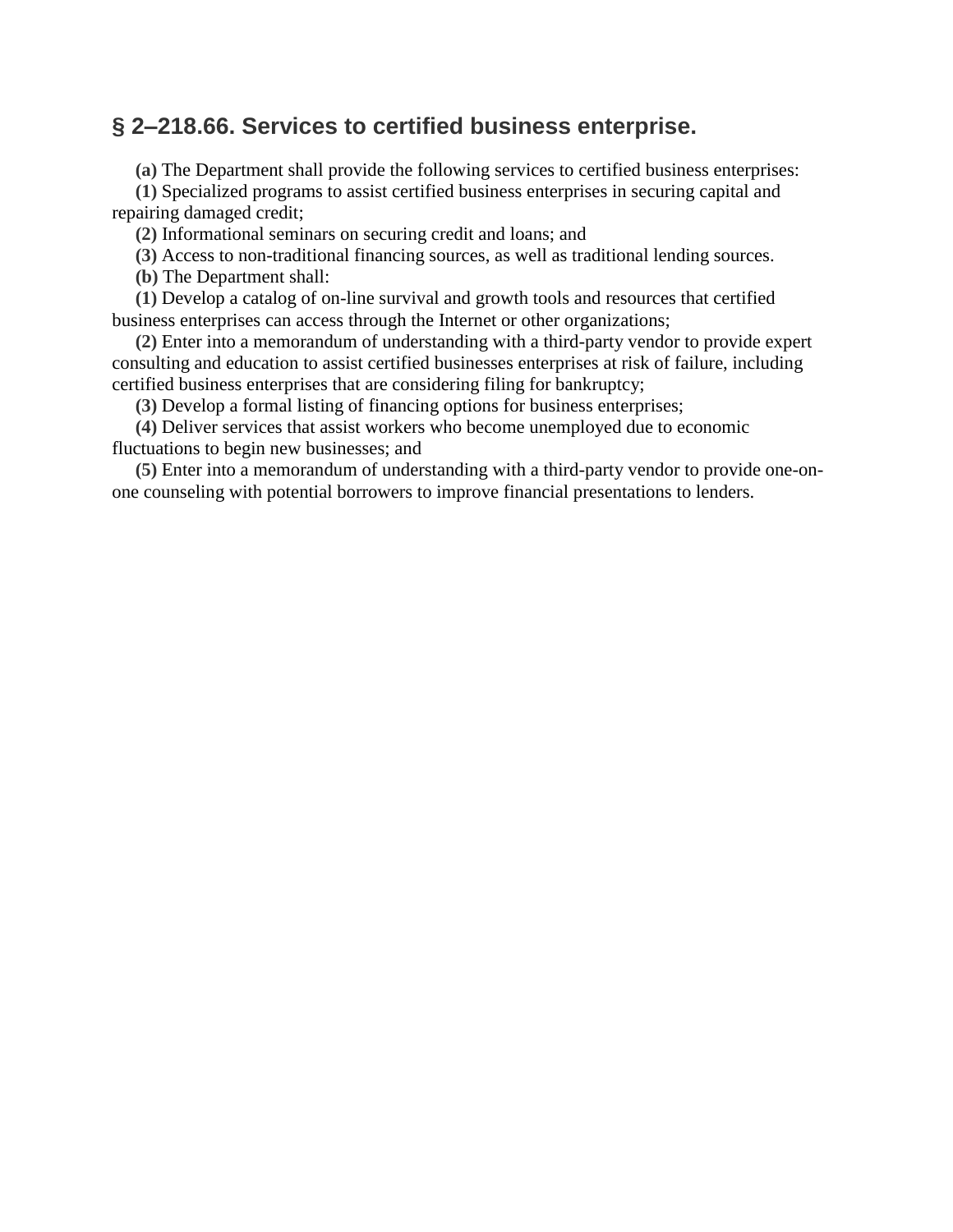## § 2–218.66. Services to certified business enterprise.

**(a)** The Department shall provide the following services to certified business enterprises:

**(1)** Specialized programs to assist certified business enterprises in securing capital and repairing damaged credit;

**(2)** Informational seminars on securing credit and loans; and

**(3)** Access to non-traditional financing sources, as well as traditional lending sources.

**(b)** The Department shall:

**(1)** Develop a catalog of on-line survival and growth tools and resources that certified business enterprises can access through the Internet or other organizations;

**(2)** Enter into a memorandum of understanding with a third-party vendor to provide expert consulting and education to assist certified businesses enterprises at risk of failure, including certified business enterprises that are considering filing for bankruptcy;

**(3)** Develop a formal listing of financing options for business enterprises;

**(4)** Deliver services that assist workers who become unemployed due to economic fluctuations to begin new businesses; and

**(5)** Enter into a memorandum of understanding with a third-party vendor to provide one-on-one counseling with potential borrowers to improve financial presentations to lenders.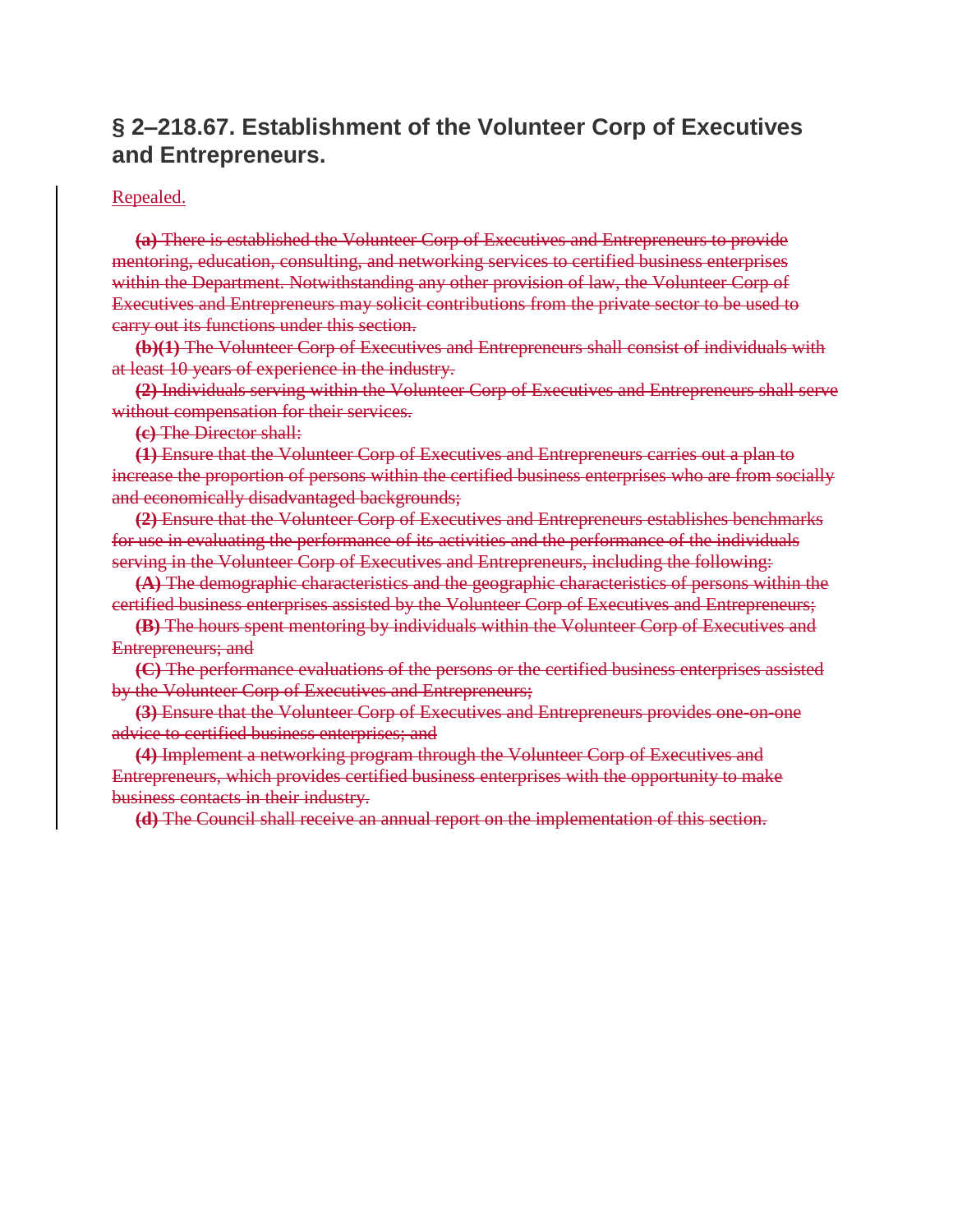## § 2–218.67. Establishment of the Volunteer Corp of Executives and Entrepreneurs.

Repealed.

~~**(a)** There is established the Volunteer Corp of Executives and Entrepreneurs to provide mentoring, education, consulting, and networking services to certified business enterprises within the Department. Notwithstanding any other provision of law, the Volunteer Corp of Executives and Entrepreneurs may solicit contributions from the private sector to be used to carry out its functions under this section.~~

~~**(b)(1)** The Volunteer Corp of Executives and Entrepreneurs shall consist of individuals with at least 10 years of experience in the industry.~~

~~**(2)** Individuals serving within the Volunteer Corp of Executives and Entrepreneurs shall serve without compensation for their services.~~

~~**(c)** The Director shall:~~

~~**(1)** Ensure that the Volunteer Corp of Executives and Entrepreneurs carries out a plan to increase the proportion of persons within the certified business enterprises who are from socially and economically disadvantaged backgrounds;~~

~~**(2)** Ensure that the Volunteer Corp of Executives and Entrepreneurs establishes benchmarks for use in evaluating the performance of its activities and the performance of the individuals serving in the Volunteer Corp of Executives and Entrepreneurs, including the following:~~

~~**(A)** The demographic characteristics and the geographic characteristics of persons within the certified business enterprises assisted by the Volunteer Corp of Executives and Entrepreneurs;~~

~~**(B)** The hours spent mentoring by individuals within the Volunteer Corp of Executives and Entrepreneurs; and~~

~~**(C)** The performance evaluations of the persons or the certified business enterprises assisted by the Volunteer Corp of Executives and Entrepreneurs;~~

~~**(3)** Ensure that the Volunteer Corp of Executives and Entrepreneurs provides one-on-one advice to certified business enterprises; and~~

~~**(4)** Implement a networking program through the Volunteer Corp of Executives and Entrepreneurs, which provides certified business enterprises with the opportunity to make business contacts in their industry.~~

~~**(d)** The Council shall receive an annual report on the implementation of this section.~~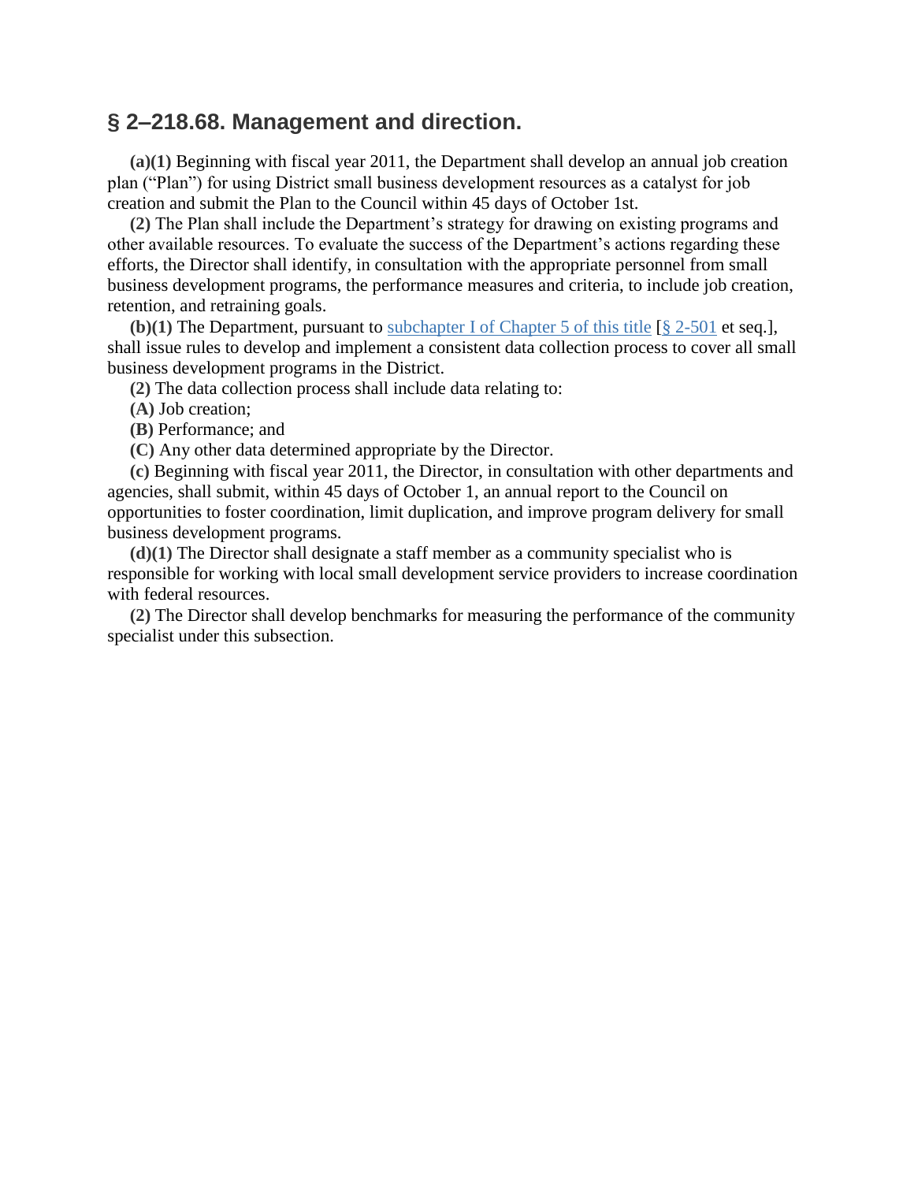## § 2–218.68. Management and direction.

**(a)(1)** Beginning with fiscal year 2011, the Department shall develop an annual job creation plan ("Plan") for using District small business development resources as a catalyst for job creation and submit the Plan to the Council within 45 days of October 1st.

**(2)** The Plan shall include the Department's strategy for drawing on existing programs and other available resources. To evaluate the success of the Department's actions regarding these efforts, the Director shall identify, in consultation with the appropriate personnel from small business development programs, the performance measures and criteria, to include job creation, retention, and retraining goals.

**(b)(1)** The Department, pursuant to subchapter I of Chapter 5 of this title [§ 2-501 et seq.], shall issue rules to develop and implement a consistent data collection process to cover all small business development programs in the District.

**(2)** The data collection process shall include data relating to:

**(A)** Job creation;

**(B)** Performance; and

**(C)** Any other data determined appropriate by the Director.

**(c)** Beginning with fiscal year 2011, the Director, in consultation with other departments and agencies, shall submit, within 45 days of October 1, an annual report to the Council on opportunities to foster coordination, limit duplication, and improve program delivery for small business development programs.

**(d)(1)** The Director shall designate a staff member as a community specialist who is responsible for working with local small development service providers to increase coordination with federal resources.

**(2)** The Director shall develop benchmarks for measuring the performance of the community specialist under this subsection.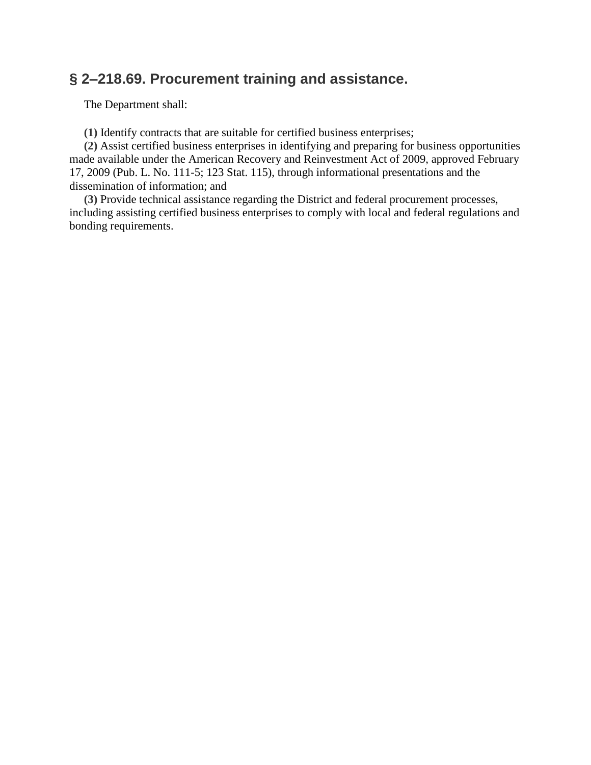## § 2–218.69. Procurement training and assistance.

The Department shall:

**(1)** Identify contracts that are suitable for certified business enterprises;

**(2)** Assist certified business enterprises in identifying and preparing for business opportunities made available under the American Recovery and Reinvestment Act of 2009, approved February 17, 2009 (Pub. L. No. 111-5; 123 Stat. 115), through informational presentations and the dissemination of information; and

**(3)** Provide technical assistance regarding the District and federal procurement processes, including assisting certified business enterprises to comply with local and federal regulations and bonding requirements.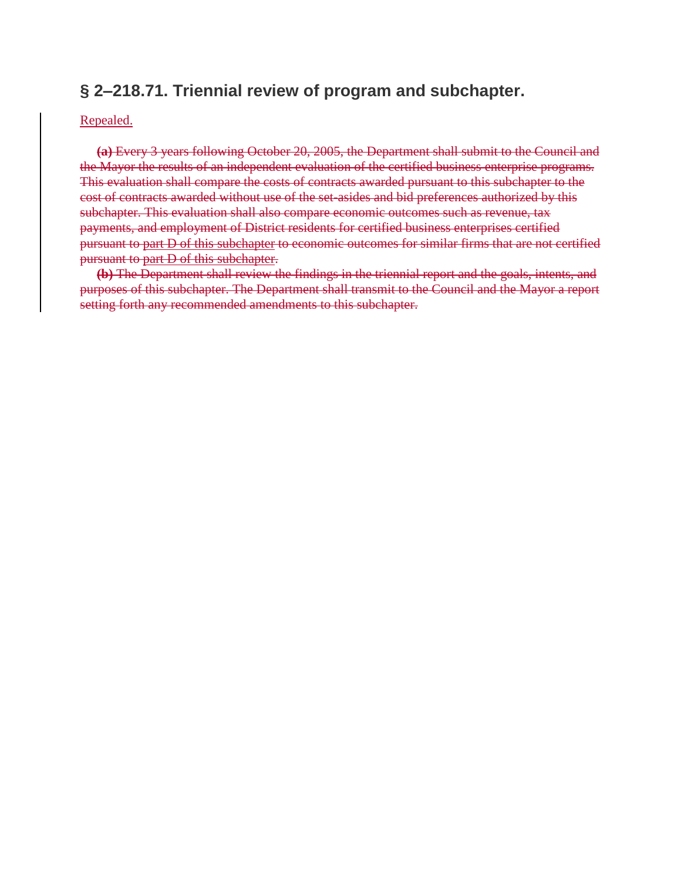## § 2–218.71. Triennial review of program and subchapter.

Repealed.

~~**(a)** Every 3 years following October 20, 2005, the Department shall submit to the Council and the Mayor the results of an independent evaluation of the certified business enterprise programs. This evaluation shall compare the costs of contracts awarded pursuant to this subchapter to the cost of contracts awarded without use of the set-asides and bid preferences authorized by this subchapter. This evaluation shall also compare economic outcomes such as revenue, tax payments, and employment of District residents for certified business enterprises certified pursuant to part D of this subchapter to economic outcomes for similar firms that are not certified pursuant to part D of this subchapter.~~

~~**(b)** The Department shall review the findings in the triennial report and the goals, intents, and purposes of this subchapter. The Department shall transmit to the Council and the Mayor a report setting forth any recommended amendments to this subchapter.~~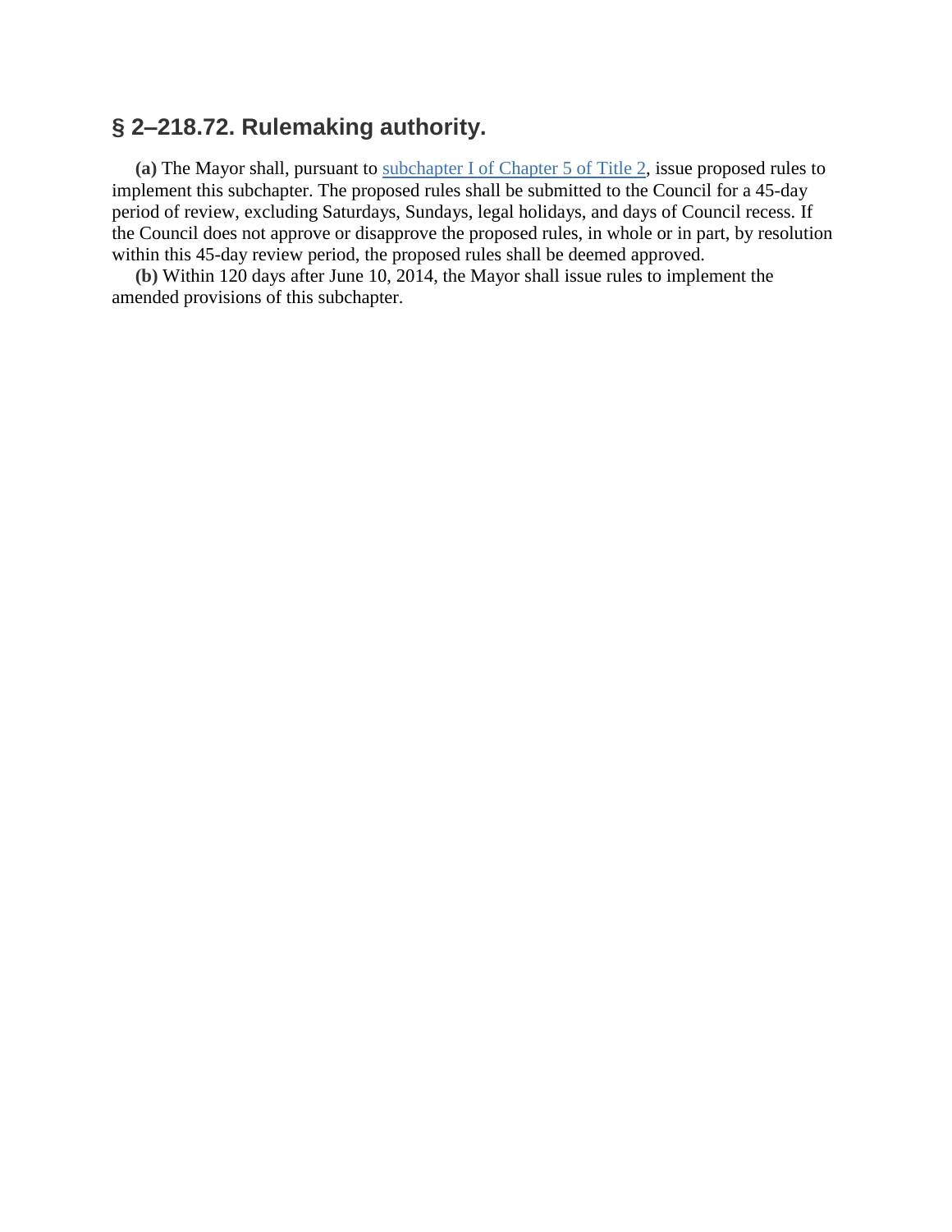## § 2–218.72. Rulemaking authority.

**(a)** The Mayor shall, pursuant to [subchapter I of Chapter 5 of Title 2], issue proposed rules to implement this subchapter. The proposed rules shall be submitted to the Council for a 45-day period of review, excluding Saturdays, Sundays, legal holidays, and days of Council recess. If the Council does not approve or disapprove the proposed rules, in whole or in part, by resolution within this 45-day review period, the proposed rules shall be deemed approved.

**(b)** Within 120 days after June 10, 2014, the Mayor shall issue rules to implement the amended provisions of this subchapter.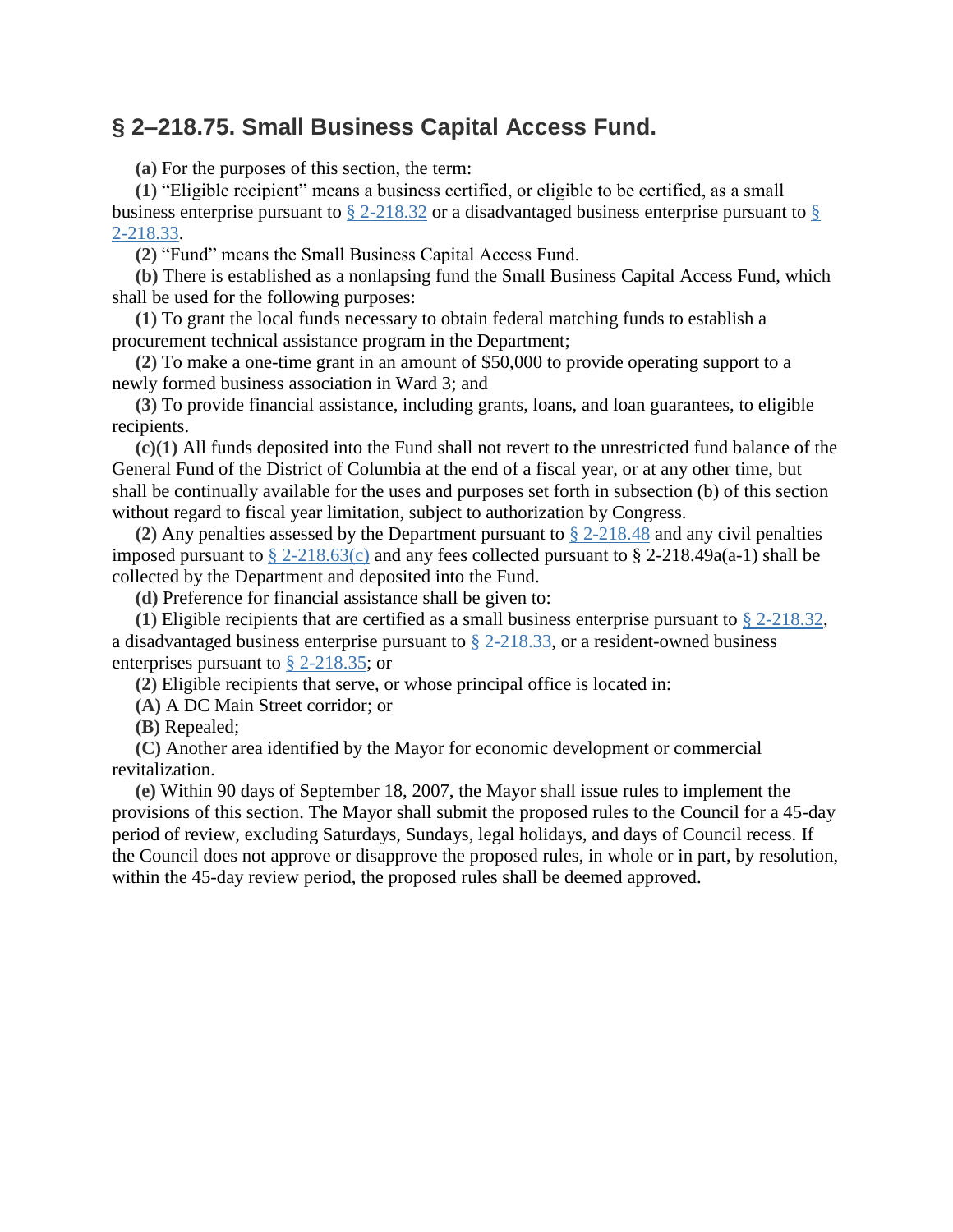## § 2–218.75. Small Business Capital Access Fund.

**(a)** For the purposes of this section, the term:

**(1)** "Eligible recipient" means a business certified, or eligible to be certified, as a small business enterprise pursuant to § 2-218.32 or a disadvantaged business enterprise pursuant to § 2-218.33.

**(2)** "Fund" means the Small Business Capital Access Fund.

**(b)** There is established as a nonlapsing fund the Small Business Capital Access Fund, which shall be used for the following purposes:

**(1)** To grant the local funds necessary to obtain federal matching funds to establish a procurement technical assistance program in the Department;

**(2)** To make a one-time grant in an amount of $50,000 to provide operating support to a newly formed business association in Ward 3; and

**(3)** To provide financial assistance, including grants, loans, and loan guarantees, to eligible recipients.

**(c)(1)** All funds deposited into the Fund shall not revert to the unrestricted fund balance of the General Fund of the District of Columbia at the end of a fiscal year, or at any other time, but shall be continually available for the uses and purposes set forth in subsection (b) of this section without regard to fiscal year limitation, subject to authorization by Congress.

**(2)** Any penalties assessed by the Department pursuant to § 2-218.48 and any civil penalties imposed pursuant to § 2-218.63(c) and any fees collected pursuant to § 2-218.49a(a-1) shall be collected by the Department and deposited into the Fund.

**(d)** Preference for financial assistance shall be given to:

**(1)** Eligible recipients that are certified as a small business enterprise pursuant to § 2-218.32, a disadvantaged business enterprise pursuant to § 2-218.33, or a resident-owned business enterprises pursuant to § 2-218.35; or

**(2)** Eligible recipients that serve, or whose principal office is located in:

**(A)** A DC Main Street corridor; or

**(B)** Repealed;

**(C)** Another area identified by the Mayor for economic development or commercial revitalization.

**(e)** Within 90 days of September 18, 2007, the Mayor shall issue rules to implement the provisions of this section. The Mayor shall submit the proposed rules to the Council for a 45-day period of review, excluding Saturdays, Sundays, legal holidays, and days of Council recess. If the Council does not approve or disapprove the proposed rules, in whole or in part, by resolution, within the 45-day review period, the proposed rules shall be deemed approved.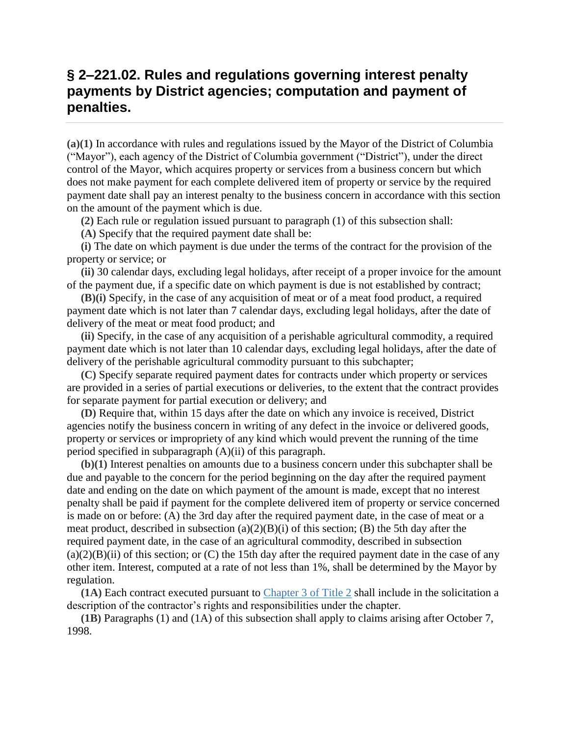## § 2–221.02. Rules and regulations governing interest penalty payments by District agencies; computation and payment of penalties.

**(a)(1)** In accordance with rules and regulations issued by the Mayor of the District of Columbia ("Mayor"), each agency of the District of Columbia government ("District"), under the direct control of the Mayor, which acquires property or services from a business concern but which does not make payment for each complete delivered item of property or service by the required payment date shall pay an interest penalty to the business concern in accordance with this section on the amount of the payment which is due.

**(2)** Each rule or regulation issued pursuant to paragraph (1) of this subsection shall:

**(A)** Specify that the required payment date shall be:

**(i)** The date on which payment is due under the terms of the contract for the provision of the property or service; or

**(ii)** 30 calendar days, excluding legal holidays, after receipt of a proper invoice for the amount of the payment due, if a specific date on which payment is due is not established by contract;

**(B)(i)** Specify, in the case of any acquisition of meat or of a meat food product, a required payment date which is not later than 7 calendar days, excluding legal holidays, after the date of delivery of the meat or meat food product; and

**(ii)** Specify, in the case of any acquisition of a perishable agricultural commodity, a required payment date which is not later than 10 calendar days, excluding legal holidays, after the date of delivery of the perishable agricultural commodity pursuant to this subchapter;

**(C)** Specify separate required payment dates for contracts under which property or services are provided in a series of partial executions or deliveries, to the extent that the contract provides for separate payment for partial execution or delivery; and

**(D)** Require that, within 15 days after the date on which any invoice is received, District agencies notify the business concern in writing of any defect in the invoice or delivered goods, property or services or impropriety of any kind which would prevent the running of the time period specified in subparagraph (A)(ii) of this paragraph.

**(b)(1)** Interest penalties on amounts due to a business concern under this subchapter shall be due and payable to the concern for the period beginning on the day after the required payment date and ending on the date on which payment of the amount is made, except that no interest penalty shall be paid if payment for the complete delivered item of property or service concerned is made on or before: (A) the 3rd day after the required payment date, in the case of meat or a meat product, described in subsection (a)(2)(B)(i) of this section; (B) the 5th day after the required payment date, in the case of an agricultural commodity, described in subsection (a)(2)(B)(ii) of this section; or (C) the 15th day after the required payment date in the case of any other item. Interest, computed at a rate of not less than 1%, shall be determined by the Mayor by regulation.

**(1A)** Each contract executed pursuant to Chapter 3 of Title 2 shall include in the solicitation a description of the contractor's rights and responsibilities under the chapter.

**(1B)** Paragraphs (1) and (1A) of this subsection shall apply to claims arising after October 7, 1998.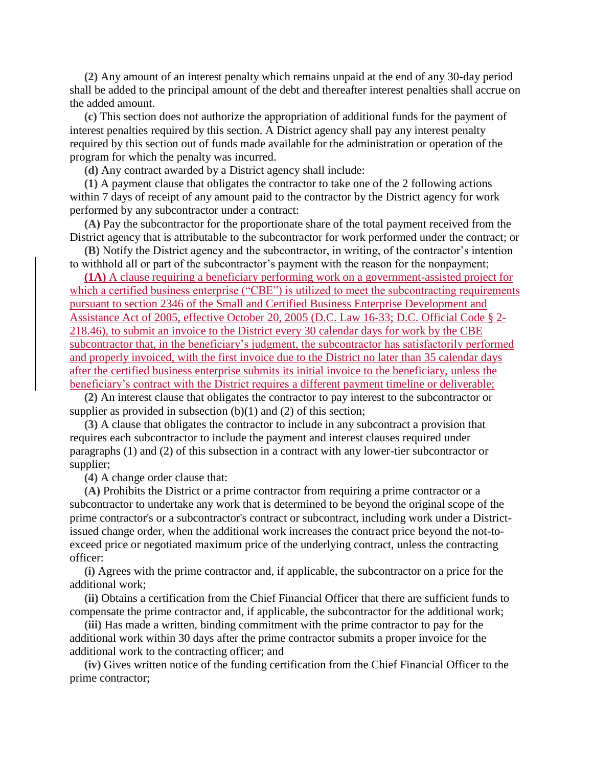**(2)** Any amount of an interest penalty which remains unpaid at the end of any 30-day period shall be added to the principal amount of the debt and thereafter interest penalties shall accrue on the added amount.

**(c)** This section does not authorize the appropriation of additional funds for the payment of interest penalties required by this section. A District agency shall pay any interest penalty required by this section out of funds made available for the administration or operation of the program for which the penalty was incurred.

**(d)** Any contract awarded by a District agency shall include:

**(1)** A payment clause that obligates the contractor to take one of the 2 following actions within 7 days of receipt of any amount paid to the contractor by the District agency for work performed by any subcontractor under a contract:

**(A)** Pay the subcontractor for the proportionate share of the total payment received from the District agency that is attributable to the subcontractor for work performed under the contract; or

**(B)** Notify the District agency and the subcontractor, in writing, of the contractor's intention to withhold all or part of the subcontractor's payment with the reason for the nonpayment;

**(1A)** A clause requiring a beneficiary performing work on a government-assisted project for which a certified business enterprise ("CBE") is utilized to meet the subcontracting requirements pursuant to section 2346 of the Small and Certified Business Enterprise Development and Assistance Act of 2005, effective October 20, 2005 (D.C. Law 16-33; D.C. Official Code § 2-218.46), to submit an invoice to the District every 30 calendar days for work by the CBE subcontractor that, in the beneficiary's judgment, the subcontractor has satisfactorily performed and properly invoiced, with the first invoice due to the District no later than 35 calendar days after the certified business enterprise submits its initial invoice to the beneficiary, unless the beneficiary's contract with the District requires a different payment timeline or deliverable;

**(2)** An interest clause that obligates the contractor to pay interest to the subcontractor or supplier as provided in subsection (b)(1) and (2) of this section;

**(3)** A clause that obligates the contractor to include in any subcontract a provision that requires each subcontractor to include the payment and interest clauses required under paragraphs (1) and (2) of this subsection in a contract with any lower-tier subcontractor or supplier;

**(4)** A change order clause that:

**(A)** Prohibits the District or a prime contractor from requiring a prime contractor or a subcontractor to undertake any work that is determined to be beyond the original scope of the prime contractor's or a subcontractor's contract or subcontract, including work under a District-issued change order, when the additional work increases the contract price beyond the not-to-exceed price or negotiated maximum price of the underlying contract, unless the contracting officer:

**(i)** Agrees with the prime contractor and, if applicable, the subcontractor on a price for the additional work;

**(ii)** Obtains a certification from the Chief Financial Officer that there are sufficient funds to compensate the prime contractor and, if applicable, the subcontractor for the additional work;

**(iii)** Has made a written, binding commitment with the prime contractor to pay for the additional work within 30 days after the prime contractor submits a proper invoice for the additional work to the contracting officer; and

**(iv)** Gives written notice of the funding certification from the Chief Financial Officer to the prime contractor;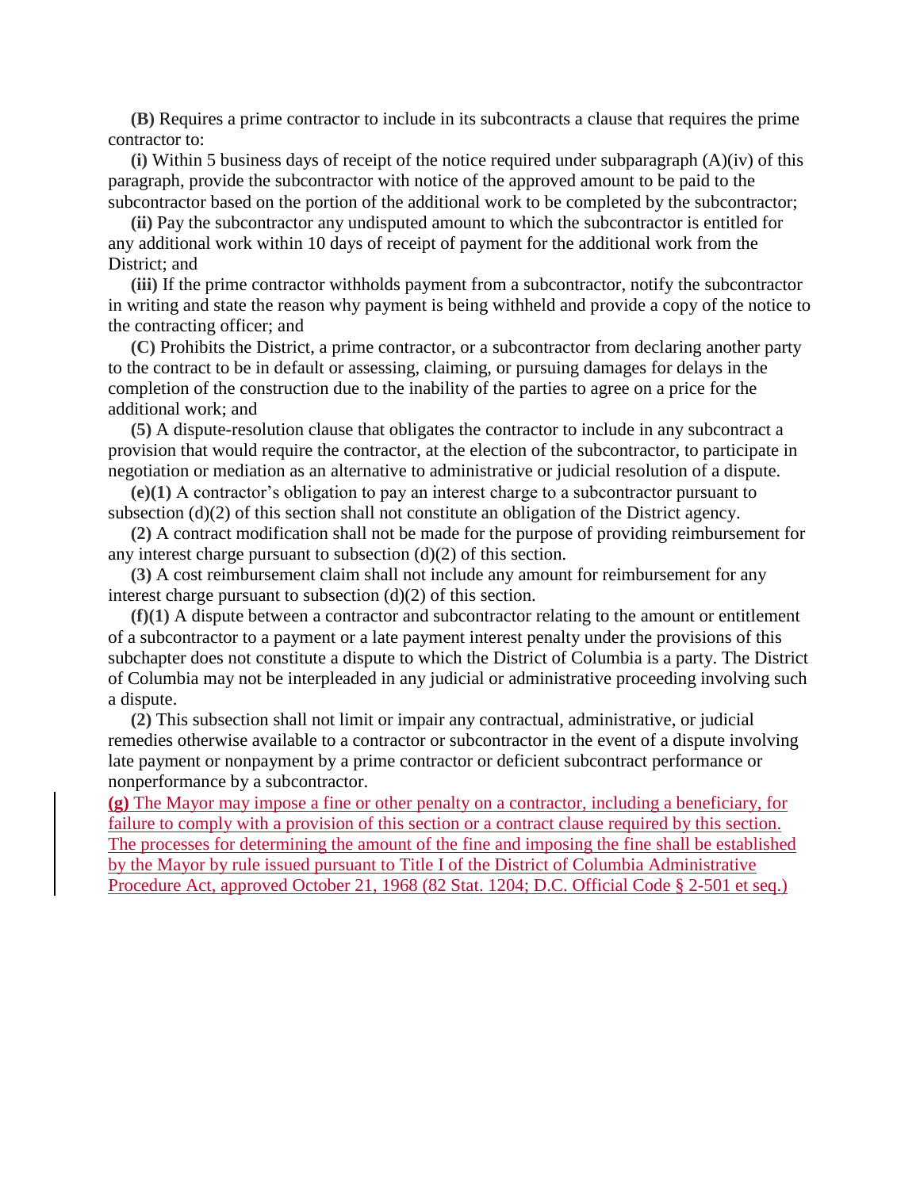**(B)** Requires a prime contractor to include in its subcontracts a clause that requires the prime contractor to:

**(i)** Within 5 business days of receipt of the notice required under subparagraph (A)(iv) of this paragraph, provide the subcontractor with notice of the approved amount to be paid to the subcontractor based on the portion of the additional work to be completed by the subcontractor;

**(ii)** Pay the subcontractor any undisputed amount to which the subcontractor is entitled for any additional work within 10 days of receipt of payment for the additional work from the District; and

**(iii)** If the prime contractor withholds payment from a subcontractor, notify the subcontractor in writing and state the reason why payment is being withheld and provide a copy of the notice to the contracting officer; and

**(C)** Prohibits the District, a prime contractor, or a subcontractor from declaring another party to the contract to be in default or assessing, claiming, or pursuing damages for delays in the completion of the construction due to the inability of the parties to agree on a price for the additional work; and

**(5)** A dispute-resolution clause that obligates the contractor to include in any subcontract a provision that would require the contractor, at the election of the subcontractor, to participate in negotiation or mediation as an alternative to administrative or judicial resolution of a dispute.

**(e)(1)** A contractor's obligation to pay an interest charge to a subcontractor pursuant to subsection (d)(2) of this section shall not constitute an obligation of the District agency.

**(2)** A contract modification shall not be made for the purpose of providing reimbursement for any interest charge pursuant to subsection (d)(2) of this section.

**(3)** A cost reimbursement claim shall not include any amount for reimbursement for any interest charge pursuant to subsection (d)(2) of this section.

**(f)(1)** A dispute between a contractor and subcontractor relating to the amount or entitlement of a subcontractor to a payment or a late payment interest penalty under the provisions of this subchapter does not constitute a dispute to which the District of Columbia is a party. The District of Columbia may not be interpleaded in any judicial or administrative proceeding involving such a dispute.

**(2)** This subsection shall not limit or impair any contractual, administrative, or judicial remedies otherwise available to a contractor or subcontractor in the event of a dispute involving late payment or nonpayment by a prime contractor or deficient subcontract performance or nonperformance by a subcontractor.

**(g)** The Mayor may impose a fine or other penalty on a contractor, including a beneficiary, for failure to comply with a provision of this section or a contract clause required by this section. The processes for determining the amount of the fine and imposing the fine shall be established by the Mayor by rule issued pursuant to Title I of the District of Columbia Administrative Procedure Act, approved October 21, 1968 (82 Stat. 1204; D.C. Official Code § 2-501 et seq.)